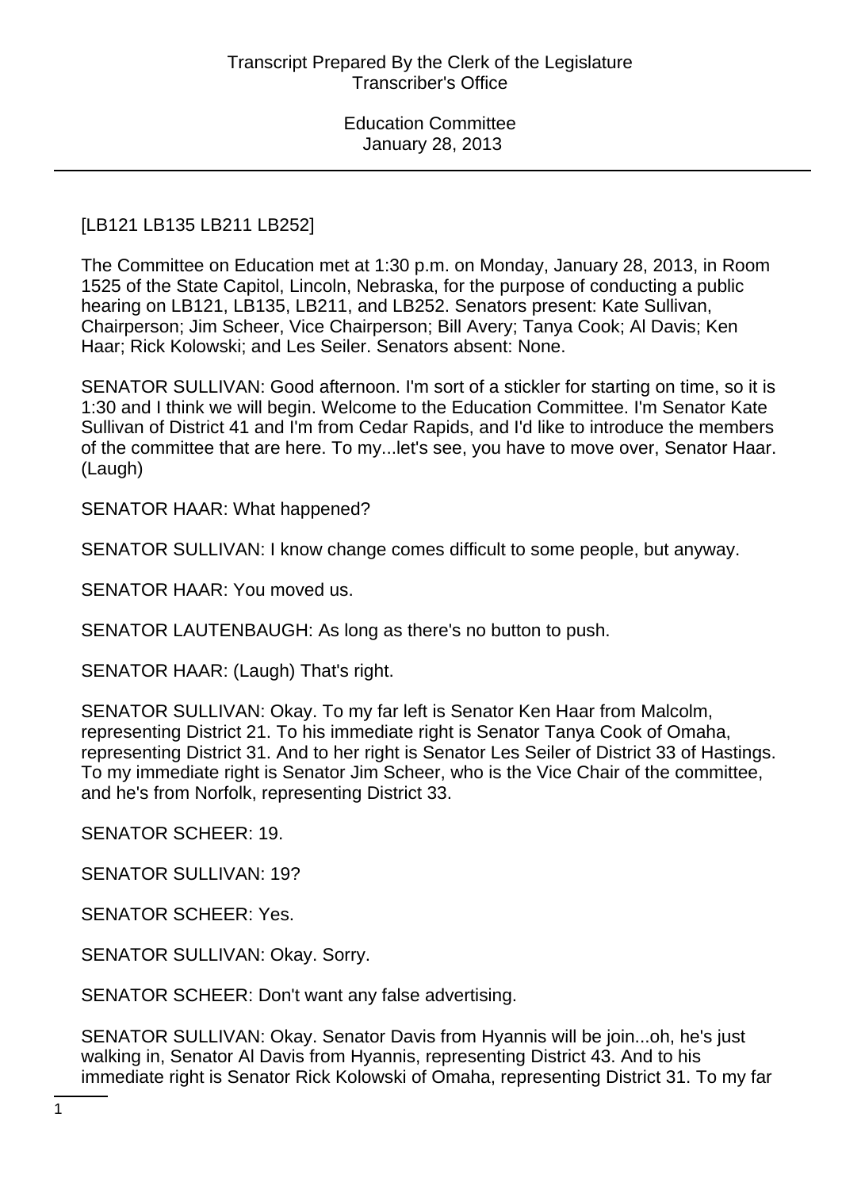[LB121 LB135 LB211 LB252]

The Committee on Education met at 1:30 p.m. on Monday, January 28, 2013, in Room 1525 of the State Capitol, Lincoln, Nebraska, for the purpose of conducting a public hearing on LB121, LB135, LB211, and LB252. Senators present: Kate Sullivan, Chairperson; Jim Scheer, Vice Chairperson; Bill Avery; Tanya Cook; Al Davis; Ken Haar; Rick Kolowski; and Les Seiler. Senators absent: None.

SENATOR SULLIVAN: Good afternoon. I'm sort of a stickler for starting on time, so it is 1:30 and I think we will begin. Welcome to the Education Committee. I'm Senator Kate Sullivan of District 41 and I'm from Cedar Rapids, and I'd like to introduce the members of the committee that are here. To my...let's see, you have to move over, Senator Haar. (Laugh)

SENATOR HAAR: What happened?

SENATOR SULLIVAN: I know change comes difficult to some people, but anyway.

SENATOR HAAR: You moved us.

SENATOR LAUTENBAUGH: As long as there's no button to push.

SENATOR HAAR: (Laugh) That's right.

SENATOR SULLIVAN: Okay. To my far left is Senator Ken Haar from Malcolm, representing District 21. To his immediate right is Senator Tanya Cook of Omaha, representing District 31. And to her right is Senator Les Seiler of District 33 of Hastings. To my immediate right is Senator Jim Scheer, who is the Vice Chair of the committee, and he's from Norfolk, representing District 33.

SENATOR SCHEER: 19.

SENATOR SULLIVAN: 19?

SENATOR SCHEER: Yes.

SENATOR SULLIVAN: Okay. Sorry.

SENATOR SCHEER: Don't want any false advertising.

SENATOR SULLIVAN: Okay. Senator Davis from Hyannis will be join...oh, he's just walking in, Senator Al Davis from Hyannis, representing District 43. And to his immediate right is Senator Rick Kolowski of Omaha, representing District 31. To my far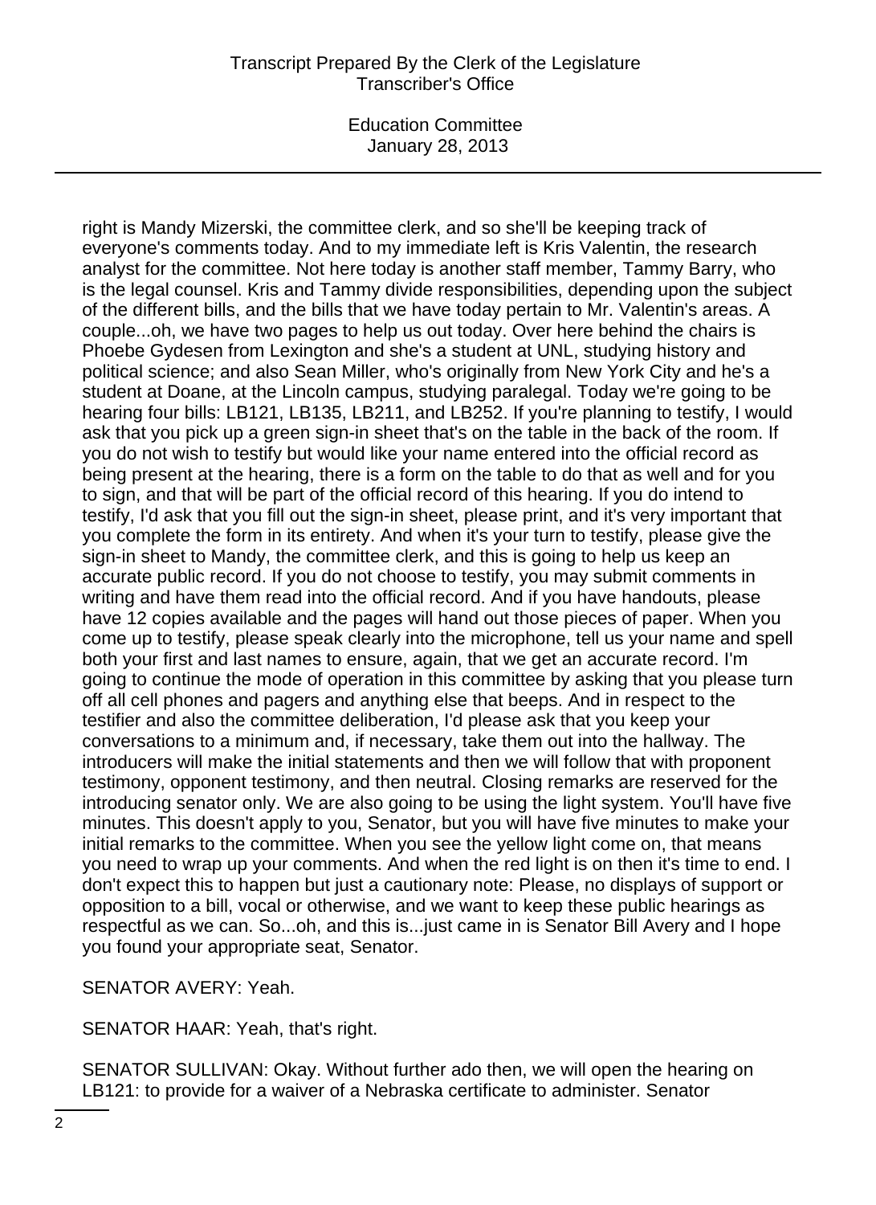right is Mandy Mizerski, the committee clerk, and so she'll be keeping track of everyone's comments today. And to my immediate left is Kris Valentin, the research analyst for the committee. Not here today is another staff member, Tammy Barry, who is the legal counsel. Kris and Tammy divide responsibilities, depending upon the subject of the different bills, and the bills that we have today pertain to Mr. Valentin's areas. A couple...oh, we have two pages to help us out today. Over here behind the chairs is Phoebe Gydesen from Lexington and she's a student at UNL, studying history and political science; and also Sean Miller, who's originally from New York City and he's a student at Doane, at the Lincoln campus, studying paralegal. Today we're going to be hearing four bills: LB121, LB135, LB211, and LB252. If you're planning to testify, I would ask that you pick up a green sign-in sheet that's on the table in the back of the room. If you do not wish to testify but would like your name entered into the official record as being present at the hearing, there is a form on the table to do that as well and for you to sign, and that will be part of the official record of this hearing. If you do intend to testify, I'd ask that you fill out the sign-in sheet, please print, and it's very important that you complete the form in its entirety. And when it's your turn to testify, please give the sign-in sheet to Mandy, the committee clerk, and this is going to help us keep an accurate public record. If you do not choose to testify, you may submit comments in writing and have them read into the official record. And if you have handouts, please have 12 copies available and the pages will hand out those pieces of paper. When you come up to testify, please speak clearly into the microphone, tell us your name and spell both your first and last names to ensure, again, that we get an accurate record. I'm going to continue the mode of operation in this committee by asking that you please turn off all cell phones and pagers and anything else that beeps. And in respect to the testifier and also the committee deliberation, I'd please ask that you keep your conversations to a minimum and, if necessary, take them out into the hallway. The introducers will make the initial statements and then we will follow that with proponent testimony, opponent testimony, and then neutral. Closing remarks are reserved for the introducing senator only. We are also going to be using the light system. You'll have five minutes. This doesn't apply to you, Senator, but you will have five minutes to make your initial remarks to the committee. When you see the yellow light come on, that means you need to wrap up your comments. And when the red light is on then it's time to end. I don't expect this to happen but just a cautionary note: Please, no displays of support or opposition to a bill, vocal or otherwise, and we want to keep these public hearings as respectful as we can. So...oh, and this is...just came in is Senator Bill Avery and I hope you found your appropriate seat, Senator.

SENATOR AVERY: Yeah.

SENATOR HAAR: Yeah, that's right.

SENATOR SULLIVAN: Okay. Without further ado then, we will open the hearing on LB121: to provide for a waiver of a Nebraska certificate to administer. Senator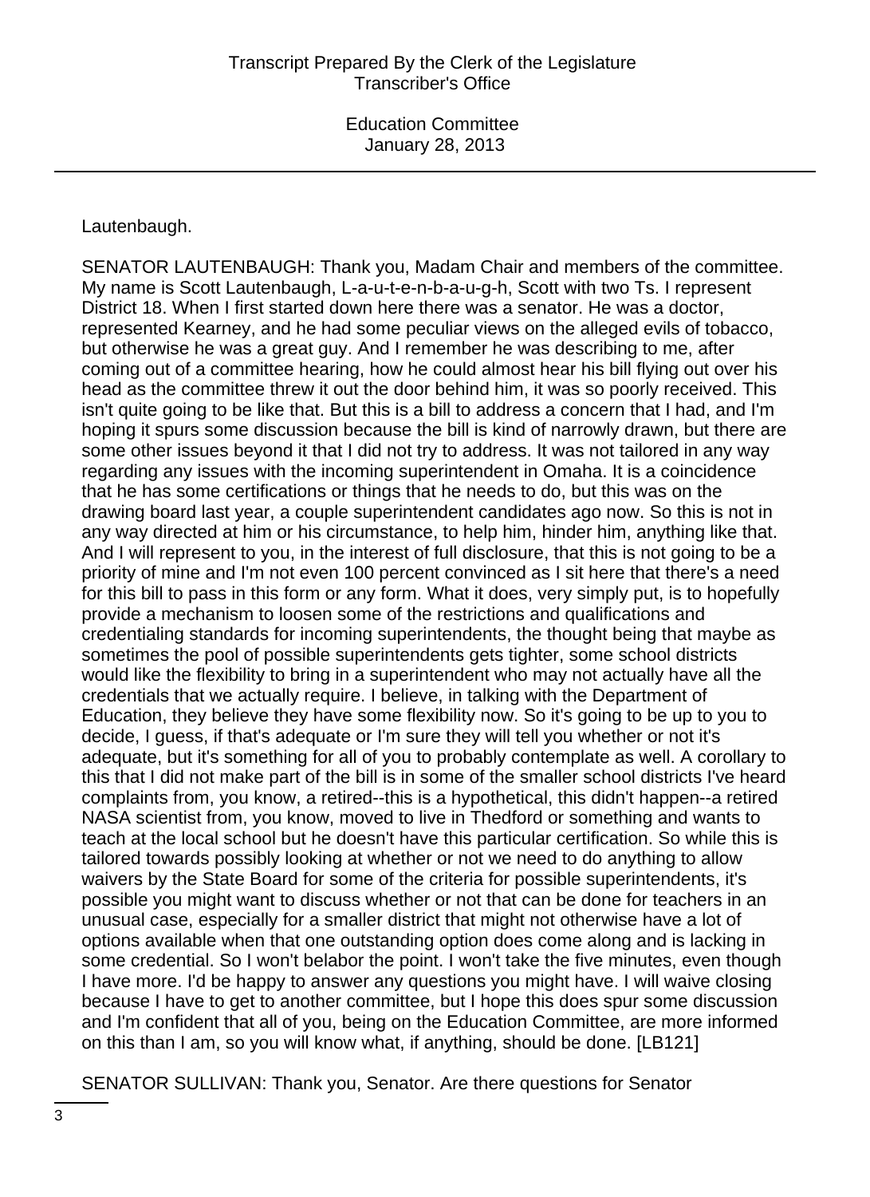Lautenbaugh.

SENATOR LAUTENBAUGH: Thank you, Madam Chair and members of the committee. My name is Scott Lautenbaugh, L-a-u-t-e-n-b-a-u-g-h, Scott with two Ts. I represent District 18. When I first started down here there was a senator. He was a doctor, represented Kearney, and he had some peculiar views on the alleged evils of tobacco, but otherwise he was a great guy. And I remember he was describing to me, after coming out of a committee hearing, how he could almost hear his bill flying out over his head as the committee threw it out the door behind him, it was so poorly received. This isn't quite going to be like that. But this is a bill to address a concern that I had, and I'm hoping it spurs some discussion because the bill is kind of narrowly drawn, but there are some other issues beyond it that I did not try to address. It was not tailored in any way regarding any issues with the incoming superintendent in Omaha. It is a coincidence that he has some certifications or things that he needs to do, but this was on the drawing board last year, a couple superintendent candidates ago now. So this is not in any way directed at him or his circumstance, to help him, hinder him, anything like that. And I will represent to you, in the interest of full disclosure, that this is not going to be a priority of mine and I'm not even 100 percent convinced as I sit here that there's a need for this bill to pass in this form or any form. What it does, very simply put, is to hopefully provide a mechanism to loosen some of the restrictions and qualifications and credentialing standards for incoming superintendents, the thought being that maybe as sometimes the pool of possible superintendents gets tighter, some school districts would like the flexibility to bring in a superintendent who may not actually have all the credentials that we actually require. I believe, in talking with the Department of Education, they believe they have some flexibility now. So it's going to be up to you to decide, I guess, if that's adequate or I'm sure they will tell you whether or not it's adequate, but it's something for all of you to probably contemplate as well. A corollary to this that I did not make part of the bill is in some of the smaller school districts I've heard complaints from, you know, a retired--this is a hypothetical, this didn't happen--a retired NASA scientist from, you know, moved to live in Thedford or something and wants to teach at the local school but he doesn't have this particular certification. So while this is tailored towards possibly looking at whether or not we need to do anything to allow waivers by the State Board for some of the criteria for possible superintendents, it's possible you might want to discuss whether or not that can be done for teachers in an unusual case, especially for a smaller district that might not otherwise have a lot of options available when that one outstanding option does come along and is lacking in some credential. So I won't belabor the point. I won't take the five minutes, even though I have more. I'd be happy to answer any questions you might have. I will waive closing because I have to get to another committee, but I hope this does spur some discussion and I'm confident that all of you, being on the Education Committee, are more informed on this than I am, so you will know what, if anything, should be done. [LB121]

SENATOR SULLIVAN: Thank you, Senator. Are there questions for Senator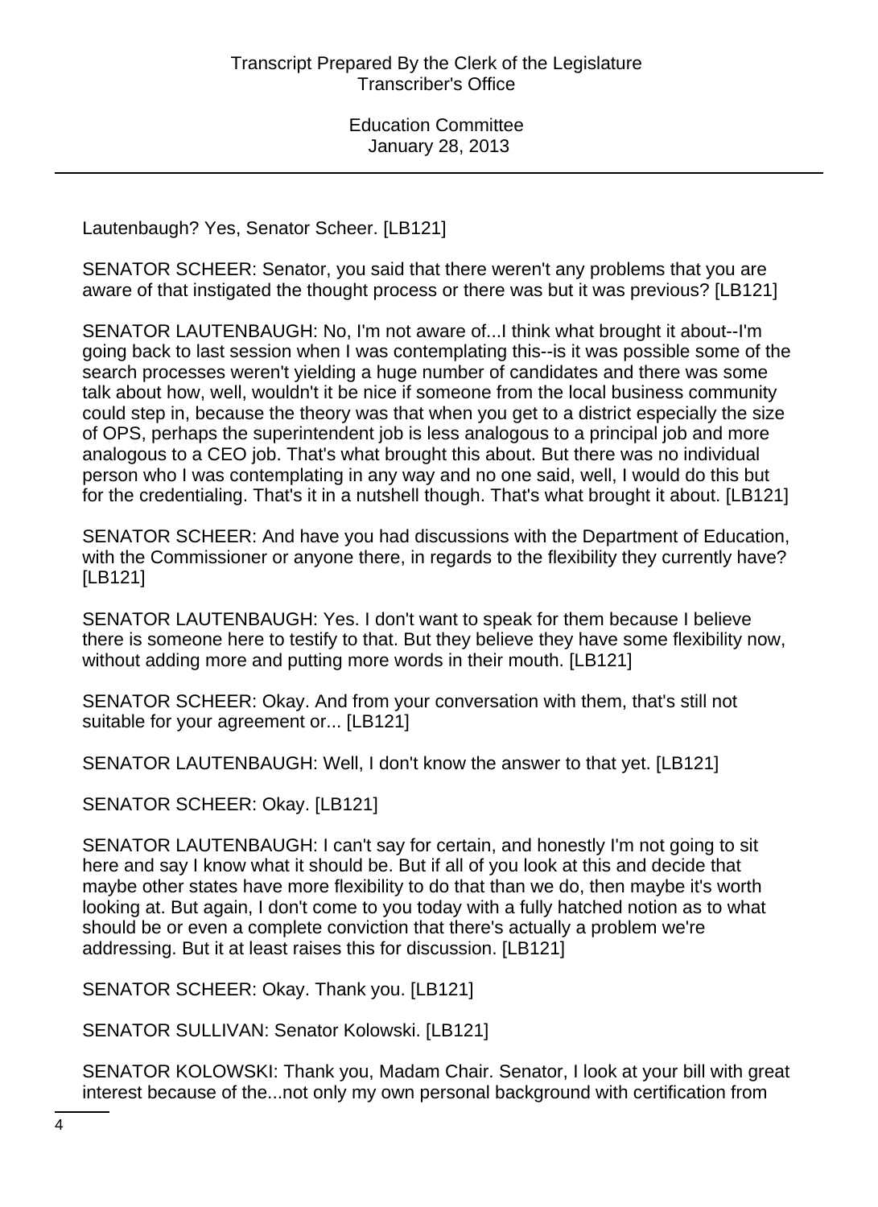Lautenbaugh? Yes, Senator Scheer. [LB121]

SENATOR SCHEER: Senator, you said that there weren't any problems that you are aware of that instigated the thought process or there was but it was previous? [LB121]

SENATOR LAUTENBAUGH: No, I'm not aware of...I think what brought it about--I'm going back to last session when I was contemplating this--is it was possible some of the search processes weren't yielding a huge number of candidates and there was some talk about how, well, wouldn't it be nice if someone from the local business community could step in, because the theory was that when you get to a district especially the size of OPS, perhaps the superintendent job is less analogous to a principal job and more analogous to a CEO job. That's what brought this about. But there was no individual person who I was contemplating in any way and no one said, well, I would do this but for the credentialing. That's it in a nutshell though. That's what brought it about. [LB121]

SENATOR SCHEER: And have you had discussions with the Department of Education, with the Commissioner or anyone there, in regards to the flexibility they currently have? [LB121]

SENATOR LAUTENBAUGH: Yes. I don't want to speak for them because I believe there is someone here to testify to that. But they believe they have some flexibility now, without adding more and putting more words in their mouth. [LB121]

SENATOR SCHEER: Okay. And from your conversation with them, that's still not suitable for your agreement or... [LB121]

SENATOR LAUTENBAUGH: Well, I don't know the answer to that yet. [LB121]

SENATOR SCHEER: Okay. [LB121]

SENATOR LAUTENBAUGH: I can't say for certain, and honestly I'm not going to sit here and say I know what it should be. But if all of you look at this and decide that maybe other states have more flexibility to do that than we do, then maybe it's worth looking at. But again, I don't come to you today with a fully hatched notion as to what should be or even a complete conviction that there's actually a problem we're addressing. But it at least raises this for discussion. [LB121]

SENATOR SCHEER: Okay. Thank you. [LB121]

SENATOR SULLIVAN: Senator Kolowski. [LB121]

SENATOR KOLOWSKI: Thank you, Madam Chair. Senator, I look at your bill with great interest because of the...not only my own personal background with certification from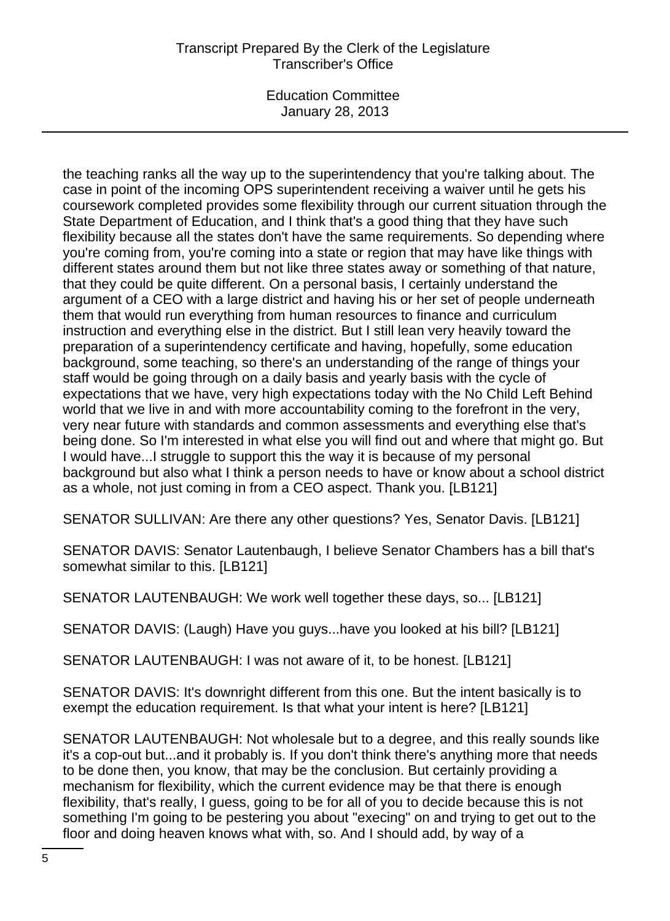the teaching ranks all the way up to the superintendency that you're talking about. The case in point of the incoming OPS superintendent receiving a waiver until he gets his coursework completed provides some flexibility through our current situation through the State Department of Education, and I think that's a good thing that they have such flexibility because all the states don't have the same requirements. So depending where you're coming from, you're coming into a state or region that may have like things with different states around them but not like three states away or something of that nature, that they could be quite different. On a personal basis, I certainly understand the argument of a CEO with a large district and having his or her set of people underneath them that would run everything from human resources to finance and curriculum instruction and everything else in the district. But I still lean very heavily toward the preparation of a superintendency certificate and having, hopefully, some education background, some teaching, so there's an understanding of the range of things your staff would be going through on a daily basis and yearly basis with the cycle of expectations that we have, very high expectations today with the No Child Left Behind world that we live in and with more accountability coming to the forefront in the very, very near future with standards and common assessments and everything else that's being done. So I'm interested in what else you will find out and where that might go. But I would have...I struggle to support this the way it is because of my personal background but also what I think a person needs to have or know about a school district as a whole, not just coming in from a CEO aspect. Thank you. [LB121]

SENATOR SULLIVAN: Are there any other questions? Yes, Senator Davis. [LB121]

SENATOR DAVIS: Senator Lautenbaugh, I believe Senator Chambers has a bill that's somewhat similar to this. [LB121]

SENATOR LAUTENBAUGH: We work well together these days, so... [LB121]

SENATOR DAVIS: (Laugh) Have you guys...have you looked at his bill? [LB121]

SENATOR LAUTENBAUGH: I was not aware of it, to be honest. [LB121]

SENATOR DAVIS: It's downright different from this one. But the intent basically is to exempt the education requirement. Is that what your intent is here? [LB121]

SENATOR LAUTENBAUGH: Not wholesale but to a degree, and this really sounds like it's a cop-out but...and it probably is. If you don't think there's anything more that needs to be done then, you know, that may be the conclusion. But certainly providing a mechanism for flexibility, which the current evidence may be that there is enough flexibility, that's really, I guess, going to be for all of you to decide because this is not something I'm going to be pestering you about "execing" on and trying to get out to the floor and doing heaven knows what with, so. And I should add, by way of a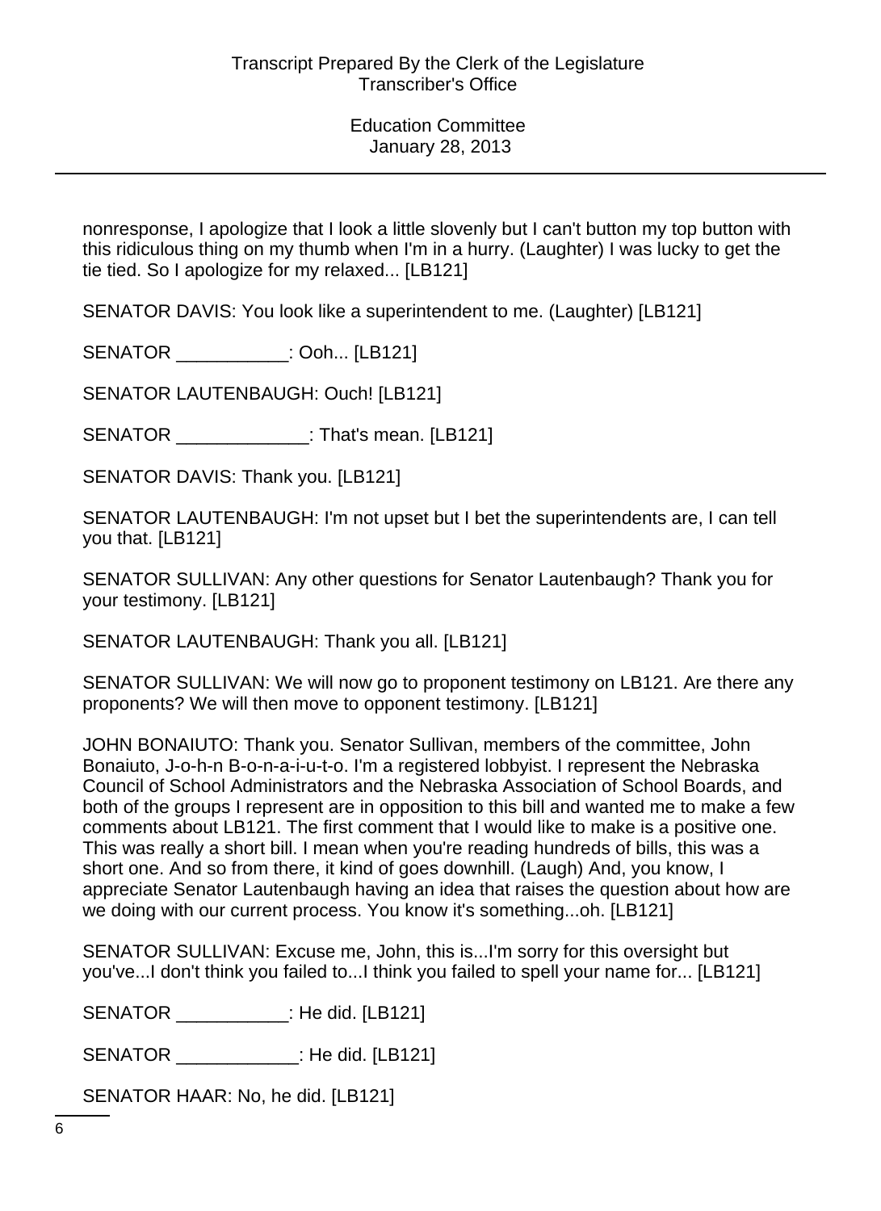nonresponse, I apologize that I look a little slovenly but I can't button my top button with this ridiculous thing on my thumb when I'm in a hurry. (Laughter) I was lucky to get the tie tied. So I apologize for my relaxed... [LB121]

SENATOR DAVIS: You look like a superintendent to me. (Laughter) [LB121]

SENATOR ___________: Ooh... [LB121]

SENATOR LAUTENBAUGH: Ouch! [LB121]

SENATOR _____________: That's mean. [LB121]

SENATOR DAVIS: Thank you. [LB121]

SENATOR LAUTENBAUGH: I'm not upset but I bet the superintendents are, I can tell you that. [LB121]

SENATOR SULLIVAN: Any other questions for Senator Lautenbaugh? Thank you for your testimony. [LB121]

SENATOR LAUTENBAUGH: Thank you all. [LB121]

SENATOR SULLIVAN: We will now go to proponent testimony on LB121. Are there any proponents? We will then move to opponent testimony. [LB121]

JOHN BONAIUTO: Thank you. Senator Sullivan, members of the committee, John Bonaiuto, J-o-h-n B-o-n-a-i-u-t-o. I'm a registered lobbyist. I represent the Nebraska Council of School Administrators and the Nebraska Association of School Boards, and both of the groups I represent are in opposition to this bill and wanted me to make a few comments about LB121. The first comment that I would like to make is a positive one. This was really a short bill. I mean when you're reading hundreds of bills, this was a short one. And so from there, it kind of goes downhill. (Laugh) And, you know, I appreciate Senator Lautenbaugh having an idea that raises the question about how are we doing with our current process. You know it's something...oh. [LB121]

SENATOR SULLIVAN: Excuse me, John, this is...I'm sorry for this oversight but you've...I don't think you failed to...I think you failed to spell your name for... [LB121]

SENATOR ___________: He did. [LB121]

SENATOR ____________: He did. [LB121]

SENATOR HAAR: No, he did. [LB121]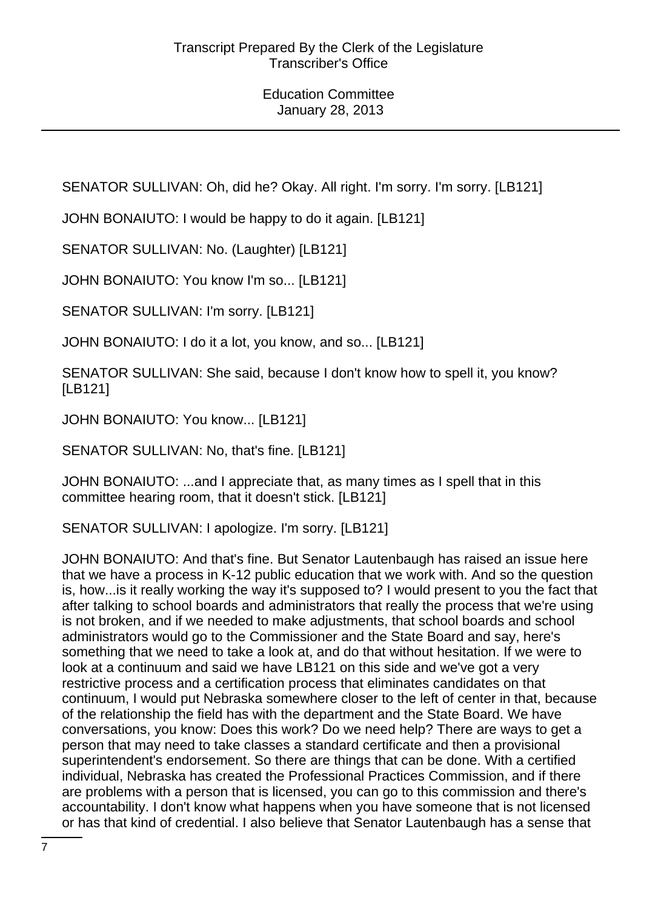SENATOR SULLIVAN: Oh, did he? Okay. All right. I'm sorry. I'm sorry. [LB121]

JOHN BONAIUTO: I would be happy to do it again. [LB121]

SENATOR SULLIVAN: No. (Laughter) [LB121]

JOHN BONAIUTO: You know I'm so... [LB121]

SENATOR SULLIVAN: I'm sorry. [LB121]

JOHN BONAIUTO: I do it a lot, you know, and so... [LB121]

SENATOR SULLIVAN: She said, because I don't know how to spell it, you know? [LB121]

JOHN BONAIUTO: You know... [LB121]

SENATOR SULLIVAN: No, that's fine. [LB121]

JOHN BONAIUTO: ...and I appreciate that, as many times as I spell that in this committee hearing room, that it doesn't stick. [LB121]

SENATOR SULLIVAN: I apologize. I'm sorry. [LB121]

JOHN BONAIUTO: And that's fine. But Senator Lautenbaugh has raised an issue here that we have a process in K-12 public education that we work with. And so the question is, how...is it really working the way it's supposed to? I would present to you the fact that after talking to school boards and administrators that really the process that we're using is not broken, and if we needed to make adjustments, that school boards and school administrators would go to the Commissioner and the State Board and say, here's something that we need to take a look at, and do that without hesitation. If we were to look at a continuum and said we have LB121 on this side and we've got a very restrictive process and a certification process that eliminates candidates on that continuum, I would put Nebraska somewhere closer to the left of center in that, because of the relationship the field has with the department and the State Board. We have conversations, you know: Does this work? Do we need help? There are ways to get a person that may need to take classes a standard certificate and then a provisional superintendent's endorsement. So there are things that can be done. With a certified individual, Nebraska has created the Professional Practices Commission, and if there are problems with a person that is licensed, you can go to this commission and there's accountability. I don't know what happens when you have someone that is not licensed or has that kind of credential. I also believe that Senator Lautenbaugh has a sense that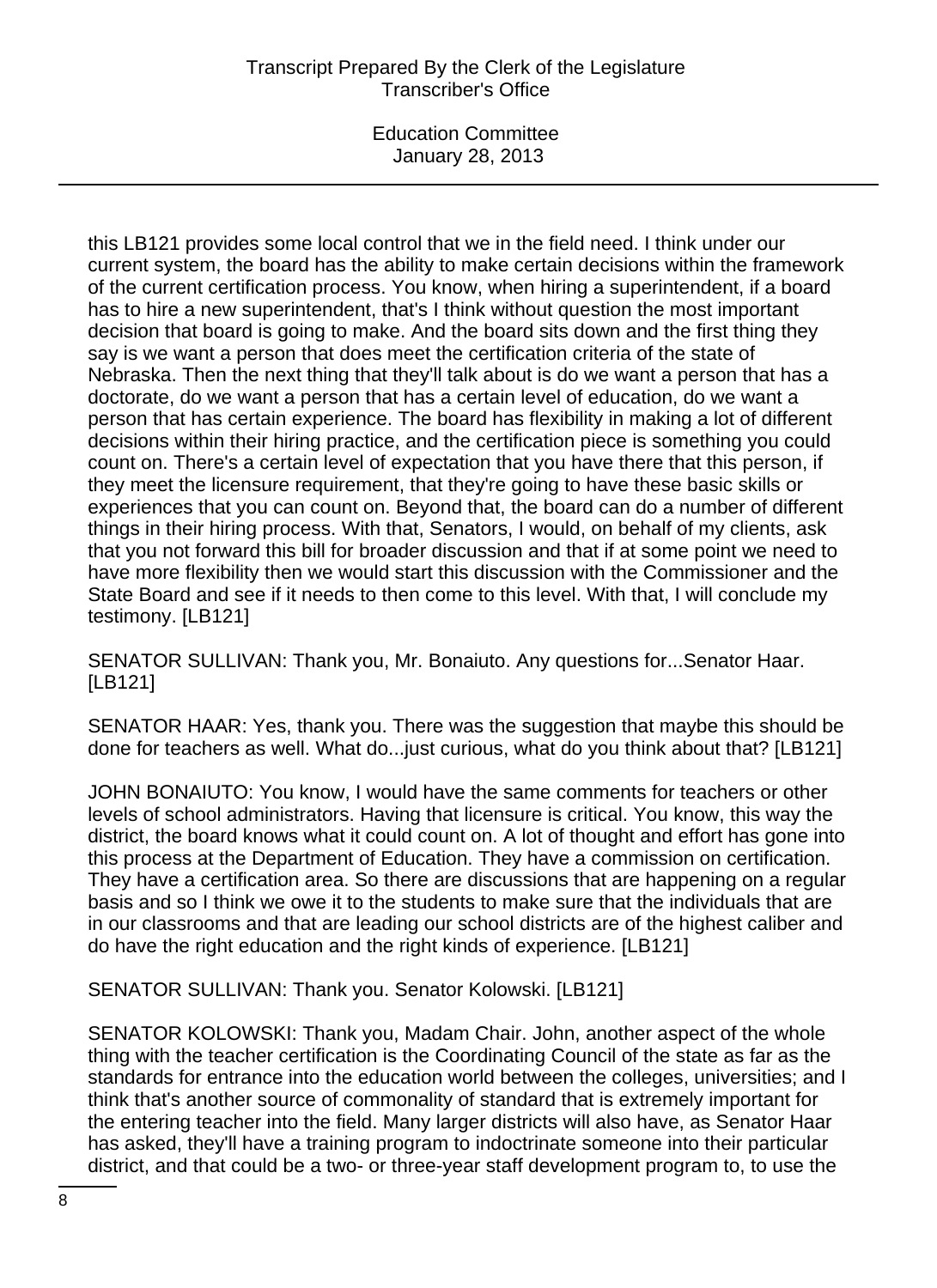this LB121 provides some local control that we in the field need. I think under our current system, the board has the ability to make certain decisions within the framework of the current certification process. You know, when hiring a superintendent, if a board has to hire a new superintendent, that's I think without question the most important decision that board is going to make. And the board sits down and the first thing they say is we want a person that does meet the certification criteria of the state of Nebraska. Then the next thing that they'll talk about is do we want a person that has a doctorate, do we want a person that has a certain level of education, do we want a person that has certain experience. The board has flexibility in making a lot of different decisions within their hiring practice, and the certification piece is something you could count on. There's a certain level of expectation that you have there that this person, if they meet the licensure requirement, that they're going to have these basic skills or experiences that you can count on. Beyond that, the board can do a number of different things in their hiring process. With that, Senators, I would, on behalf of my clients, ask that you not forward this bill for broader discussion and that if at some point we need to have more flexibility then we would start this discussion with the Commissioner and the State Board and see if it needs to then come to this level. With that, I will conclude my testimony. [LB121]

SENATOR SULLIVAN: Thank you, Mr. Bonaiuto. Any questions for...Senator Haar. [LB121]

SENATOR HAAR: Yes, thank you. There was the suggestion that maybe this should be done for teachers as well. What do...just curious, what do you think about that? [LB121]

JOHN BONAIUTO: You know, I would have the same comments for teachers or other levels of school administrators. Having that licensure is critical. You know, this way the district, the board knows what it could count on. A lot of thought and effort has gone into this process at the Department of Education. They have a commission on certification. They have a certification area. So there are discussions that are happening on a regular basis and so I think we owe it to the students to make sure that the individuals that are in our classrooms and that are leading our school districts are of the highest caliber and do have the right education and the right kinds of experience. [LB121]

SENATOR SULLIVAN: Thank you. Senator Kolowski. [LB121]

SENATOR KOLOWSKI: Thank you, Madam Chair. John, another aspect of the whole thing with the teacher certification is the Coordinating Council of the state as far as the standards for entrance into the education world between the colleges, universities; and I think that's another source of commonality of standard that is extremely important for the entering teacher into the field. Many larger districts will also have, as Senator Haar has asked, they'll have a training program to indoctrinate someone into their particular district, and that could be a two- or three-year staff development program to, to use the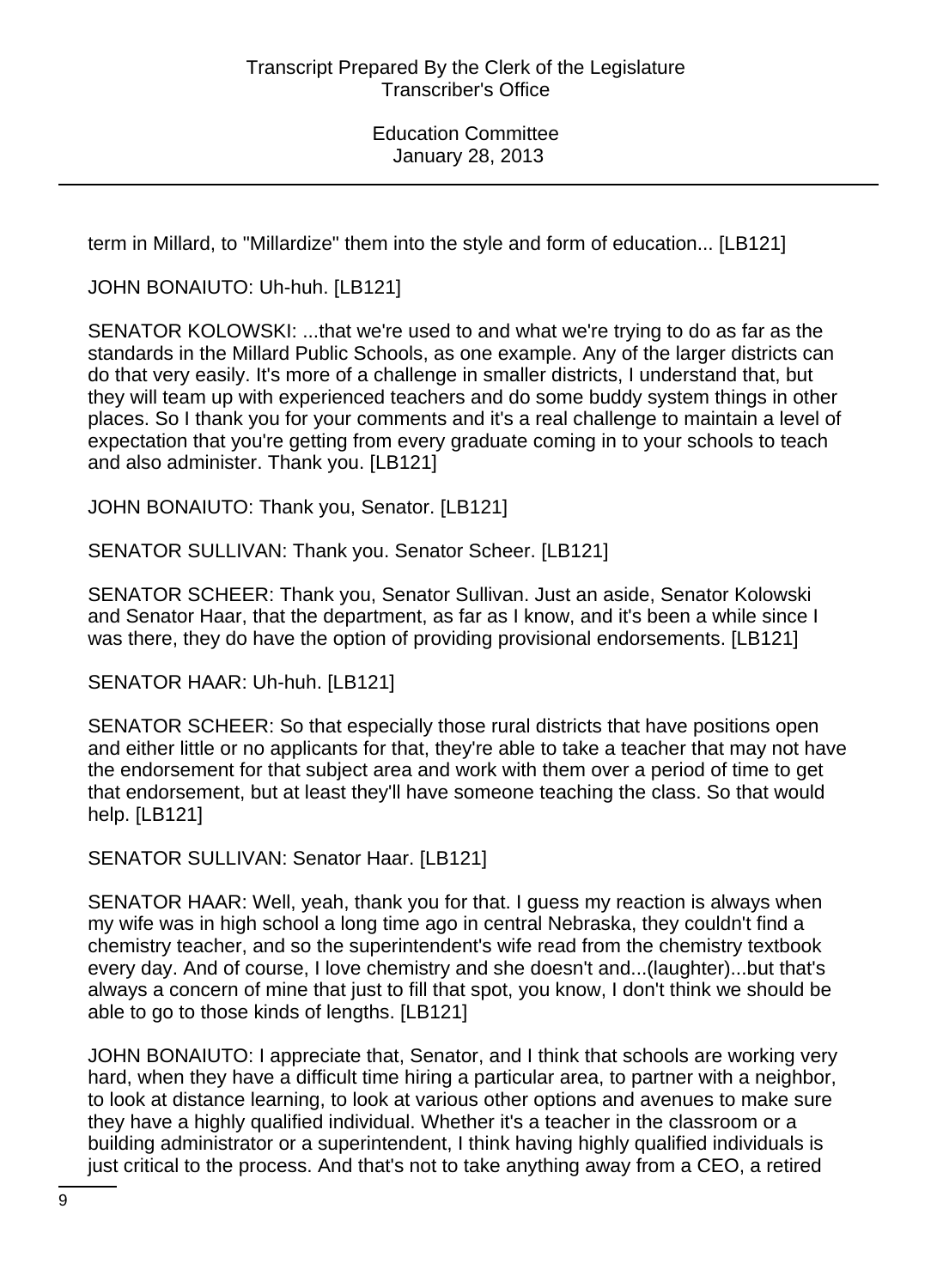term in Millard, to "Millardize" them into the style and form of education... [LB121]

JOHN BONAIUTO: Uh-huh. [LB121]

SENATOR KOLOWSKI: ...that we're used to and what we're trying to do as far as the standards in the Millard Public Schools, as one example. Any of the larger districts can do that very easily. It's more of a challenge in smaller districts, I understand that, but they will team up with experienced teachers and do some buddy system things in other places. So I thank you for your comments and it's a real challenge to maintain a level of expectation that you're getting from every graduate coming in to your schools to teach and also administer. Thank you. [LB121]

JOHN BONAIUTO: Thank you, Senator. [LB121]

SENATOR SULLIVAN: Thank you. Senator Scheer. [LB121]

SENATOR SCHEER: Thank you, Senator Sullivan. Just an aside, Senator Kolowski and Senator Haar, that the department, as far as I know, and it's been a while since I was there, they do have the option of providing provisional endorsements. [LB121]

SENATOR HAAR: Uh-huh. [LB121]

SENATOR SCHEER: So that especially those rural districts that have positions open and either little or no applicants for that, they're able to take a teacher that may not have the endorsement for that subject area and work with them over a period of time to get that endorsement, but at least they'll have someone teaching the class. So that would help. [LB121]

SENATOR SULLIVAN: Senator Haar. [LB121]

SENATOR HAAR: Well, yeah, thank you for that. I guess my reaction is always when my wife was in high school a long time ago in central Nebraska, they couldn't find a chemistry teacher, and so the superintendent's wife read from the chemistry textbook every day. And of course, I love chemistry and she doesn't and...(laughter)...but that's always a concern of mine that just to fill that spot, you know, I don't think we should be able to go to those kinds of lengths. [LB121]

JOHN BONAIUTO: I appreciate that, Senator, and I think that schools are working very hard, when they have a difficult time hiring a particular area, to partner with a neighbor, to look at distance learning, to look at various other options and avenues to make sure they have a highly qualified individual. Whether it's a teacher in the classroom or a building administrator or a superintendent, I think having highly qualified individuals is just critical to the process. And that's not to take anything away from a CEO, a retired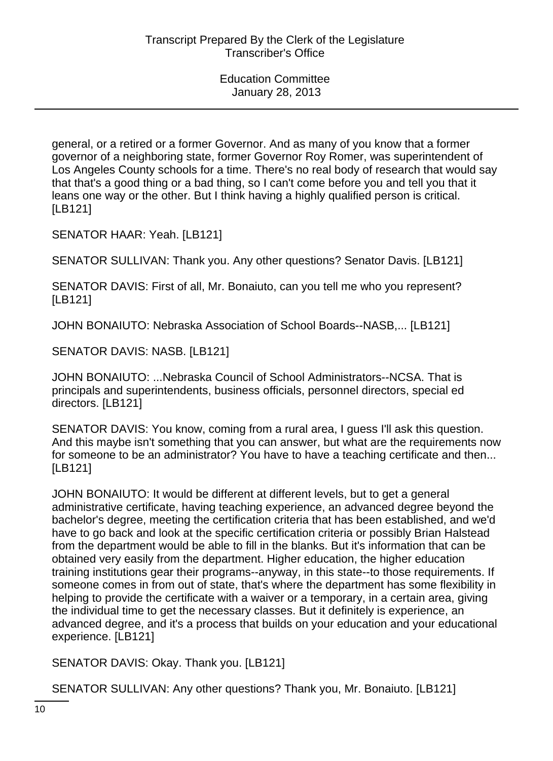general, or a retired or a former Governor. And as many of you know that a former governor of a neighboring state, former Governor Roy Romer, was superintendent of Los Angeles County schools for a time. There's no real body of research that would say that that's a good thing or a bad thing, so I can't come before you and tell you that it leans one way or the other. But I think having a highly qualified person is critical. [LB121]

SENATOR HAAR: Yeah. [LB121]

SENATOR SULLIVAN: Thank you. Any other questions? Senator Davis. [LB121]

SENATOR DAVIS: First of all, Mr. Bonaiuto, can you tell me who you represent? [LB121]

JOHN BONAIUTO: Nebraska Association of School Boards--NASB,... [LB121]

SENATOR DAVIS: NASB. [LB121]

JOHN BONAIUTO: ...Nebraska Council of School Administrators--NCSA. That is principals and superintendents, business officials, personnel directors, special ed directors. [LB121]

SENATOR DAVIS: You know, coming from a rural area, I guess I'll ask this question. And this maybe isn't something that you can answer, but what are the requirements now for someone to be an administrator? You have to have a teaching certificate and then... [LB121]

JOHN BONAIUTO: It would be different at different levels, but to get a general administrative certificate, having teaching experience, an advanced degree beyond the bachelor's degree, meeting the certification criteria that has been established, and we'd have to go back and look at the specific certification criteria or possibly Brian Halstead from the department would be able to fill in the blanks. But it's information that can be obtained very easily from the department. Higher education, the higher education training institutions gear their programs--anyway, in this state--to those requirements. If someone comes in from out of state, that's where the department has some flexibility in helping to provide the certificate with a waiver or a temporary, in a certain area, giving the individual time to get the necessary classes. But it definitely is experience, an advanced degree, and it's a process that builds on your education and your educational experience. [LB121]

SENATOR DAVIS: Okay. Thank you. [LB121]

SENATOR SULLIVAN: Any other questions? Thank you, Mr. Bonaiuto. [LB121]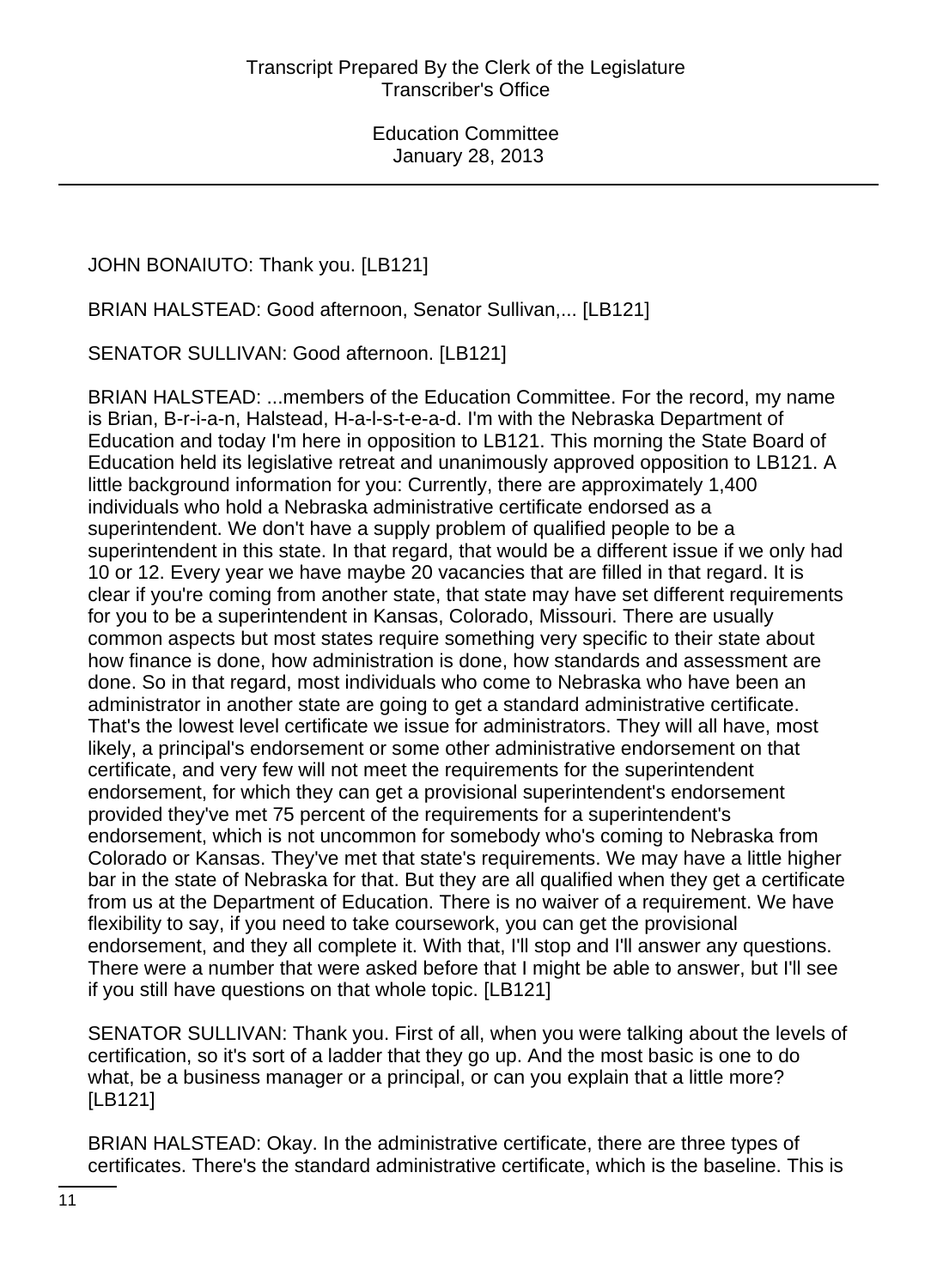JOHN BONAIUTO: Thank you. [LB121]

BRIAN HALSTEAD: Good afternoon, Senator Sullivan,... [LB121]

SENATOR SULLIVAN: Good afternoon. [LB121]

BRIAN HALSTEAD: ...members of the Education Committee. For the record, my name is Brian, B-r-i-a-n, Halstead, H-a-l-s-t-e-a-d. I'm with the Nebraska Department of Education and today I'm here in opposition to LB121. This morning the State Board of Education held its legislative retreat and unanimously approved opposition to LB121. A little background information for you: Currently, there are approximately 1,400 individuals who hold a Nebraska administrative certificate endorsed as a superintendent. We don't have a supply problem of qualified people to be a superintendent in this state. In that regard, that would be a different issue if we only had 10 or 12. Every year we have maybe 20 vacancies that are filled in that regard. It is clear if you're coming from another state, that state may have set different requirements for you to be a superintendent in Kansas, Colorado, Missouri. There are usually common aspects but most states require something very specific to their state about how finance is done, how administration is done, how standards and assessment are done. So in that regard, most individuals who come to Nebraska who have been an administrator in another state are going to get a standard administrative certificate. That's the lowest level certificate we issue for administrators. They will all have, most likely, a principal's endorsement or some other administrative endorsement on that certificate, and very few will not meet the requirements for the superintendent endorsement, for which they can get a provisional superintendent's endorsement provided they've met 75 percent of the requirements for a superintendent's endorsement, which is not uncommon for somebody who's coming to Nebraska from Colorado or Kansas. They've met that state's requirements. We may have a little higher bar in the state of Nebraska for that. But they are all qualified when they get a certificate from us at the Department of Education. There is no waiver of a requirement. We have flexibility to say, if you need to take coursework, you can get the provisional endorsement, and they all complete it. With that, I'll stop and I'll answer any questions. There were a number that were asked before that I might be able to answer, but I'll see if you still have questions on that whole topic. [LB121]

SENATOR SULLIVAN: Thank you. First of all, when you were talking about the levels of certification, so it's sort of a ladder that they go up. And the most basic is one to do what, be a business manager or a principal, or can you explain that a little more? [LB121]

BRIAN HALSTEAD: Okay. In the administrative certificate, there are three types of certificates. There's the standard administrative certificate, which is the baseline. This is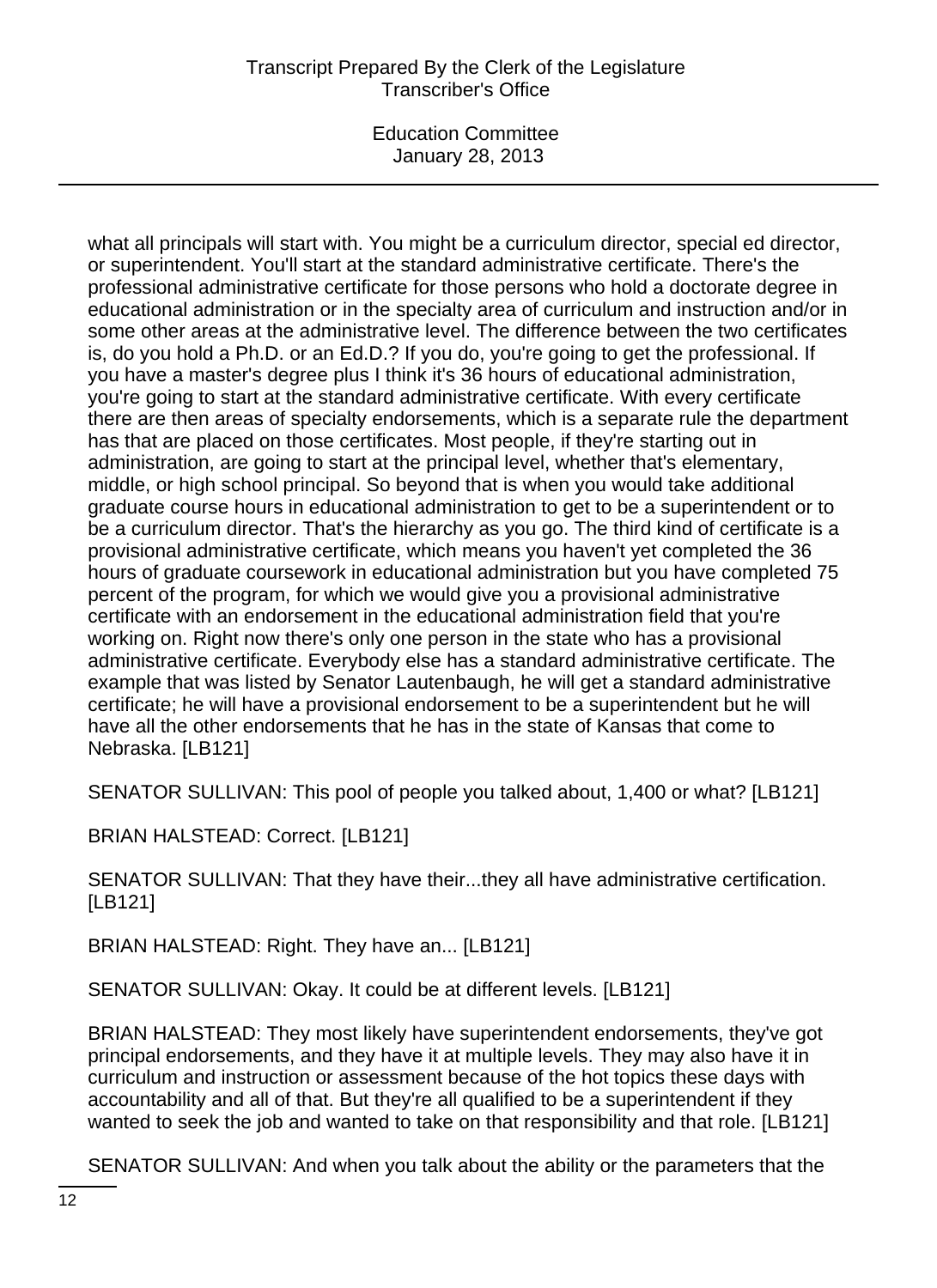what all principals will start with. You might be a curriculum director, special ed director, or superintendent. You'll start at the standard administrative certificate. There's the professional administrative certificate for those persons who hold a doctorate degree in educational administration or in the specialty area of curriculum and instruction and/or in some other areas at the administrative level. The difference between the two certificates is, do you hold a Ph.D. or an Ed.D.? If you do, you're going to get the professional. If you have a master's degree plus I think it's 36 hours of educational administration, you're going to start at the standard administrative certificate. With every certificate there are then areas of specialty endorsements, which is a separate rule the department has that are placed on those certificates. Most people, if they're starting out in administration, are going to start at the principal level, whether that's elementary, middle, or high school principal. So beyond that is when you would take additional graduate course hours in educational administration to get to be a superintendent or to be a curriculum director. That's the hierarchy as you go. The third kind of certificate is a provisional administrative certificate, which means you haven't yet completed the 36 hours of graduate coursework in educational administration but you have completed 75 percent of the program, for which we would give you a provisional administrative certificate with an endorsement in the educational administration field that you're working on. Right now there's only one person in the state who has a provisional administrative certificate. Everybody else has a standard administrative certificate. The example that was listed by Senator Lautenbaugh, he will get a standard administrative certificate; he will have a provisional endorsement to be a superintendent but he will have all the other endorsements that he has in the state of Kansas that come to Nebraska. [LB121]

SENATOR SULLIVAN: This pool of people you talked about, 1,400 or what? [LB121]

BRIAN HALSTEAD: Correct. [LB121]

SENATOR SULLIVAN: That they have their...they all have administrative certification. [LB121]

BRIAN HALSTEAD: Right. They have an... [LB121]

SENATOR SULLIVAN: Okay. It could be at different levels. [LB121]

BRIAN HALSTEAD: They most likely have superintendent endorsements, they've got principal endorsements, and they have it at multiple levels. They may also have it in curriculum and instruction or assessment because of the hot topics these days with accountability and all of that. But they're all qualified to be a superintendent if they wanted to seek the job and wanted to take on that responsibility and that role. [LB121]

SENATOR SULLIVAN: And when you talk about the ability or the parameters that the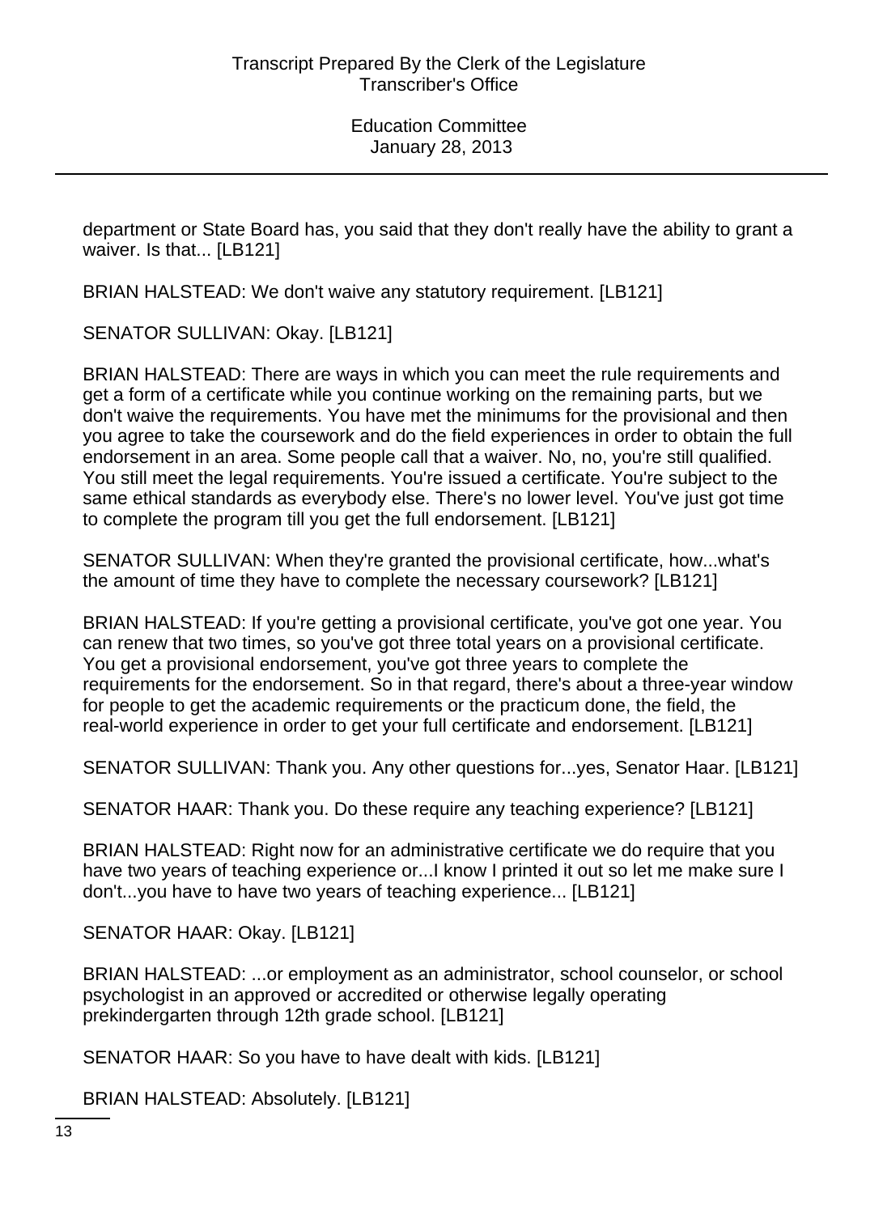department or State Board has, you said that they don't really have the ability to grant a waiver. Is that... [LB121]

BRIAN HALSTEAD: We don't waive any statutory requirement. [LB121]

SENATOR SULLIVAN: Okay. [LB121]

BRIAN HALSTEAD: There are ways in which you can meet the rule requirements and get a form of a certificate while you continue working on the remaining parts, but we don't waive the requirements. You have met the minimums for the provisional and then you agree to take the coursework and do the field experiences in order to obtain the full endorsement in an area. Some people call that a waiver. No, no, you're still qualified. You still meet the legal requirements. You're issued a certificate. You're subject to the same ethical standards as everybody else. There's no lower level. You've just got time to complete the program till you get the full endorsement. [LB121]

SENATOR SULLIVAN: When they're granted the provisional certificate, how...what's the amount of time they have to complete the necessary coursework? [LB121]

BRIAN HALSTEAD: If you're getting a provisional certificate, you've got one year. You can renew that two times, so you've got three total years on a provisional certificate. You get a provisional endorsement, you've got three years to complete the requirements for the endorsement. So in that regard, there's about a three-year window for people to get the academic requirements or the practicum done, the field, the real-world experience in order to get your full certificate and endorsement. [LB121]

SENATOR SULLIVAN: Thank you. Any other questions for...yes, Senator Haar. [LB121]

SENATOR HAAR: Thank you. Do these require any teaching experience? [LB121]

BRIAN HALSTEAD: Right now for an administrative certificate we do require that you have two years of teaching experience or...I know I printed it out so let me make sure I don't...you have to have two years of teaching experience... [LB121]

SENATOR HAAR: Okay. [LB121]

BRIAN HALSTEAD: ...or employment as an administrator, school counselor, or school psychologist in an approved or accredited or otherwise legally operating prekindergarten through 12th grade school. [LB121]

SENATOR HAAR: So you have to have dealt with kids. [LB121]

BRIAN HALSTEAD: Absolutely. [LB121]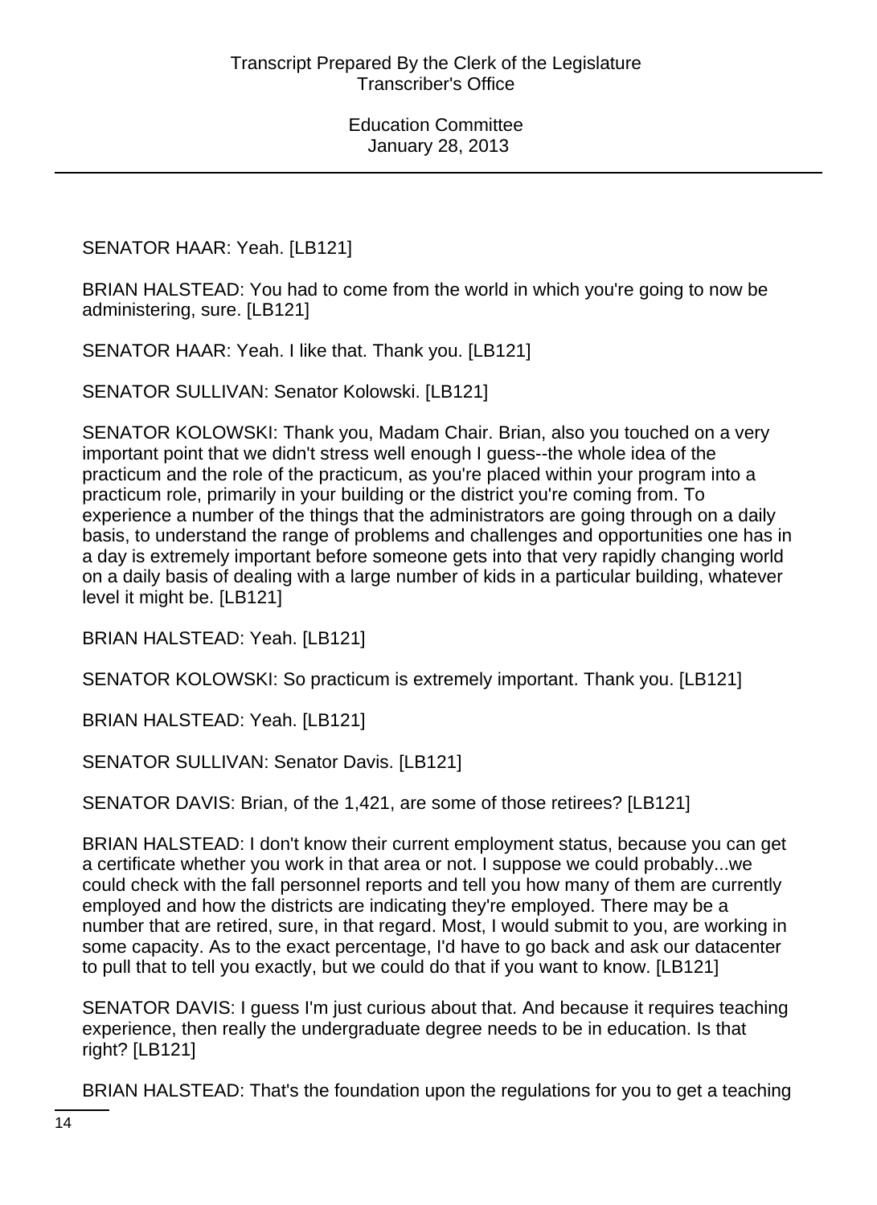SENATOR HAAR: Yeah. [LB121]

BRIAN HALSTEAD: You had to come from the world in which you're going to now be administering, sure. [LB121]

SENATOR HAAR: Yeah. I like that. Thank you. [LB121]

SENATOR SULLIVAN: Senator Kolowski. [LB121]

SENATOR KOLOWSKI: Thank you, Madam Chair. Brian, also you touched on a very important point that we didn't stress well enough I guess--the whole idea of the practicum and the role of the practicum, as you're placed within your program into a practicum role, primarily in your building or the district you're coming from. To experience a number of the things that the administrators are going through on a daily basis, to understand the range of problems and challenges and opportunities one has in a day is extremely important before someone gets into that very rapidly changing world on a daily basis of dealing with a large number of kids in a particular building, whatever level it might be. [LB121]

BRIAN HALSTEAD: Yeah. [LB121]

SENATOR KOLOWSKI: So practicum is extremely important. Thank you. [LB121]

BRIAN HALSTEAD: Yeah. [LB121]

SENATOR SULLIVAN: Senator Davis. [LB121]

SENATOR DAVIS: Brian, of the 1,421, are some of those retirees? [LB121]

BRIAN HALSTEAD: I don't know their current employment status, because you can get a certificate whether you work in that area or not. I suppose we could probably...we could check with the fall personnel reports and tell you how many of them are currently employed and how the districts are indicating they're employed. There may be a number that are retired, sure, in that regard. Most, I would submit to you, are working in some capacity. As to the exact percentage, I'd have to go back and ask our datacenter to pull that to tell you exactly, but we could do that if you want to know. [LB121]

SENATOR DAVIS: I guess I'm just curious about that. And because it requires teaching experience, then really the undergraduate degree needs to be in education. Is that right? [LB121]

BRIAN HALSTEAD: That's the foundation upon the regulations for you to get a teaching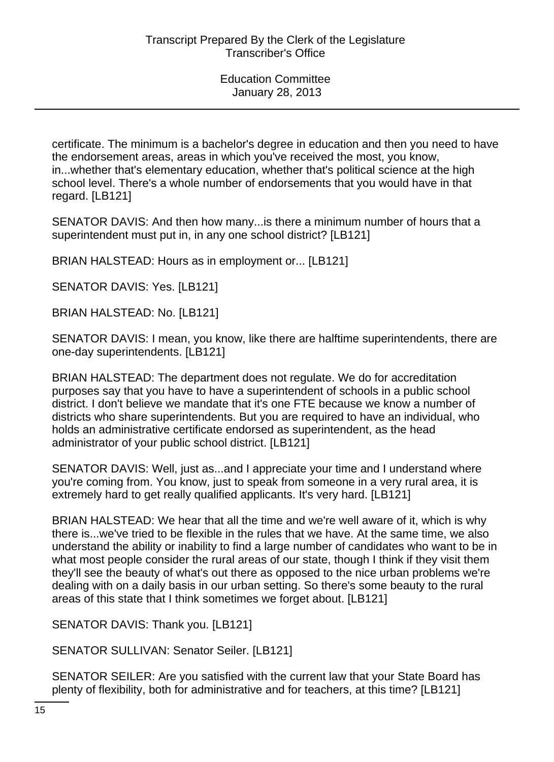certificate. The minimum is a bachelor's degree in education and then you need to have the endorsement areas, areas in which you've received the most, you know, in...whether that's elementary education, whether that's political science at the high school level. There's a whole number of endorsements that you would have in that regard. [LB121]

SENATOR DAVIS: And then how many...is there a minimum number of hours that a superintendent must put in, in any one school district? [LB121]

BRIAN HALSTEAD: Hours as in employment or... [LB121]

SENATOR DAVIS: Yes. [LB121]

BRIAN HALSTEAD: No. [LB121]

SENATOR DAVIS: I mean, you know, like there are halftime superintendents, there are one-day superintendents. [LB121]

BRIAN HALSTEAD: The department does not regulate. We do for accreditation purposes say that you have to have a superintendent of schools in a public school district. I don't believe we mandate that it's one FTE because we know a number of districts who share superintendents. But you are required to have an individual, who holds an administrative certificate endorsed as superintendent, as the head administrator of your public school district. [LB121]

SENATOR DAVIS: Well, just as...and I appreciate your time and I understand where you're coming from. You know, just to speak from someone in a very rural area, it is extremely hard to get really qualified applicants. It's very hard. [LB121]

BRIAN HALSTEAD: We hear that all the time and we're well aware of it, which is why there is...we've tried to be flexible in the rules that we have. At the same time, we also understand the ability or inability to find a large number of candidates who want to be in what most people consider the rural areas of our state, though I think if they visit them they'll see the beauty of what's out there as opposed to the nice urban problems we're dealing with on a daily basis in our urban setting. So there's some beauty to the rural areas of this state that I think sometimes we forget about. [LB121]

SENATOR DAVIS: Thank you. [LB121]

SENATOR SULLIVAN: Senator Seiler. [LB121]

SENATOR SEILER: Are you satisfied with the current law that your State Board has plenty of flexibility, both for administrative and for teachers, at this time? [LB121]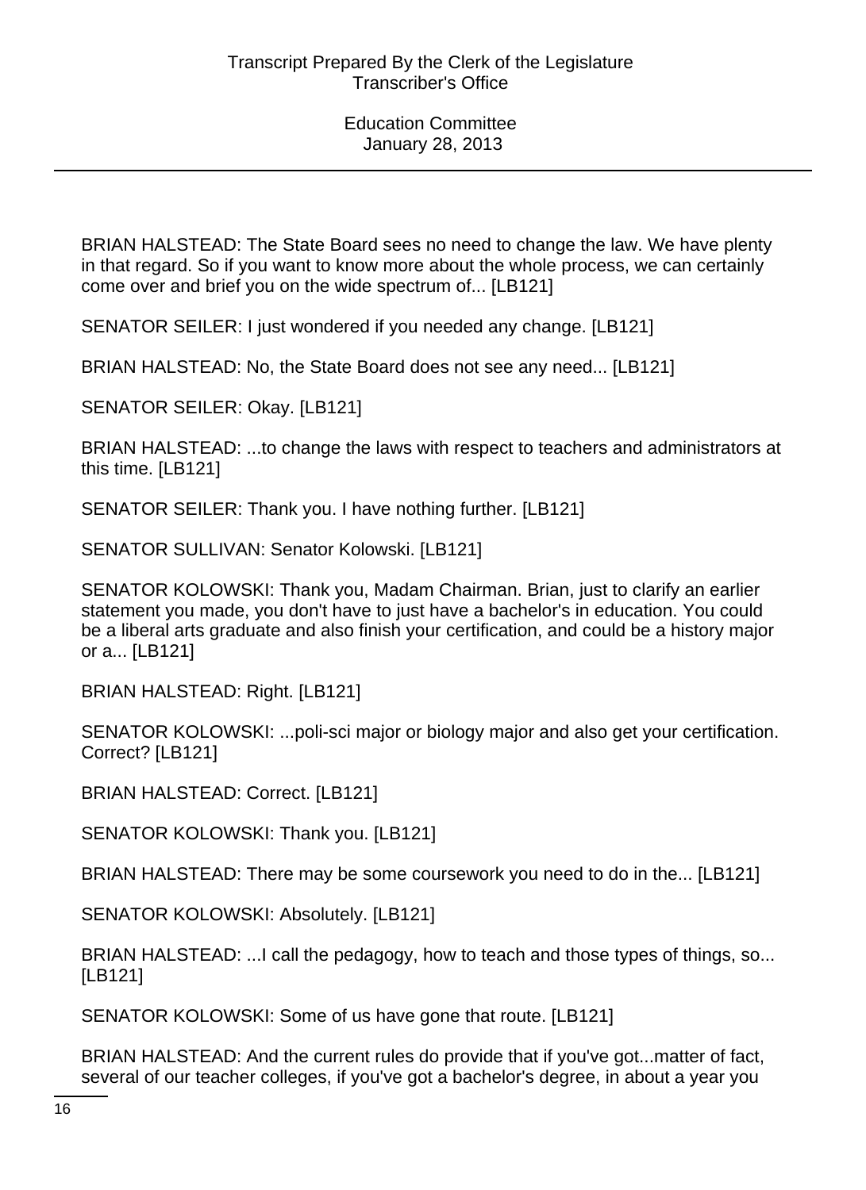BRIAN HALSTEAD: The State Board sees no need to change the law. We have plenty in that regard. So if you want to know more about the whole process, we can certainly come over and brief you on the wide spectrum of... [LB121]

SENATOR SEILER: I just wondered if you needed any change. [LB121]

BRIAN HALSTEAD: No, the State Board does not see any need... [LB121]

SENATOR SEILER: Okay. [LB121]

BRIAN HALSTEAD: ...to change the laws with respect to teachers and administrators at this time. [LB121]

SENATOR SEILER: Thank you. I have nothing further. [LB121]

SENATOR SULLIVAN: Senator Kolowski. [LB121]

SENATOR KOLOWSKI: Thank you, Madam Chairman. Brian, just to clarify an earlier statement you made, you don't have to just have a bachelor's in education. You could be a liberal arts graduate and also finish your certification, and could be a history major or a... [LB121]

BRIAN HALSTEAD: Right. [LB121]

SENATOR KOLOWSKI: ...poli-sci major or biology major and also get your certification. Correct? [LB121]

BRIAN HALSTEAD: Correct. [LB121]

SENATOR KOLOWSKI: Thank you. [LB121]

BRIAN HALSTEAD: There may be some coursework you need to do in the... [LB121]

SENATOR KOLOWSKI: Absolutely. [LB121]

BRIAN HALSTEAD: ...I call the pedagogy, how to teach and those types of things, so... [LB121]

SENATOR KOLOWSKI: Some of us have gone that route. [LB121]

BRIAN HALSTEAD: And the current rules do provide that if you've got...matter of fact, several of our teacher colleges, if you've got a bachelor's degree, in about a year you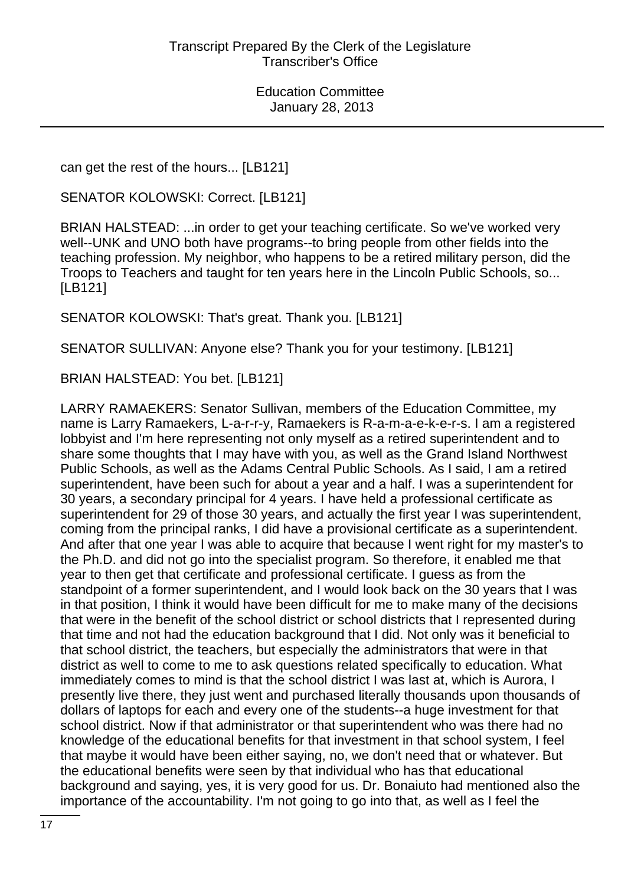can get the rest of the hours... [LB121]

SENATOR KOLOWSKI: Correct. [LB121]

BRIAN HALSTEAD: ...in order to get your teaching certificate. So we've worked very well--UNK and UNO both have programs--to bring people from other fields into the teaching profession. My neighbor, who happens to be a retired military person, did the Troops to Teachers and taught for ten years here in the Lincoln Public Schools, so... [LB121]

SENATOR KOLOWSKI: That's great. Thank you. [LB121]

SENATOR SULLIVAN: Anyone else? Thank you for your testimony. [LB121]

BRIAN HALSTEAD: You bet. [LB121]

LARRY RAMAEKERS: Senator Sullivan, members of the Education Committee, my name is Larry Ramaekers, L-a-r-r-y, Ramaekers is R-a-m-a-e-k-e-r-s. I am a registered lobbyist and I'm here representing not only myself as a retired superintendent and to share some thoughts that I may have with you, as well as the Grand Island Northwest Public Schools, as well as the Adams Central Public Schools. As I said, I am a retired superintendent, have been such for about a year and a half. I was a superintendent for 30 years, a secondary principal for 4 years. I have held a professional certificate as superintendent for 29 of those 30 years, and actually the first year I was superintendent, coming from the principal ranks, I did have a provisional certificate as a superintendent. And after that one year I was able to acquire that because I went right for my master's to the Ph.D. and did not go into the specialist program. So therefore, it enabled me that year to then get that certificate and professional certificate. I guess as from the standpoint of a former superintendent, and I would look back on the 30 years that I was in that position, I think it would have been difficult for me to make many of the decisions that were in the benefit of the school district or school districts that I represented during that time and not had the education background that I did. Not only was it beneficial to that school district, the teachers, but especially the administrators that were in that district as well to come to me to ask questions related specifically to education. What immediately comes to mind is that the school district I was last at, which is Aurora, I presently live there, they just went and purchased literally thousands upon thousands of dollars of laptops for each and every one of the students--a huge investment for that school district. Now if that administrator or that superintendent who was there had no knowledge of the educational benefits for that investment in that school system, I feel that maybe it would have been either saying, no, we don't need that or whatever. But the educational benefits were seen by that individual who has that educational background and saying, yes, it is very good for us. Dr. Bonaiuto had mentioned also the importance of the accountability. I'm not going to go into that, as well as I feel the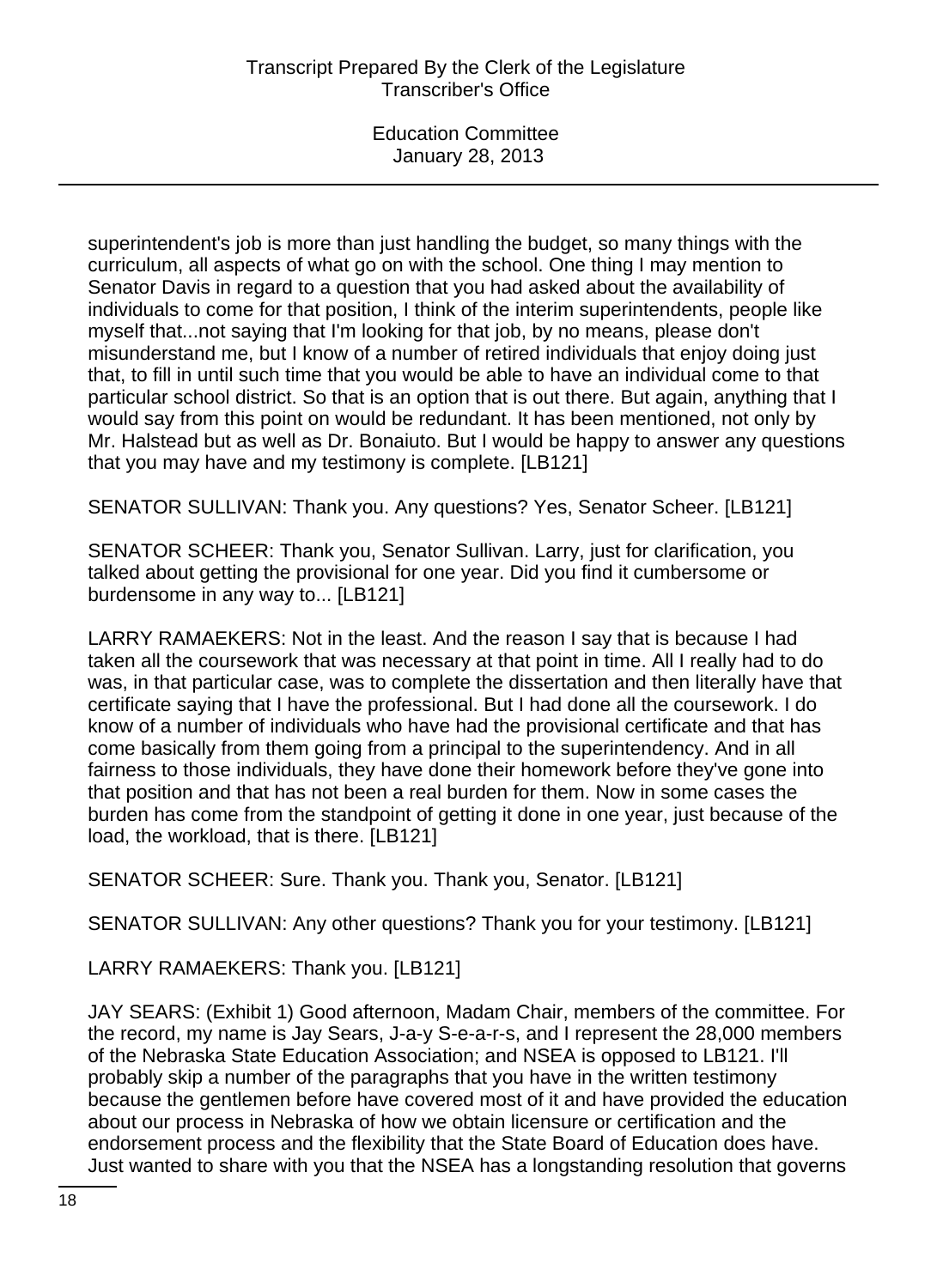superintendent's job is more than just handling the budget, so many things with the curriculum, all aspects of what go on with the school. One thing I may mention to Senator Davis in regard to a question that you had asked about the availability of individuals to come for that position, I think of the interim superintendents, people like myself that...not saying that I'm looking for that job, by no means, please don't misunderstand me, but I know of a number of retired individuals that enjoy doing just that, to fill in until such time that you would be able to have an individual come to that particular school district. So that is an option that is out there. But again, anything that I would say from this point on would be redundant. It has been mentioned, not only by Mr. Halstead but as well as Dr. Bonaiuto. But I would be happy to answer any questions that you may have and my testimony is complete. [LB121]

SENATOR SULLIVAN: Thank you. Any questions? Yes, Senator Scheer. [LB121]

SENATOR SCHEER: Thank you, Senator Sullivan. Larry, just for clarification, you talked about getting the provisional for one year. Did you find it cumbersome or burdensome in any way to... [LB121]

LARRY RAMAEKERS: Not in the least. And the reason I say that is because I had taken all the coursework that was necessary at that point in time. All I really had to do was, in that particular case, was to complete the dissertation and then literally have that certificate saying that I have the professional. But I had done all the coursework. I do know of a number of individuals who have had the provisional certificate and that has come basically from them going from a principal to the superintendency. And in all fairness to those individuals, they have done their homework before they've gone into that position and that has not been a real burden for them. Now in some cases the burden has come from the standpoint of getting it done in one year, just because of the load, the workload, that is there. [LB121]

SENATOR SCHEER: Sure. Thank you. Thank you, Senator. [LB121]

SENATOR SULLIVAN: Any other questions? Thank you for your testimony. [LB121]

LARRY RAMAEKERS: Thank you. [LB121]

JAY SEARS: (Exhibit 1) Good afternoon, Madam Chair, members of the committee. For the record, my name is Jay Sears, J-a-y S-e-a-r-s, and I represent the 28,000 members of the Nebraska State Education Association; and NSEA is opposed to LB121. I'll probably skip a number of the paragraphs that you have in the written testimony because the gentlemen before have covered most of it and have provided the education about our process in Nebraska of how we obtain licensure or certification and the endorsement process and the flexibility that the State Board of Education does have. Just wanted to share with you that the NSEA has a longstanding resolution that governs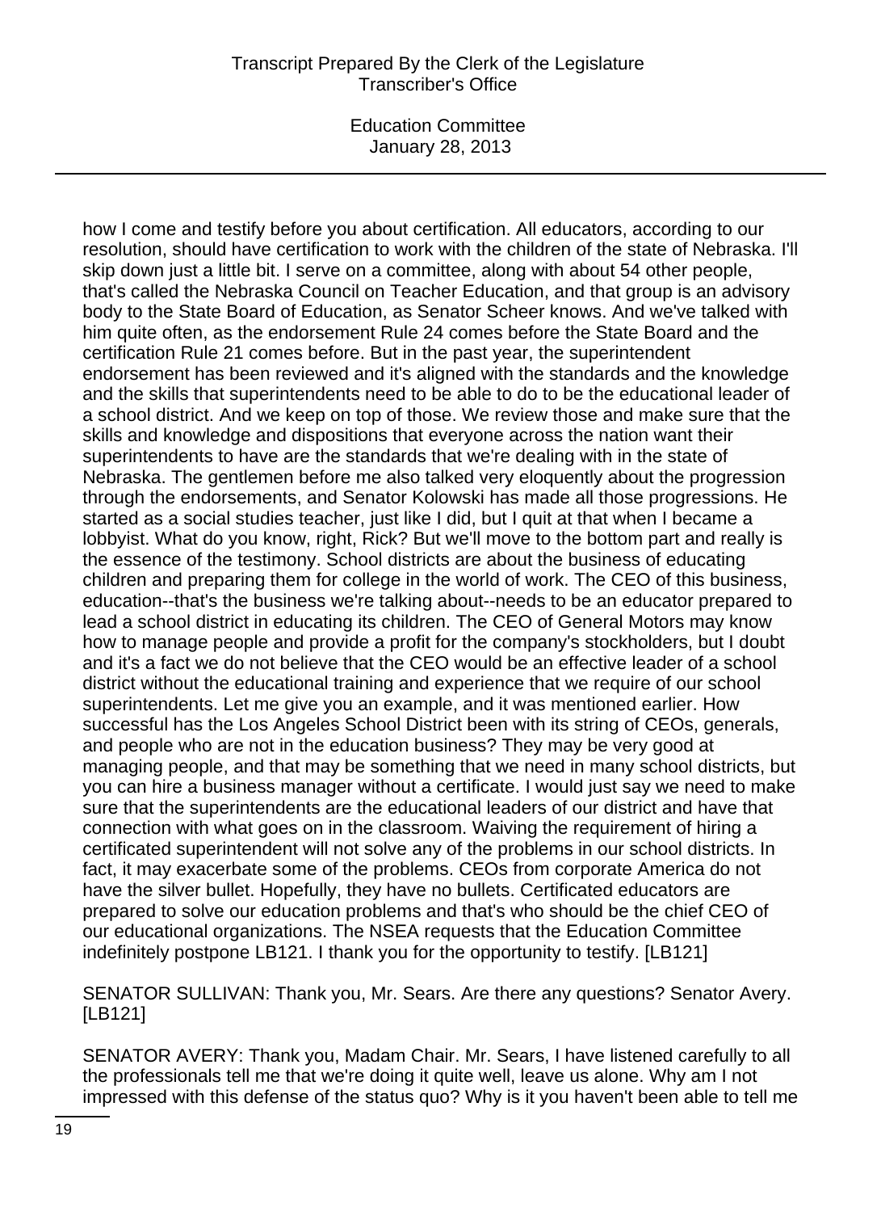how I come and testify before you about certification. All educators, according to our resolution, should have certification to work with the children of the state of Nebraska. I'll skip down just a little bit. I serve on a committee, along with about 54 other people, that's called the Nebraska Council on Teacher Education, and that group is an advisory body to the State Board of Education, as Senator Scheer knows. And we've talked with him quite often, as the endorsement Rule 24 comes before the State Board and the certification Rule 21 comes before. But in the past year, the superintendent endorsement has been reviewed and it's aligned with the standards and the knowledge and the skills that superintendents need to be able to do to be the educational leader of a school district. And we keep on top of those. We review those and make sure that the skills and knowledge and dispositions that everyone across the nation want their superintendents to have are the standards that we're dealing with in the state of Nebraska. The gentlemen before me also talked very eloquently about the progression through the endorsements, and Senator Kolowski has made all those progressions. He started as a social studies teacher, just like I did, but I quit at that when I became a lobbyist. What do you know, right, Rick? But we'll move to the bottom part and really is the essence of the testimony. School districts are about the business of educating children and preparing them for college in the world of work. The CEO of this business, education--that's the business we're talking about--needs to be an educator prepared to lead a school district in educating its children. The CEO of General Motors may know how to manage people and provide a profit for the company's stockholders, but I doubt and it's a fact we do not believe that the CEO would be an effective leader of a school district without the educational training and experience that we require of our school superintendents. Let me give you an example, and it was mentioned earlier. How successful has the Los Angeles School District been with its string of CEOs, generals, and people who are not in the education business? They may be very good at managing people, and that may be something that we need in many school districts, but you can hire a business manager without a certificate. I would just say we need to make sure that the superintendents are the educational leaders of our district and have that connection with what goes on in the classroom. Waiving the requirement of hiring a certificated superintendent will not solve any of the problems in our school districts. In fact, it may exacerbate some of the problems. CEOs from corporate America do not have the silver bullet. Hopefully, they have no bullets. Certificated educators are prepared to solve our education problems and that's who should be the chief CEO of our educational organizations. The NSEA requests that the Education Committee indefinitely postpone LB121. I thank you for the opportunity to testify. [LB121]

SENATOR SULLIVAN: Thank you, Mr. Sears. Are there any questions? Senator Avery. [LB121]

SENATOR AVERY: Thank you, Madam Chair. Mr. Sears, I have listened carefully to all the professionals tell me that we're doing it quite well, leave us alone. Why am I not impressed with this defense of the status quo? Why is it you haven't been able to tell me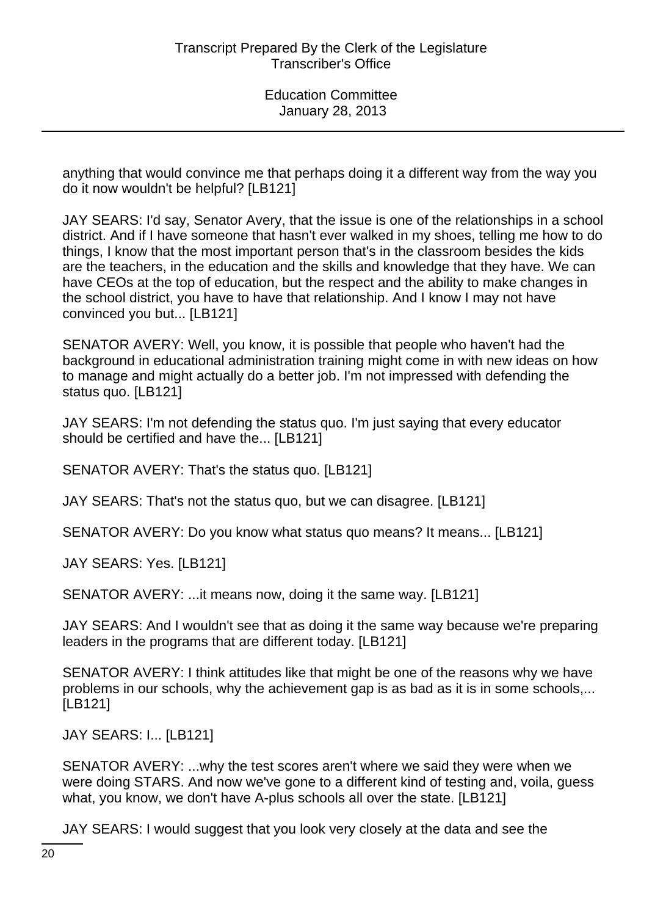anything that would convince me that perhaps doing it a different way from the way you do it now wouldn't be helpful? [LB121]

JAY SEARS: I'd say, Senator Avery, that the issue is one of the relationships in a school district. And if I have someone that hasn't ever walked in my shoes, telling me how to do things, I know that the most important person that's in the classroom besides the kids are the teachers, in the education and the skills and knowledge that they have. We can have CEOs at the top of education, but the respect and the ability to make changes in the school district, you have to have that relationship. And I know I may not have convinced you but... [LB121]

SENATOR AVERY: Well, you know, it is possible that people who haven't had the background in educational administration training might come in with new ideas on how to manage and might actually do a better job. I'm not impressed with defending the status quo. [LB121]

JAY SEARS: I'm not defending the status quo. I'm just saying that every educator should be certified and have the... [LB121]

SENATOR AVERY: That's the status quo. [LB121]

JAY SEARS: That's not the status quo, but we can disagree. [LB121]

SENATOR AVERY: Do you know what status quo means? It means... [LB121]

JAY SEARS: Yes. [LB121]

SENATOR AVERY: ...it means now, doing it the same way. [LB121]

JAY SEARS: And I wouldn't see that as doing it the same way because we're preparing leaders in the programs that are different today. [LB121]

SENATOR AVERY: I think attitudes like that might be one of the reasons why we have problems in our schools, why the achievement gap is as bad as it is in some schools,... [LB121]

JAY SEARS: I... [LB121]

SENATOR AVERY: ...why the test scores aren't where we said they were when we were doing STARS. And now we've gone to a different kind of testing and, voila, guess what, you know, we don't have A-plus schools all over the state. [LB121]

JAY SEARS: I would suggest that you look very closely at the data and see the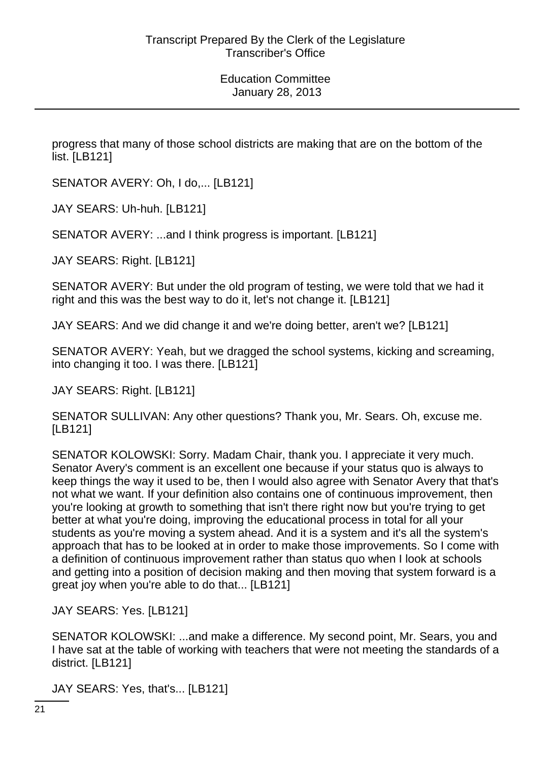progress that many of those school districts are making that are on the bottom of the list. [LB121]

SENATOR AVERY: Oh, I do,... [LB121]

JAY SEARS: Uh-huh. [LB121]

SENATOR AVERY: ...and I think progress is important. [LB121]

JAY SEARS: Right. [LB121]

SENATOR AVERY: But under the old program of testing, we were told that we had it right and this was the best way to do it, let's not change it. [LB121]

JAY SEARS: And we did change it and we're doing better, aren't we? [LB121]

SENATOR AVERY: Yeah, but we dragged the school systems, kicking and screaming, into changing it too. I was there. [LB121]

JAY SEARS: Right. [LB121]

SENATOR SULLIVAN: Any other questions? Thank you, Mr. Sears. Oh, excuse me. [LB121]

SENATOR KOLOWSKI: Sorry. Madam Chair, thank you. I appreciate it very much. Senator Avery's comment is an excellent one because if your status quo is always to keep things the way it used to be, then I would also agree with Senator Avery that that's not what we want. If your definition also contains one of continuous improvement, then you're looking at growth to something that isn't there right now but you're trying to get better at what you're doing, improving the educational process in total for all your students as you're moving a system ahead. And it is a system and it's all the system's approach that has to be looked at in order to make those improvements. So I come with a definition of continuous improvement rather than status quo when I look at schools and getting into a position of decision making and then moving that system forward is a great joy when you're able to do that... [LB121]

JAY SEARS: Yes. [LB121]

SENATOR KOLOWSKI: ...and make a difference. My second point, Mr. Sears, you and I have sat at the table of working with teachers that were not meeting the standards of a district. [LB121]

JAY SEARS: Yes, that's... [LB121]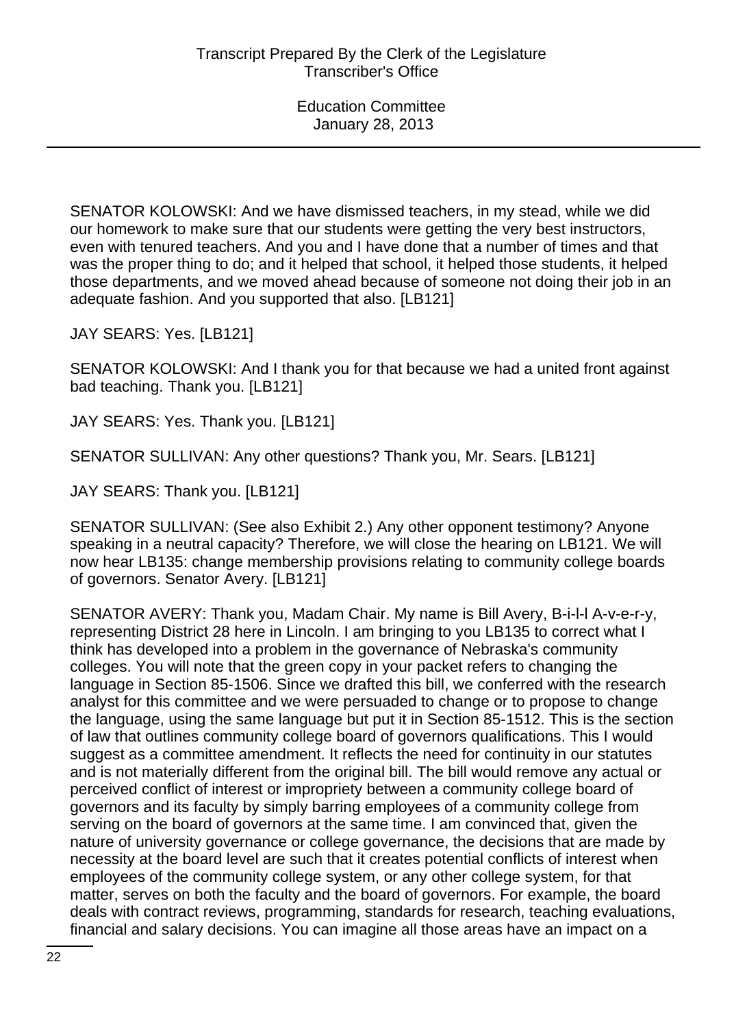SENATOR KOLOWSKI: And we have dismissed teachers, in my stead, while we did our homework to make sure that our students were getting the very best instructors, even with tenured teachers. And you and I have done that a number of times and that was the proper thing to do; and it helped that school, it helped those students, it helped those departments, and we moved ahead because of someone not doing their job in an adequate fashion. And you supported that also. [LB121]

JAY SEARS: Yes. [LB121]

SENATOR KOLOWSKI: And I thank you for that because we had a united front against bad teaching. Thank you. [LB121]

JAY SEARS: Yes. Thank you. [LB121]

SENATOR SULLIVAN: Any other questions? Thank you, Mr. Sears. [LB121]

JAY SEARS: Thank you. [LB121]

SENATOR SULLIVAN: (See also Exhibit 2.) Any other opponent testimony? Anyone speaking in a neutral capacity? Therefore, we will close the hearing on LB121. We will now hear LB135: change membership provisions relating to community college boards of governors. Senator Avery. [LB121]

SENATOR AVERY: Thank you, Madam Chair. My name is Bill Avery, B-i-l-l A-v-e-r-y, representing District 28 here in Lincoln. I am bringing to you LB135 to correct what I think has developed into a problem in the governance of Nebraska's community colleges. You will note that the green copy in your packet refers to changing the language in Section 85-1506. Since we drafted this bill, we conferred with the research analyst for this committee and we were persuaded to change or to propose to change the language, using the same language but put it in Section 85-1512. This is the section of law that outlines community college board of governors qualifications. This I would suggest as a committee amendment. It reflects the need for continuity in our statutes and is not materially different from the original bill. The bill would remove any actual or perceived conflict of interest or impropriety between a community college board of governors and its faculty by simply barring employees of a community college from serving on the board of governors at the same time. I am convinced that, given the nature of university governance or college governance, the decisions that are made by necessity at the board level are such that it creates potential conflicts of interest when employees of the community college system, or any other college system, for that matter, serves on both the faculty and the board of governors. For example, the board deals with contract reviews, programming, standards for research, teaching evaluations, financial and salary decisions. You can imagine all those areas have an impact on a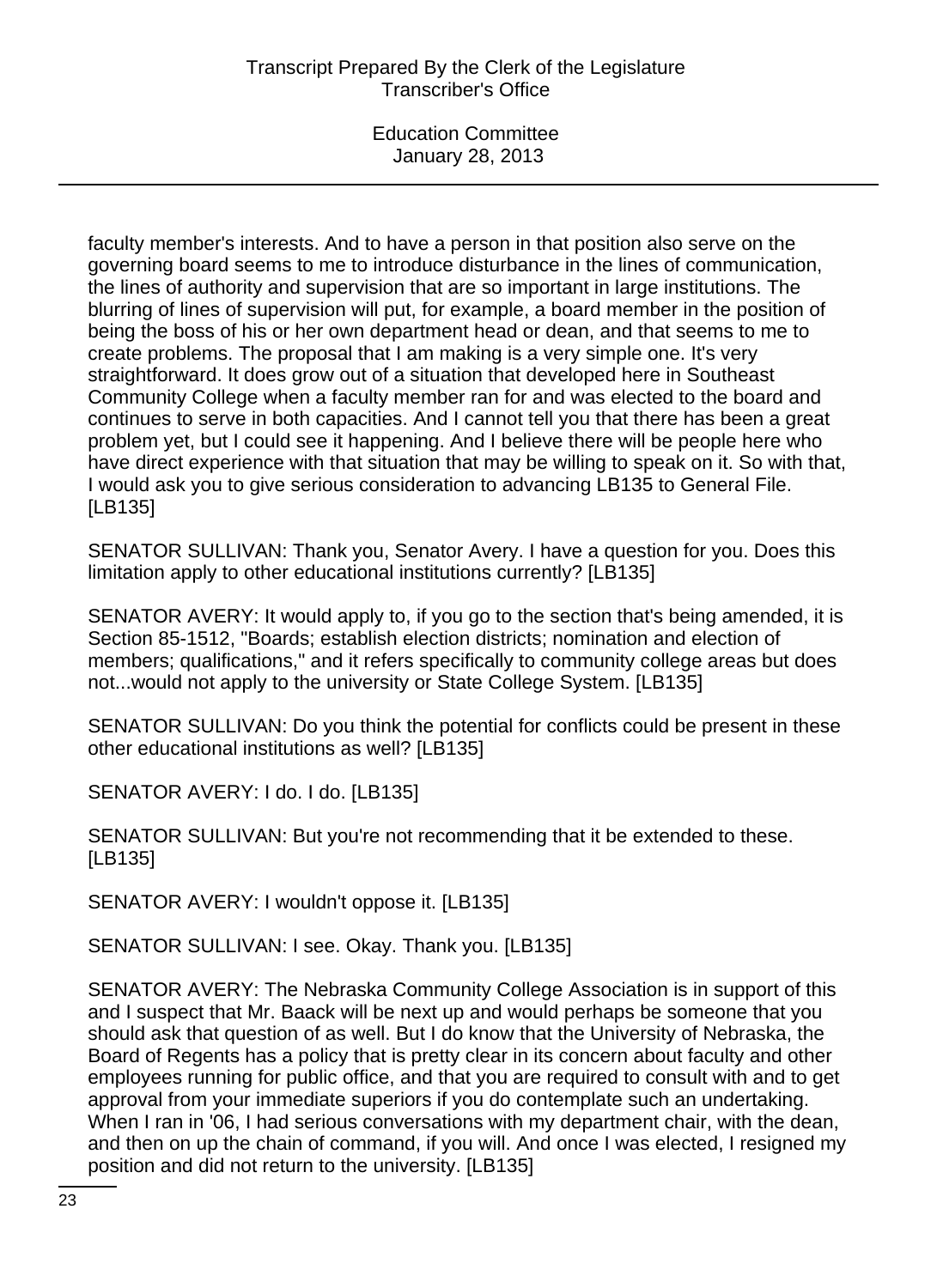faculty member's interests. And to have a person in that position also serve on the governing board seems to me to introduce disturbance in the lines of communication, the lines of authority and supervision that are so important in large institutions. The blurring of lines of supervision will put, for example, a board member in the position of being the boss of his or her own department head or dean, and that seems to me to create problems. The proposal that I am making is a very simple one. It's very straightforward. It does grow out of a situation that developed here in Southeast Community College when a faculty member ran for and was elected to the board and continues to serve in both capacities. And I cannot tell you that there has been a great problem yet, but I could see it happening. And I believe there will be people here who have direct experience with that situation that may be willing to speak on it. So with that, I would ask you to give serious consideration to advancing LB135 to General File. [LB135]

SENATOR SULLIVAN: Thank you, Senator Avery. I have a question for you. Does this limitation apply to other educational institutions currently? [LB135]

SENATOR AVERY: It would apply to, if you go to the section that's being amended, it is Section 85-1512, "Boards; establish election districts; nomination and election of members; qualifications," and it refers specifically to community college areas but does not...would not apply to the university or State College System. [LB135]

SENATOR SULLIVAN: Do you think the potential for conflicts could be present in these other educational institutions as well? [LB135]

SENATOR AVERY: I do. I do. [LB135]

SENATOR SULLIVAN: But you're not recommending that it be extended to these. [LB135]

SENATOR AVERY: I wouldn't oppose it. [LB135]

SENATOR SULLIVAN: I see. Okay. Thank you. [LB135]

SENATOR AVERY: The Nebraska Community College Association is in support of this and I suspect that Mr. Baack will be next up and would perhaps be someone that you should ask that question of as well. But I do know that the University of Nebraska, the Board of Regents has a policy that is pretty clear in its concern about faculty and other employees running for public office, and that you are required to consult with and to get approval from your immediate superiors if you do contemplate such an undertaking. When I ran in '06, I had serious conversations with my department chair, with the dean, and then on up the chain of command, if you will. And once I was elected, I resigned my position and did not return to the university. [LB135]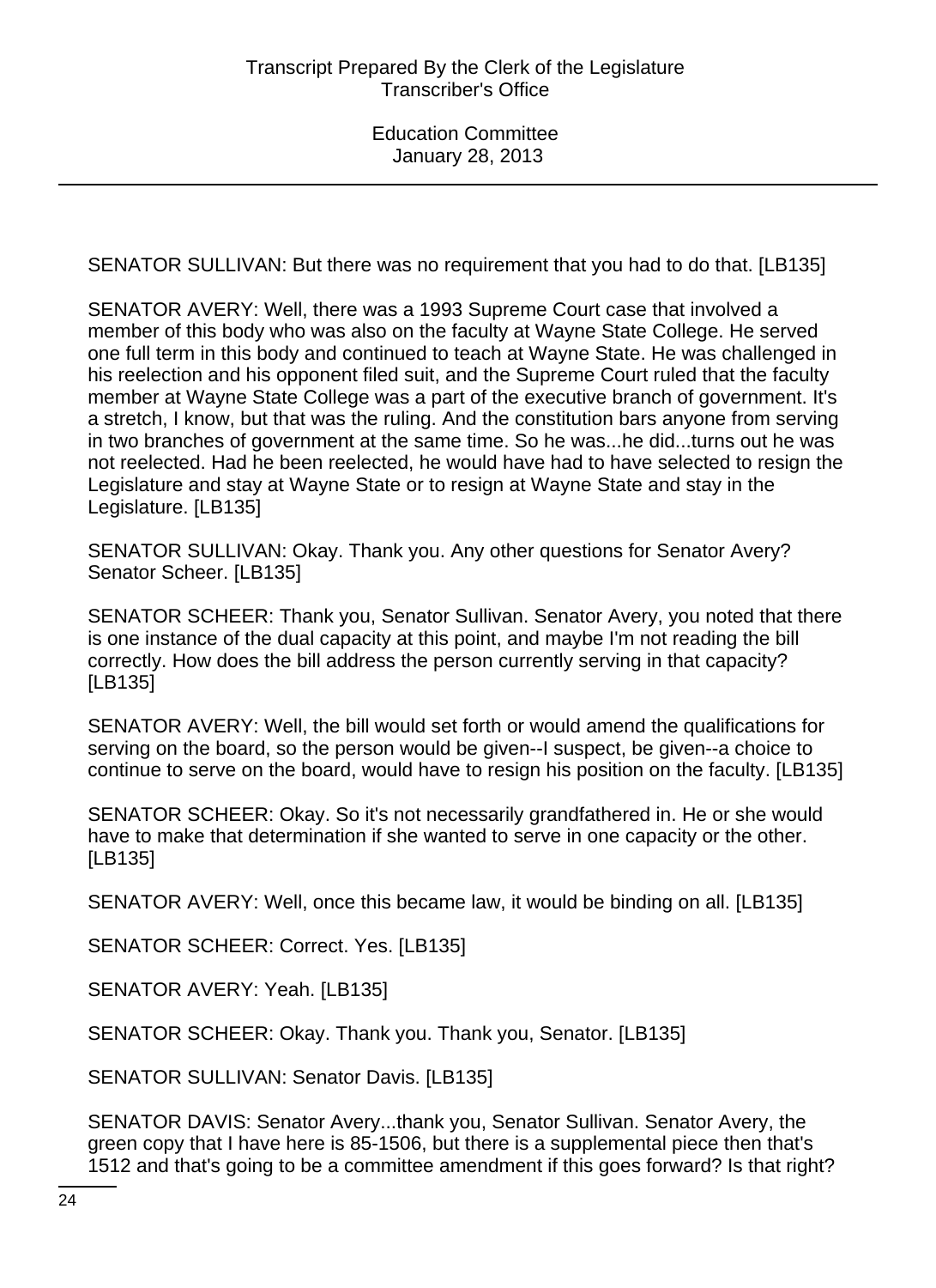SENATOR SULLIVAN: But there was no requirement that you had to do that. [LB135]

SENATOR AVERY: Well, there was a 1993 Supreme Court case that involved a member of this body who was also on the faculty at Wayne State College. He served one full term in this body and continued to teach at Wayne State. He was challenged in his reelection and his opponent filed suit, and the Supreme Court ruled that the faculty member at Wayne State College was a part of the executive branch of government. It's a stretch, I know, but that was the ruling. And the constitution bars anyone from serving in two branches of government at the same time. So he was...he did...turns out he was not reelected. Had he been reelected, he would have had to have selected to resign the Legislature and stay at Wayne State or to resign at Wayne State and stay in the Legislature. [LB135]

SENATOR SULLIVAN: Okay. Thank you. Any other questions for Senator Avery? Senator Scheer. [LB135]

SENATOR SCHEER: Thank you, Senator Sullivan. Senator Avery, you noted that there is one instance of the dual capacity at this point, and maybe I'm not reading the bill correctly. How does the bill address the person currently serving in that capacity? [LB135]

SENATOR AVERY: Well, the bill would set forth or would amend the qualifications for serving on the board, so the person would be given--I suspect, be given--a choice to continue to serve on the board, would have to resign his position on the faculty. [LB135]

SENATOR SCHEER: Okay. So it's not necessarily grandfathered in. He or she would have to make that determination if she wanted to serve in one capacity or the other. [LB135]

SENATOR AVERY: Well, once this became law, it would be binding on all. [LB135]

SENATOR SCHEER: Correct. Yes. [LB135]

SENATOR AVERY: Yeah. [LB135]

SENATOR SCHEER: Okay. Thank you. Thank you, Senator. [LB135]

SENATOR SULLIVAN: Senator Davis. [LB135]

SENATOR DAVIS: Senator Avery...thank you, Senator Sullivan. Senator Avery, the green copy that I have here is 85-1506, but there is a supplemental piece then that's 1512 and that's going to be a committee amendment if this goes forward? Is that right?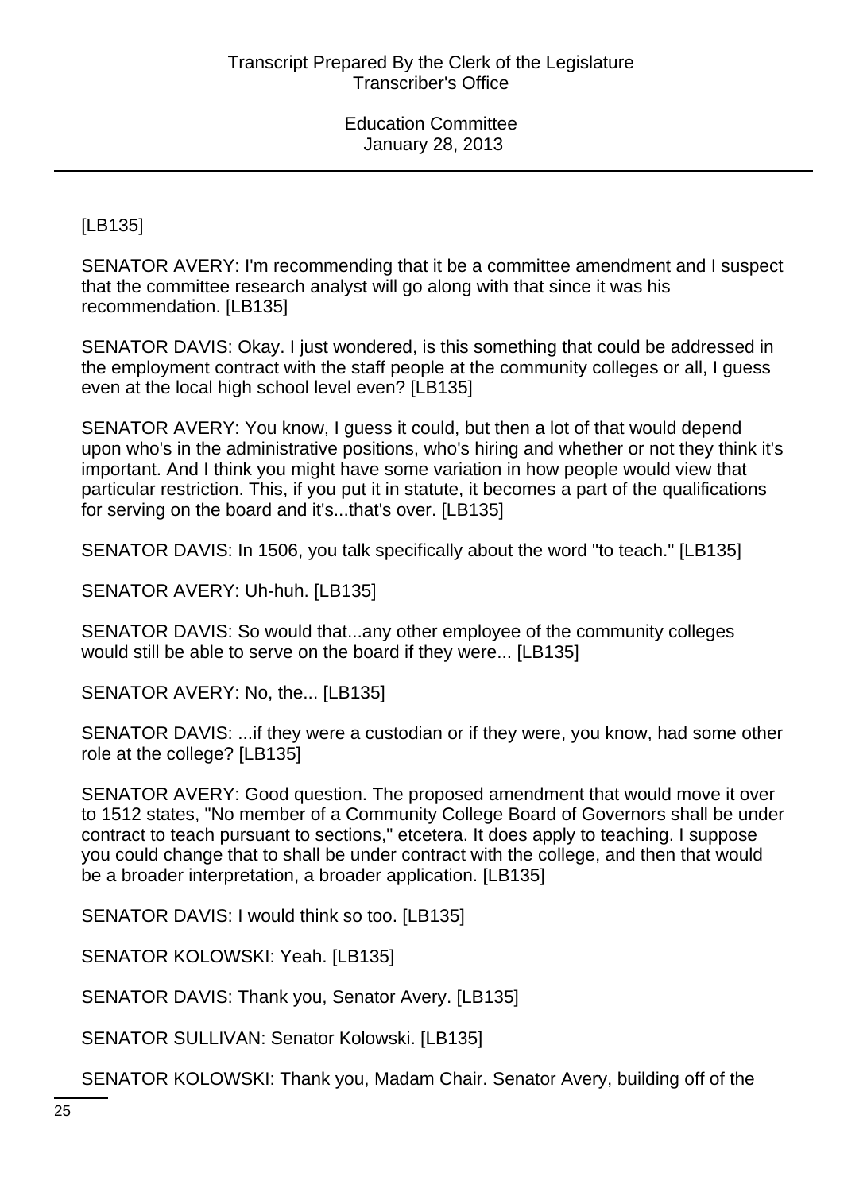[LB135]

SENATOR AVERY: I'm recommending that it be a committee amendment and I suspect that the committee research analyst will go along with that since it was his recommendation. [LB135]

SENATOR DAVIS: Okay. I just wondered, is this something that could be addressed in the employment contract with the staff people at the community colleges or all, I guess even at the local high school level even? [LB135]

SENATOR AVERY: You know, I guess it could, but then a lot of that would depend upon who's in the administrative positions, who's hiring and whether or not they think it's important. And I think you might have some variation in how people would view that particular restriction. This, if you put it in statute, it becomes a part of the qualifications for serving on the board and it's...that's over. [LB135]

SENATOR DAVIS: In 1506, you talk specifically about the word "to teach." [LB135]

SENATOR AVERY: Uh-huh. [LB135]

SENATOR DAVIS: So would that...any other employee of the community colleges would still be able to serve on the board if they were... [LB135]

SENATOR AVERY: No, the... [LB135]

SENATOR DAVIS: ...if they were a custodian or if they were, you know, had some other role at the college? [LB135]

SENATOR AVERY: Good question. The proposed amendment that would move it over to 1512 states, "No member of a Community College Board of Governors shall be under contract to teach pursuant to sections," etcetera. It does apply to teaching. I suppose you could change that to shall be under contract with the college, and then that would be a broader interpretation, a broader application. [LB135]

SENATOR DAVIS: I would think so too. [LB135]

SENATOR KOLOWSKI: Yeah. [LB135]

SENATOR DAVIS: Thank you, Senator Avery. [LB135]

SENATOR SULLIVAN: Senator Kolowski. [LB135]

SENATOR KOLOWSKI: Thank you, Madam Chair. Senator Avery, building off of the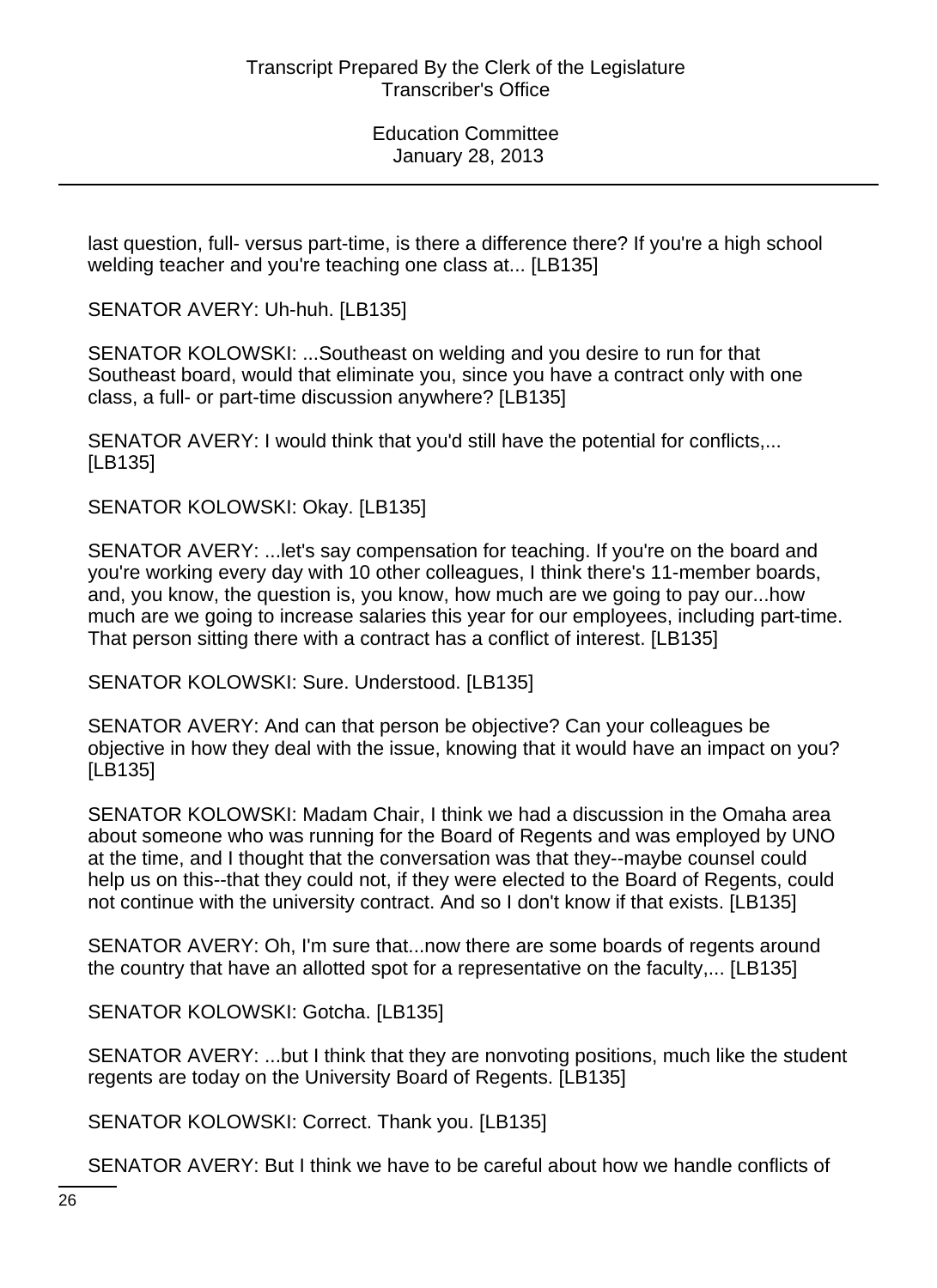last question, full- versus part-time, is there a difference there? If you're a high school welding teacher and you're teaching one class at... [LB135]

SENATOR AVERY: Uh-huh. [LB135]

SENATOR KOLOWSKI: ...Southeast on welding and you desire to run for that Southeast board, would that eliminate you, since you have a contract only with one class, a full- or part-time discussion anywhere? [LB135]

SENATOR AVERY: I would think that you'd still have the potential for conflicts,... [LB135]

SENATOR KOLOWSKI: Okay. [LB135]

SENATOR AVERY: ...let's say compensation for teaching. If you're on the board and you're working every day with 10 other colleagues, I think there's 11-member boards, and, you know, the question is, you know, how much are we going to pay our...how much are we going to increase salaries this year for our employees, including part-time. That person sitting there with a contract has a conflict of interest. [LB135]

SENATOR KOLOWSKI: Sure. Understood. [LB135]

SENATOR AVERY: And can that person be objective? Can your colleagues be objective in how they deal with the issue, knowing that it would have an impact on you? [LB135]

SENATOR KOLOWSKI: Madam Chair, I think we had a discussion in the Omaha area about someone who was running for the Board of Regents and was employed by UNO at the time, and I thought that the conversation was that they--maybe counsel could help us on this--that they could not, if they were elected to the Board of Regents, could not continue with the university contract. And so I don't know if that exists. [LB135]

SENATOR AVERY: Oh, I'm sure that...now there are some boards of regents around the country that have an allotted spot for a representative on the faculty,... [LB135]

SENATOR KOLOWSKI: Gotcha. [LB135]

SENATOR AVERY: ...but I think that they are nonvoting positions, much like the student regents are today on the University Board of Regents. [LB135]

SENATOR KOLOWSKI: Correct. Thank you. [LB135]

SENATOR AVERY: But I think we have to be careful about how we handle conflicts of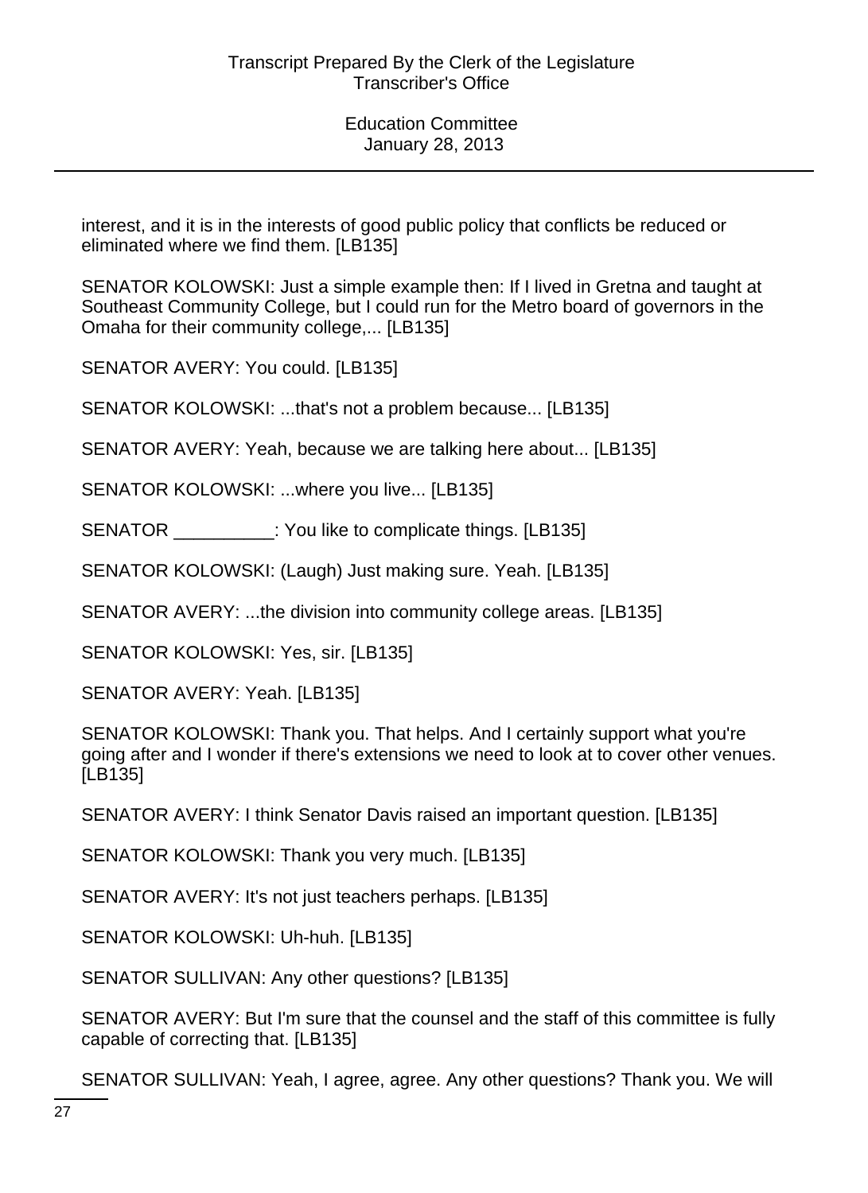interest, and it is in the interests of good public policy that conflicts be reduced or eliminated where we find them. [LB135]

SENATOR KOLOWSKI: Just a simple example then: If I lived in Gretna and taught at Southeast Community College, but I could run for the Metro board of governors in the Omaha for their community college,... [LB135]

SENATOR AVERY: You could. [LB135]

SENATOR KOLOWSKI: ...that's not a problem because... [LB135]

SENATOR AVERY: Yeah, because we are talking here about... [LB135]

SENATOR KOLOWSKI: ...where you live... [LB135]

SENATOR __________: You like to complicate things. [LB135]

SENATOR KOLOWSKI: (Laugh) Just making sure. Yeah. [LB135]

SENATOR AVERY: ...the division into community college areas. [LB135]

SENATOR KOLOWSKI: Yes, sir. [LB135]

SENATOR AVERY: Yeah. [LB135]

SENATOR KOLOWSKI: Thank you. That helps. And I certainly support what you're going after and I wonder if there's extensions we need to look at to cover other venues. [LB135]

SENATOR AVERY: I think Senator Davis raised an important question. [LB135]

SENATOR KOLOWSKI: Thank you very much. [LB135]

SENATOR AVERY: It's not just teachers perhaps. [LB135]

SENATOR KOLOWSKI: Uh-huh. [LB135]

SENATOR SULLIVAN: Any other questions? [LB135]

SENATOR AVERY: But I'm sure that the counsel and the staff of this committee is fully capable of correcting that. [LB135]

SENATOR SULLIVAN: Yeah, I agree, agree. Any other questions? Thank you. We will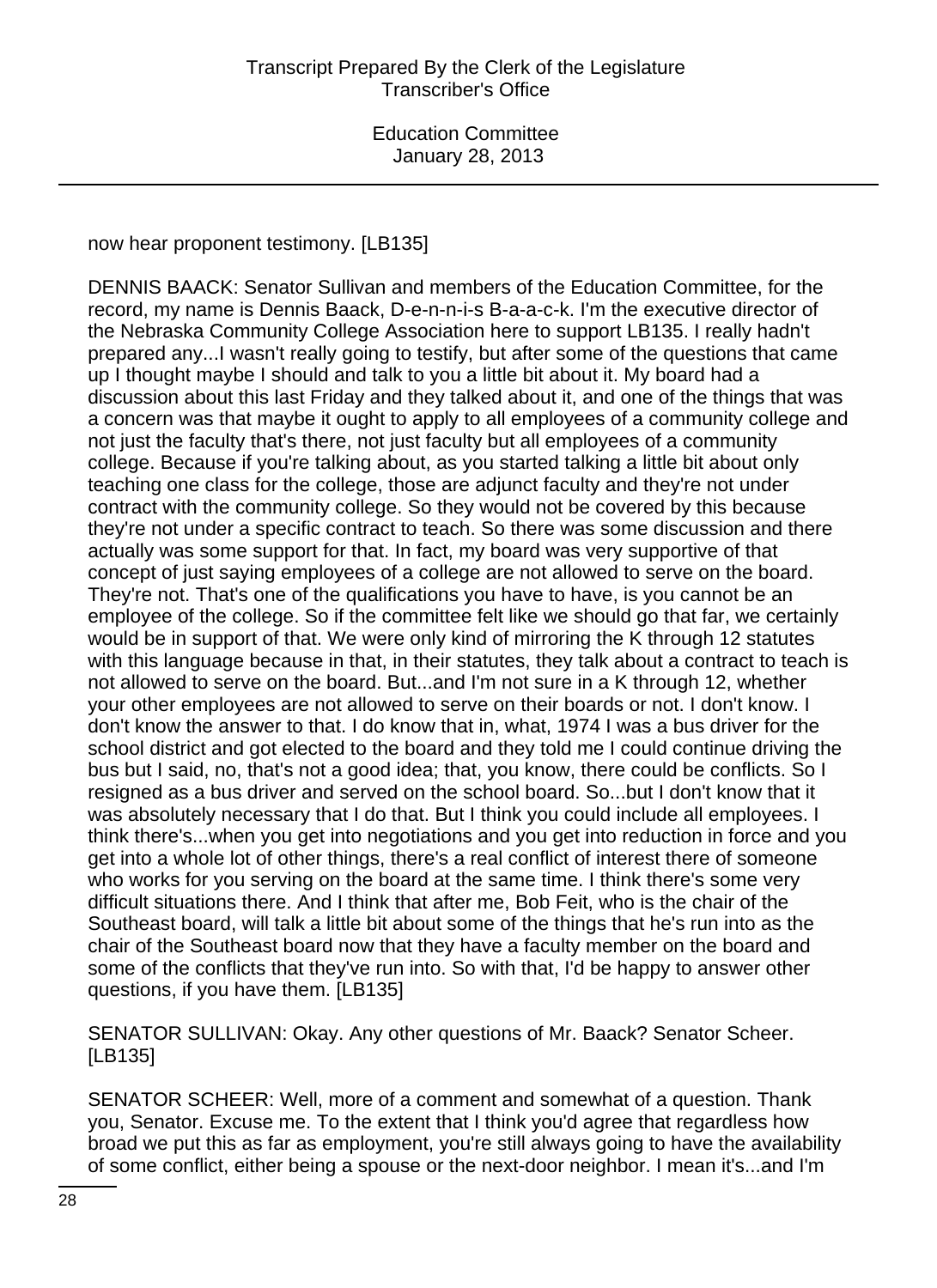now hear proponent testimony. [LB135]

DENNIS BAACK: Senator Sullivan and members of the Education Committee, for the record, my name is Dennis Baack, D-e-n-n-i-s B-a-a-c-k. I'm the executive director of the Nebraska Community College Association here to support LB135. I really hadn't prepared any...I wasn't really going to testify, but after some of the questions that came up I thought maybe I should and talk to you a little bit about it. My board had a discussion about this last Friday and they talked about it, and one of the things that was a concern was that maybe it ought to apply to all employees of a community college and not just the faculty that's there, not just faculty but all employees of a community college. Because if you're talking about, as you started talking a little bit about only teaching one class for the college, those are adjunct faculty and they're not under contract with the community college. So they would not be covered by this because they're not under a specific contract to teach. So there was some discussion and there actually was some support for that. In fact, my board was very supportive of that concept of just saying employees of a college are not allowed to serve on the board. They're not. That's one of the qualifications you have to have, is you cannot be an employee of the college. So if the committee felt like we should go that far, we certainly would be in support of that. We were only kind of mirroring the K through 12 statutes with this language because in that, in their statutes, they talk about a contract to teach is not allowed to serve on the board. But...and I'm not sure in a K through 12, whether your other employees are not allowed to serve on their boards or not. I don't know. I don't know the answer to that. I do know that in, what, 1974 I was a bus driver for the school district and got elected to the board and they told me I could continue driving the bus but I said, no, that's not a good idea; that, you know, there could be conflicts. So I resigned as a bus driver and served on the school board. So...but I don't know that it was absolutely necessary that I do that. But I think you could include all employees. I think there's...when you get into negotiations and you get into reduction in force and you get into a whole lot of other things, there's a real conflict of interest there of someone who works for you serving on the board at the same time. I think there's some very difficult situations there. And I think that after me, Bob Feit, who is the chair of the Southeast board, will talk a little bit about some of the things that he's run into as the chair of the Southeast board now that they have a faculty member on the board and some of the conflicts that they've run into. So with that, I'd be happy to answer other questions, if you have them. [LB135]

SENATOR SULLIVAN: Okay. Any other questions of Mr. Baack? Senator Scheer. [LB135]

SENATOR SCHEER: Well, more of a comment and somewhat of a question. Thank you, Senator. Excuse me. To the extent that I think you'd agree that regardless how broad we put this as far as employment, you're still always going to have the availability of some conflict, either being a spouse or the next-door neighbor. I mean it's...and I'm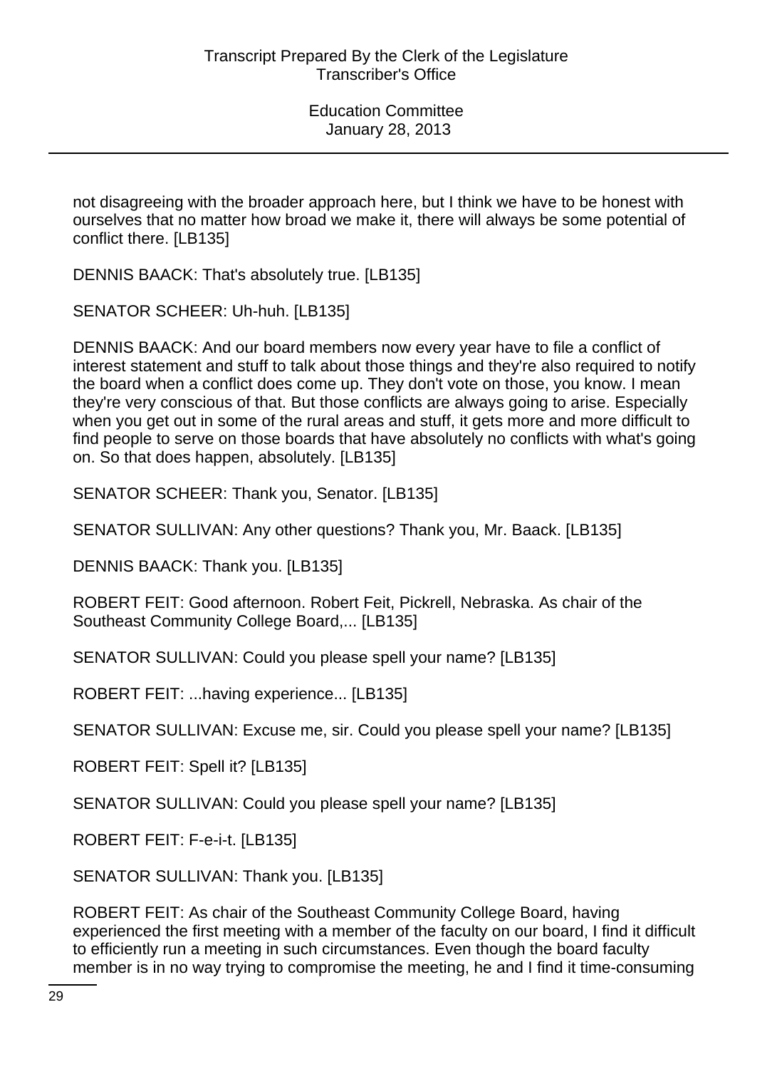not disagreeing with the broader approach here, but I think we have to be honest with ourselves that no matter how broad we make it, there will always be some potential of conflict there. [LB135]

DENNIS BAACK: That's absolutely true. [LB135]

SENATOR SCHEER: Uh-huh. [LB135]

DENNIS BAACK: And our board members now every year have to file a conflict of interest statement and stuff to talk about those things and they're also required to notify the board when a conflict does come up. They don't vote on those, you know. I mean they're very conscious of that. But those conflicts are always going to arise. Especially when you get out in some of the rural areas and stuff, it gets more and more difficult to find people to serve on those boards that have absolutely no conflicts with what's going on. So that does happen, absolutely. [LB135]

SENATOR SCHEER: Thank you, Senator. [LB135]

SENATOR SULLIVAN: Any other questions? Thank you, Mr. Baack. [LB135]

DENNIS BAACK: Thank you. [LB135]

ROBERT FEIT: Good afternoon. Robert Feit, Pickrell, Nebraska. As chair of the Southeast Community College Board,... [LB135]

SENATOR SULLIVAN: Could you please spell your name? [LB135]

ROBERT FEIT: ...having experience... [LB135]

SENATOR SULLIVAN: Excuse me, sir. Could you please spell your name? [LB135]

ROBERT FEIT: Spell it? [LB135]

SENATOR SULLIVAN: Could you please spell your name? [LB135]

ROBERT FEIT: F-e-i-t. [LB135]

SENATOR SULLIVAN: Thank you. [LB135]

ROBERT FEIT: As chair of the Southeast Community College Board, having experienced the first meeting with a member of the faculty on our board, I find it difficult to efficiently run a meeting in such circumstances. Even though the board faculty member is in no way trying to compromise the meeting, he and I find it time-consuming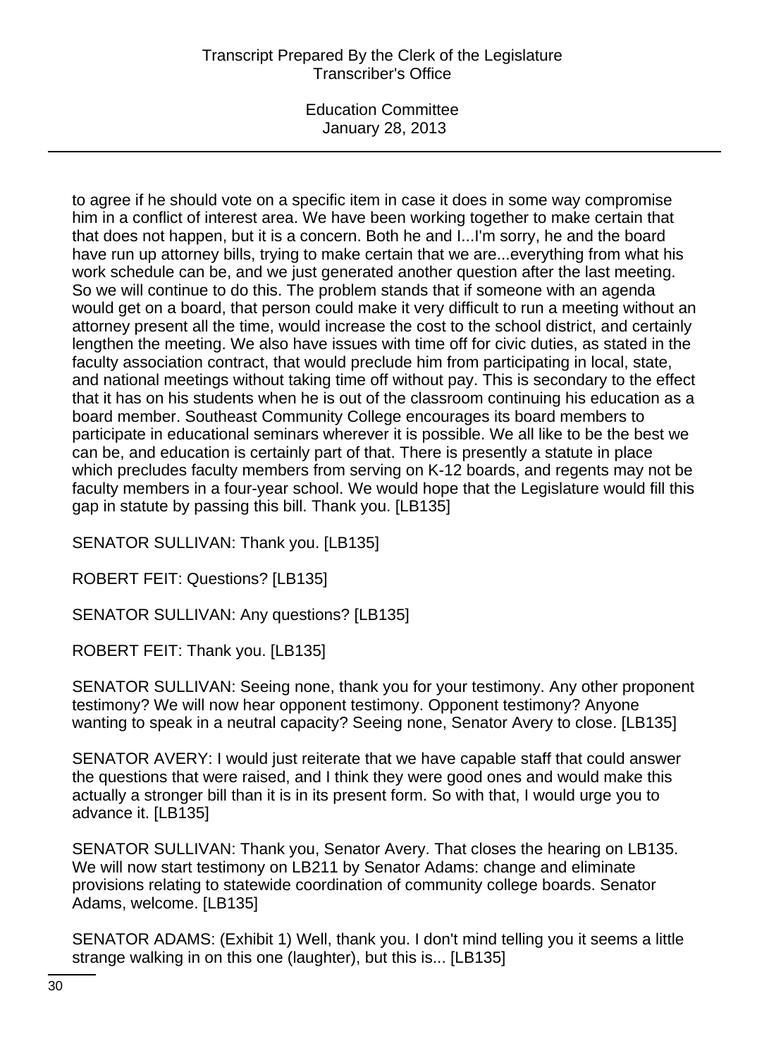to agree if he should vote on a specific item in case it does in some way compromise him in a conflict of interest area. We have been working together to make certain that that does not happen, but it is a concern. Both he and I...I'm sorry, he and the board have run up attorney bills, trying to make certain that we are...everything from what his work schedule can be, and we just generated another question after the last meeting. So we will continue to do this. The problem stands that if someone with an agenda would get on a board, that person could make it very difficult to run a meeting without an attorney present all the time, would increase the cost to the school district, and certainly lengthen the meeting. We also have issues with time off for civic duties, as stated in the faculty association contract, that would preclude him from participating in local, state, and national meetings without taking time off without pay. This is secondary to the effect that it has on his students when he is out of the classroom continuing his education as a board member. Southeast Community College encourages its board members to participate in educational seminars wherever it is possible. We all like to be the best we can be, and education is certainly part of that. There is presently a statute in place which precludes faculty members from serving on K-12 boards, and regents may not be faculty members in a four-year school. We would hope that the Legislature would fill this gap in statute by passing this bill. Thank you. [LB135]

SENATOR SULLIVAN: Thank you. [LB135]

ROBERT FEIT: Questions? [LB135]

SENATOR SULLIVAN: Any questions? [LB135]

ROBERT FEIT: Thank you. [LB135]

SENATOR SULLIVAN: Seeing none, thank you for your testimony. Any other proponent testimony? We will now hear opponent testimony. Opponent testimony? Anyone wanting to speak in a neutral capacity? Seeing none, Senator Avery to close. [LB135]

SENATOR AVERY: I would just reiterate that we have capable staff that could answer the questions that were raised, and I think they were good ones and would make this actually a stronger bill than it is in its present form. So with that, I would urge you to advance it. [LB135]

SENATOR SULLIVAN: Thank you, Senator Avery. That closes the hearing on LB135. We will now start testimony on LB211 by Senator Adams: change and eliminate provisions relating to statewide coordination of community college boards. Senator Adams, welcome. [LB135]

SENATOR ADAMS: (Exhibit 1) Well, thank you. I don't mind telling you it seems a little strange walking in on this one (laughter), but this is... [LB135]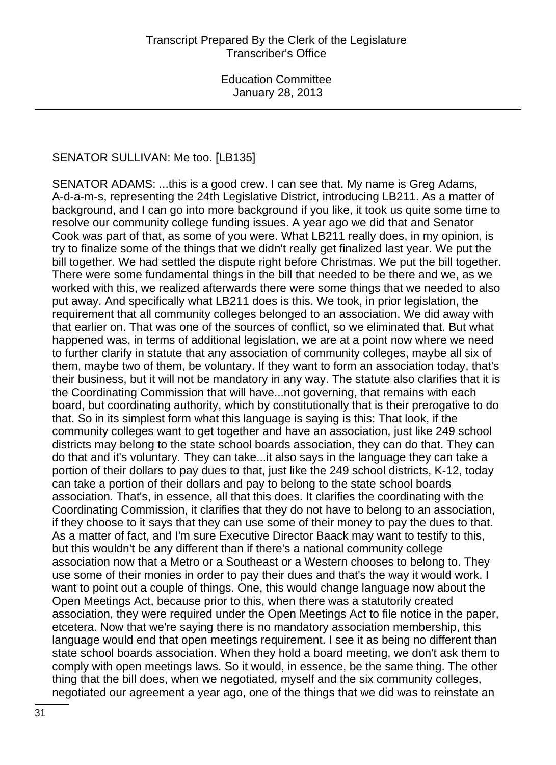SENATOR SULLIVAN: Me too. [LB135]

SENATOR ADAMS: ...this is a good crew. I can see that. My name is Greg Adams, A-d-a-m-s, representing the 24th Legislative District, introducing LB211. As a matter of background, and I can go into more background if you like, it took us quite some time to resolve our community college funding issues. A year ago we did that and Senator Cook was part of that, as some of you were. What LB211 really does, in my opinion, is try to finalize some of the things that we didn't really get finalized last year. We put the bill together. We had settled the dispute right before Christmas. We put the bill together. There were some fundamental things in the bill that needed to be there and we, as we worked with this, we realized afterwards there were some things that we needed to also put away. And specifically what LB211 does is this. We took, in prior legislation, the requirement that all community colleges belonged to an association. We did away with that earlier on. That was one of the sources of conflict, so we eliminated that. But what happened was, in terms of additional legislation, we are at a point now where we need to further clarify in statute that any association of community colleges, maybe all six of them, maybe two of them, be voluntary. If they want to form an association today, that's their business, but it will not be mandatory in any way. The statute also clarifies that it is the Coordinating Commission that will have...not governing, that remains with each board, but coordinating authority, which by constitutionally that is their prerogative to do that. So in its simplest form what this language is saying is this: That look, if the community colleges want to get together and have an association, just like 249 school districts may belong to the state school boards association, they can do that. They can do that and it's voluntary. They can take...it also says in the language they can take a portion of their dollars to pay dues to that, just like the 249 school districts, K-12, today can take a portion of their dollars and pay to belong to the state school boards association. That's, in essence, all that this does. It clarifies the coordinating with the Coordinating Commission, it clarifies that they do not have to belong to an association, if they choose to it says that they can use some of their money to pay the dues to that. As a matter of fact, and I'm sure Executive Director Baack may want to testify to this, but this wouldn't be any different than if there's a national community college association now that a Metro or a Southeast or a Western chooses to belong to. They use some of their monies in order to pay their dues and that's the way it would work. I want to point out a couple of things. One, this would change language now about the Open Meetings Act, because prior to this, when there was a statutorily created association, they were required under the Open Meetings Act to file notice in the paper, etcetera. Now that we're saying there is no mandatory association membership, this language would end that open meetings requirement. I see it as being no different than state school boards association. When they hold a board meeting, we don't ask them to comply with open meetings laws. So it would, in essence, be the same thing. The other thing that the bill does, when we negotiated, myself and the six community colleges, negotiated our agreement a year ago, one of the things that we did was to reinstate an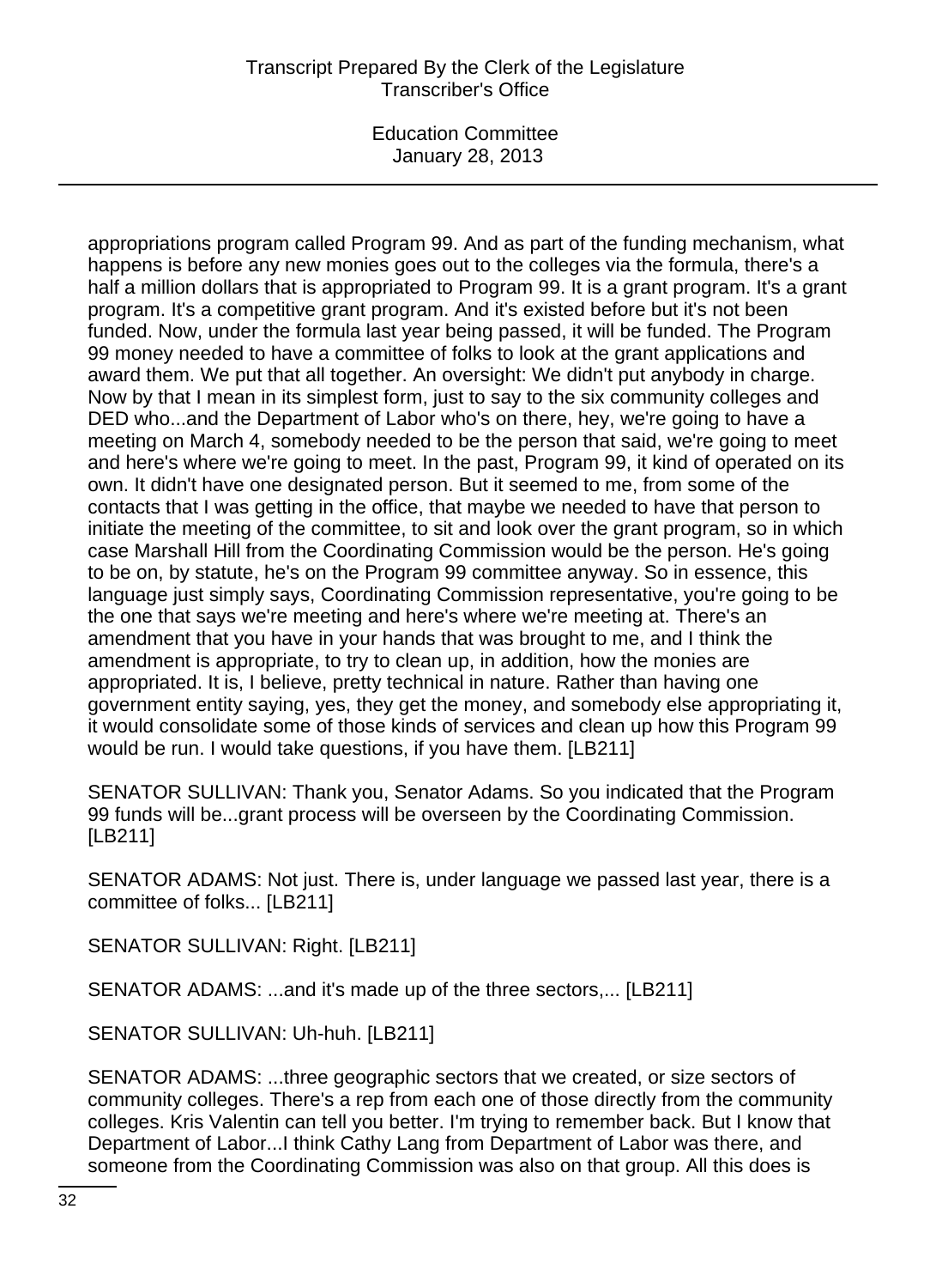appropriations program called Program 99. And as part of the funding mechanism, what happens is before any new monies goes out to the colleges via the formula, there's a half a million dollars that is appropriated to Program 99. It is a grant program. It's a grant program. It's a competitive grant program. And it's existed before but it's not been funded. Now, under the formula last year being passed, it will be funded. The Program 99 money needed to have a committee of folks to look at the grant applications and award them. We put that all together. An oversight: We didn't put anybody in charge. Now by that I mean in its simplest form, just to say to the six community colleges and DED who...and the Department of Labor who's on there, hey, we're going to have a meeting on March 4, somebody needed to be the person that said, we're going to meet and here's where we're going to meet. In the past, Program 99, it kind of operated on its own. It didn't have one designated person. But it seemed to me, from some of the contacts that I was getting in the office, that maybe we needed to have that person to initiate the meeting of the committee, to sit and look over the grant program, so in which case Marshall Hill from the Coordinating Commission would be the person. He's going to be on, by statute, he's on the Program 99 committee anyway. So in essence, this language just simply says, Coordinating Commission representative, you're going to be the one that says we're meeting and here's where we're meeting at. There's an amendment that you have in your hands that was brought to me, and I think the amendment is appropriate, to try to clean up, in addition, how the monies are appropriated. It is, I believe, pretty technical in nature. Rather than having one government entity saying, yes, they get the money, and somebody else appropriating it, it would consolidate some of those kinds of services and clean up how this Program 99 would be run. I would take questions, if you have them. [LB211]

SENATOR SULLIVAN: Thank you, Senator Adams. So you indicated that the Program 99 funds will be...grant process will be overseen by the Coordinating Commission. [LB211]

SENATOR ADAMS: Not just. There is, under language we passed last year, there is a committee of folks... [LB211]

SENATOR SULLIVAN: Right. [LB211]

SENATOR ADAMS: ...and it's made up of the three sectors,... [LB211]

SENATOR SULLIVAN: Uh-huh. [LB211]

SENATOR ADAMS: ...three geographic sectors that we created, or size sectors of community colleges. There's a rep from each one of those directly from the community colleges. Kris Valentin can tell you better. I'm trying to remember back. But I know that Department of Labor...I think Cathy Lang from Department of Labor was there, and someone from the Coordinating Commission was also on that group. All this does is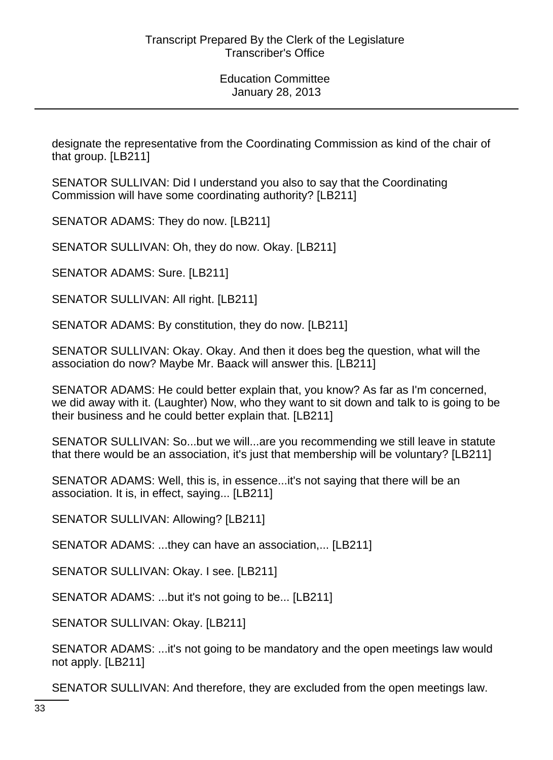designate the representative from the Coordinating Commission as kind of the chair of that group. [LB211]

SENATOR SULLIVAN: Did I understand you also to say that the Coordinating Commission will have some coordinating authority? [LB211]

SENATOR ADAMS: They do now. [LB211]

SENATOR SULLIVAN: Oh, they do now. Okay. [LB211]

SENATOR ADAMS: Sure. [LB211]

SENATOR SULLIVAN: All right. [LB211]

SENATOR ADAMS: By constitution, they do now. [LB211]

SENATOR SULLIVAN: Okay. Okay. And then it does beg the question, what will the association do now? Maybe Mr. Baack will answer this. [LB211]

SENATOR ADAMS: He could better explain that, you know? As far as I'm concerned, we did away with it. (Laughter) Now, who they want to sit down and talk to is going to be their business and he could better explain that. [LB211]

SENATOR SULLIVAN: So...but we will...are you recommending we still leave in statute that there would be an association, it's just that membership will be voluntary? [LB211]

SENATOR ADAMS: Well, this is, in essence...it's not saying that there will be an association. It is, in effect, saying... [LB211]

SENATOR SULLIVAN: Allowing? [LB211]

SENATOR ADAMS: ...they can have an association,... [LB211]

SENATOR SULLIVAN: Okay. I see. [LB211]

SENATOR ADAMS: ...but it's not going to be... [LB211]

SENATOR SULLIVAN: Okay. [LB211]

SENATOR ADAMS: ...it's not going to be mandatory and the open meetings law would not apply. [LB211]

SENATOR SULLIVAN: And therefore, they are excluded from the open meetings law.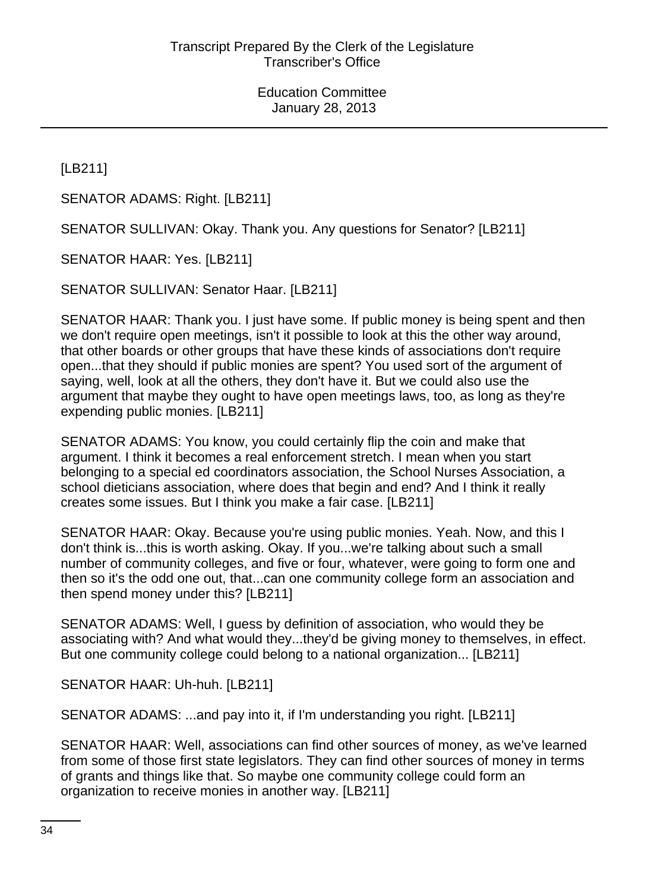[LB211]

SENATOR ADAMS: Right. [LB211]

SENATOR SULLIVAN: Okay. Thank you. Any questions for Senator? [LB211]

SENATOR HAAR: Yes. [LB211]

SENATOR SULLIVAN: Senator Haar. [LB211]

SENATOR HAAR: Thank you. I just have some. If public money is being spent and then we don't require open meetings, isn't it possible to look at this the other way around, that other boards or other groups that have these kinds of associations don't require open...that they should if public monies are spent? You used sort of the argument of saying, well, look at all the others, they don't have it. But we could also use the argument that maybe they ought to have open meetings laws, too, as long as they're expending public monies. [LB211]

SENATOR ADAMS: You know, you could certainly flip the coin and make that argument. I think it becomes a real enforcement stretch. I mean when you start belonging to a special ed coordinators association, the School Nurses Association, a school dieticians association, where does that begin and end? And I think it really creates some issues. But I think you make a fair case. [LB211]

SENATOR HAAR: Okay. Because you're using public monies. Yeah. Now, and this I don't think is...this is worth asking. Okay. If you...we're talking about such a small number of community colleges, and five or four, whatever, were going to form one and then so it's the odd one out, that...can one community college form an association and then spend money under this? [LB211]

SENATOR ADAMS: Well, I guess by definition of association, who would they be associating with? And what would they...they'd be giving money to themselves, in effect. But one community college could belong to a national organization... [LB211]

SENATOR HAAR: Uh-huh. [LB211]

SENATOR ADAMS: ...and pay into it, if I'm understanding you right. [LB211]

SENATOR HAAR: Well, associations can find other sources of money, as we've learned from some of those first state legislators. They can find other sources of money in terms of grants and things like that. So maybe one community college could form an organization to receive monies in another way. [LB211]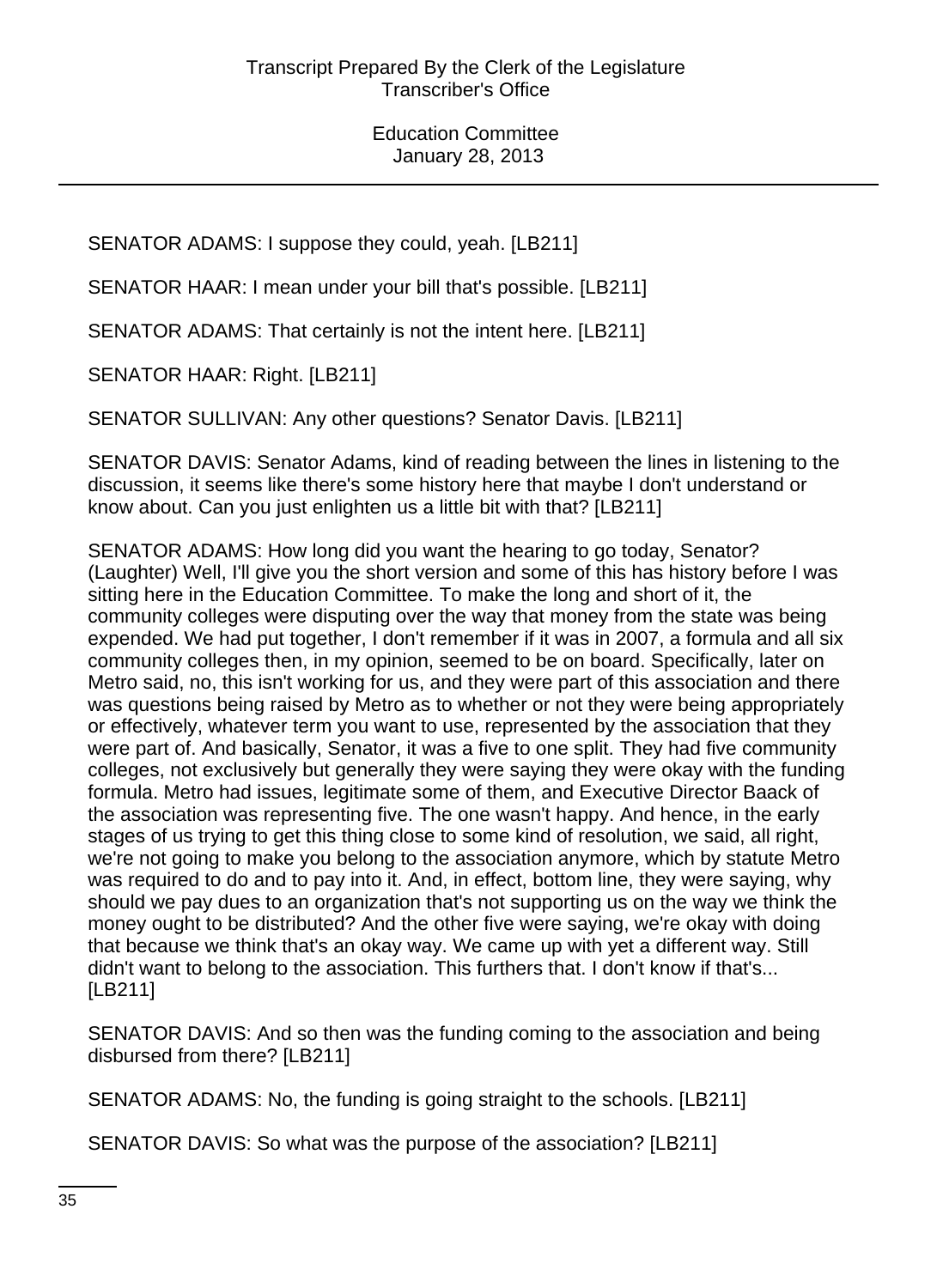SENATOR ADAMS: I suppose they could, yeah. [LB211]

SENATOR HAAR: I mean under your bill that's possible. [LB211]

SENATOR ADAMS: That certainly is not the intent here. [LB211]

SENATOR HAAR: Right. [LB211]

SENATOR SULLIVAN: Any other questions? Senator Davis. [LB211]

SENATOR DAVIS: Senator Adams, kind of reading between the lines in listening to the discussion, it seems like there's some history here that maybe I don't understand or know about. Can you just enlighten us a little bit with that? [LB211]

SENATOR ADAMS: How long did you want the hearing to go today, Senator? (Laughter) Well, I'll give you the short version and some of this has history before I was sitting here in the Education Committee. To make the long and short of it, the community colleges were disputing over the way that money from the state was being expended. We had put together, I don't remember if it was in 2007, a formula and all six community colleges then, in my opinion, seemed to be on board. Specifically, later on Metro said, no, this isn't working for us, and they were part of this association and there was questions being raised by Metro as to whether or not they were being appropriately or effectively, whatever term you want to use, represented by the association that they were part of. And basically, Senator, it was a five to one split. They had five community colleges, not exclusively but generally they were saying they were okay with the funding formula. Metro had issues, legitimate some of them, and Executive Director Baack of the association was representing five. The one wasn't happy. And hence, in the early stages of us trying to get this thing close to some kind of resolution, we said, all right, we're not going to make you belong to the association anymore, which by statute Metro was required to do and to pay into it. And, in effect, bottom line, they were saying, why should we pay dues to an organization that's not supporting us on the way we think the money ought to be distributed? And the other five were saying, we're okay with doing that because we think that's an okay way. We came up with yet a different way. Still didn't want to belong to the association. This furthers that. I don't know if that's... [LB211]

SENATOR DAVIS: And so then was the funding coming to the association and being disbursed from there? [LB211]

SENATOR ADAMS: No, the funding is going straight to the schools. [LB211]

SENATOR DAVIS: So what was the purpose of the association? [LB211]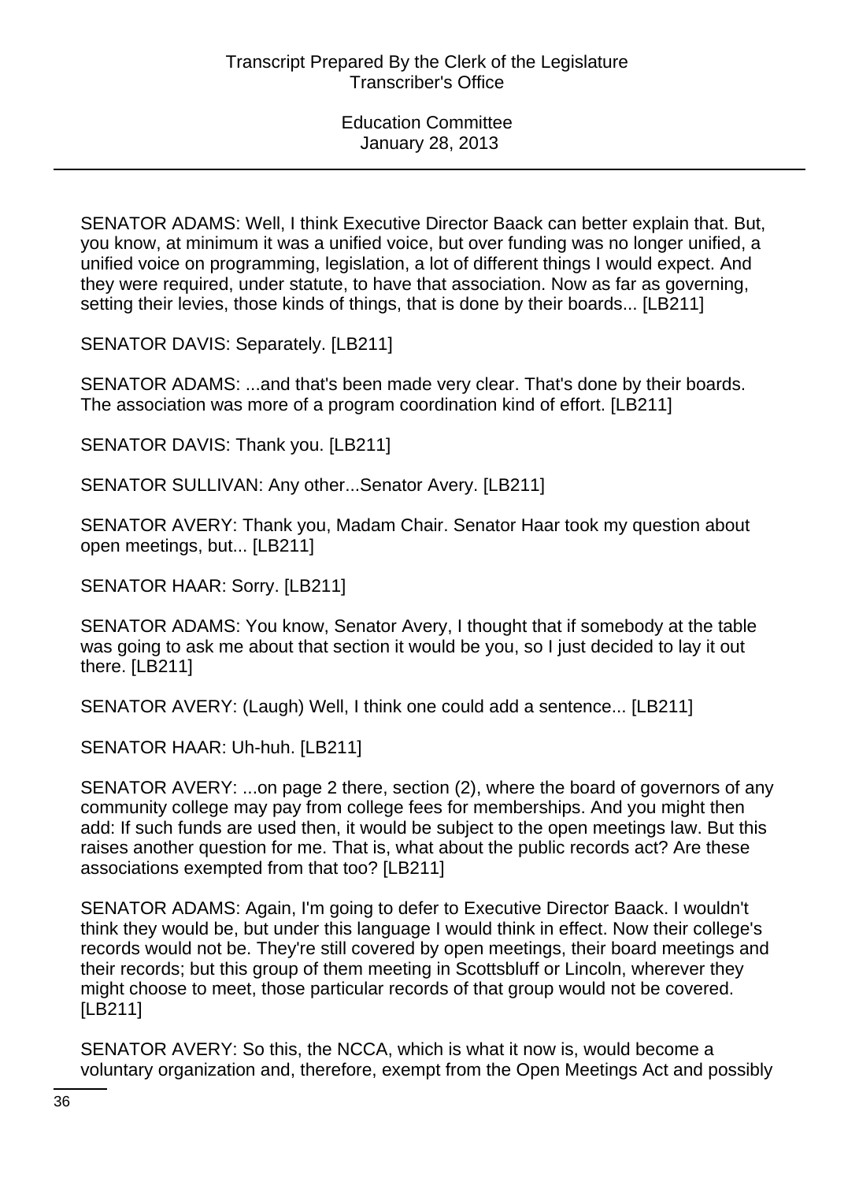SENATOR ADAMS: Well, I think Executive Director Baack can better explain that. But, you know, at minimum it was a unified voice, but over funding was no longer unified, a unified voice on programming, legislation, a lot of different things I would expect. And they were required, under statute, to have that association. Now as far as governing, setting their levies, those kinds of things, that is done by their boards... [LB211]

SENATOR DAVIS: Separately. [LB211]

SENATOR ADAMS: ...and that's been made very clear. That's done by their boards. The association was more of a program coordination kind of effort. [LB211]

SENATOR DAVIS: Thank you. [LB211]

SENATOR SULLIVAN: Any other...Senator Avery. [LB211]

SENATOR AVERY: Thank you, Madam Chair. Senator Haar took my question about open meetings, but... [LB211]

SENATOR HAAR: Sorry. [LB211]

SENATOR ADAMS: You know, Senator Avery, I thought that if somebody at the table was going to ask me about that section it would be you, so I just decided to lay it out there. [LB211]

SENATOR AVERY: (Laugh) Well, I think one could add a sentence... [LB211]

SENATOR HAAR: Uh-huh. [LB211]

SENATOR AVERY: ...on page 2 there, section (2), where the board of governors of any community college may pay from college fees for memberships. And you might then add: If such funds are used then, it would be subject to the open meetings law. But this raises another question for me. That is, what about the public records act? Are these associations exempted from that too? [LB211]

SENATOR ADAMS: Again, I'm going to defer to Executive Director Baack. I wouldn't think they would be, but under this language I would think in effect. Now their college's records would not be. They're still covered by open meetings, their board meetings and their records; but this group of them meeting in Scottsbluff or Lincoln, wherever they might choose to meet, those particular records of that group would not be covered. [LB211]

SENATOR AVERY: So this, the NCCA, which is what it now is, would become a voluntary organization and, therefore, exempt from the Open Meetings Act and possibly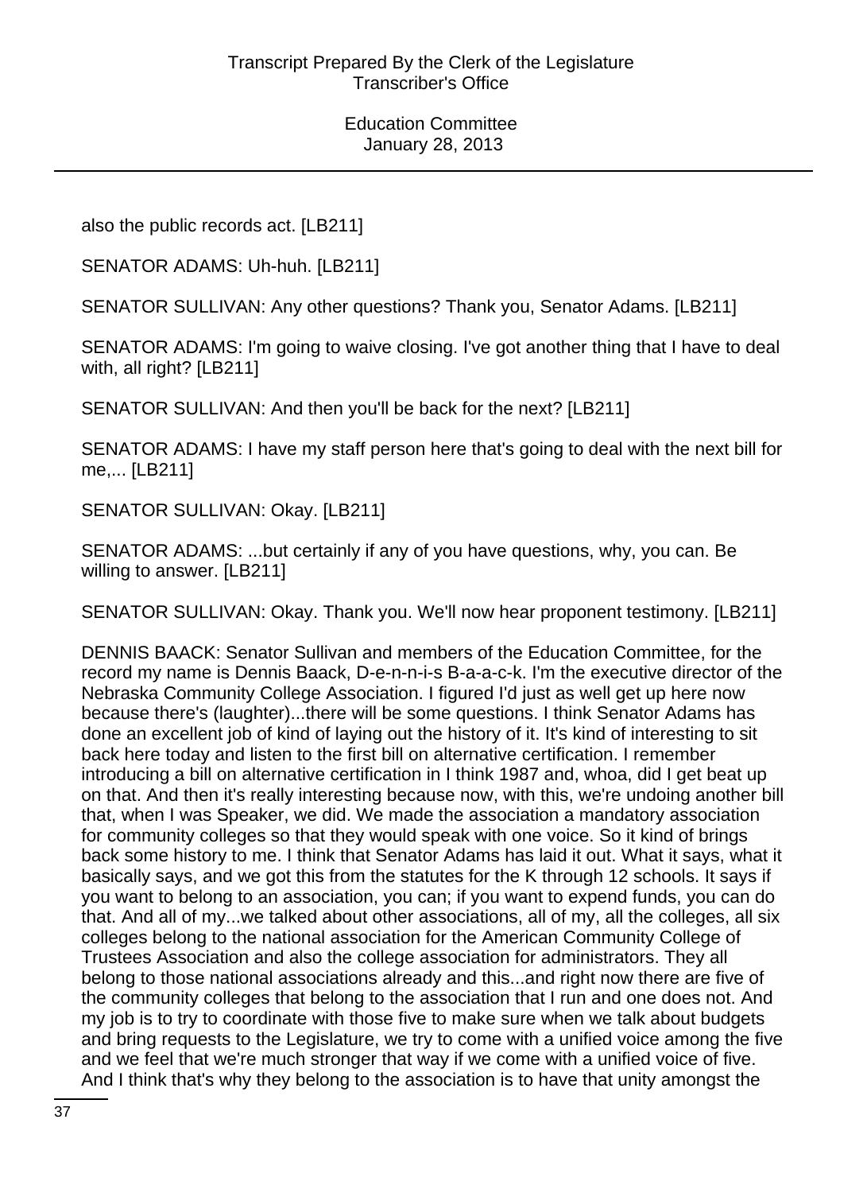also the public records act. [LB211]

SENATOR ADAMS: Uh-huh. [LB211]

SENATOR SULLIVAN: Any other questions? Thank you, Senator Adams. [LB211]

SENATOR ADAMS: I'm going to waive closing. I've got another thing that I have to deal with, all right? [LB211]

SENATOR SULLIVAN: And then you'll be back for the next? [LB211]

SENATOR ADAMS: I have my staff person here that's going to deal with the next bill for me,... [LB211]

SENATOR SULLIVAN: Okay. [LB211]

SENATOR ADAMS: ...but certainly if any of you have questions, why, you can. Be willing to answer. [LB211]

SENATOR SULLIVAN: Okay. Thank you. We'll now hear proponent testimony. [LB211]

DENNIS BAACK: Senator Sullivan and members of the Education Committee, for the record my name is Dennis Baack, D-e-n-n-i-s B-a-a-c-k. I'm the executive director of the Nebraska Community College Association. I figured I'd just as well get up here now because there's (laughter)...there will be some questions. I think Senator Adams has done an excellent job of kind of laying out the history of it. It's kind of interesting to sit back here today and listen to the first bill on alternative certification. I remember introducing a bill on alternative certification in I think 1987 and, whoa, did I get beat up on that. And then it's really interesting because now, with this, we're undoing another bill that, when I was Speaker, we did. We made the association a mandatory association for community colleges so that they would speak with one voice. So it kind of brings back some history to me. I think that Senator Adams has laid it out. What it says, what it basically says, and we got this from the statutes for the K through 12 schools. It says if you want to belong to an association, you can; if you want to expend funds, you can do that. And all of my...we talked about other associations, all of my, all the colleges, all six colleges belong to the national association for the American Community College of Trustees Association and also the college association for administrators. They all belong to those national associations already and this...and right now there are five of the community colleges that belong to the association that I run and one does not. And my job is to try to coordinate with those five to make sure when we talk about budgets and bring requests to the Legislature, we try to come with a unified voice among the five and we feel that we're much stronger that way if we come with a unified voice of five. And I think that's why they belong to the association is to have that unity amongst the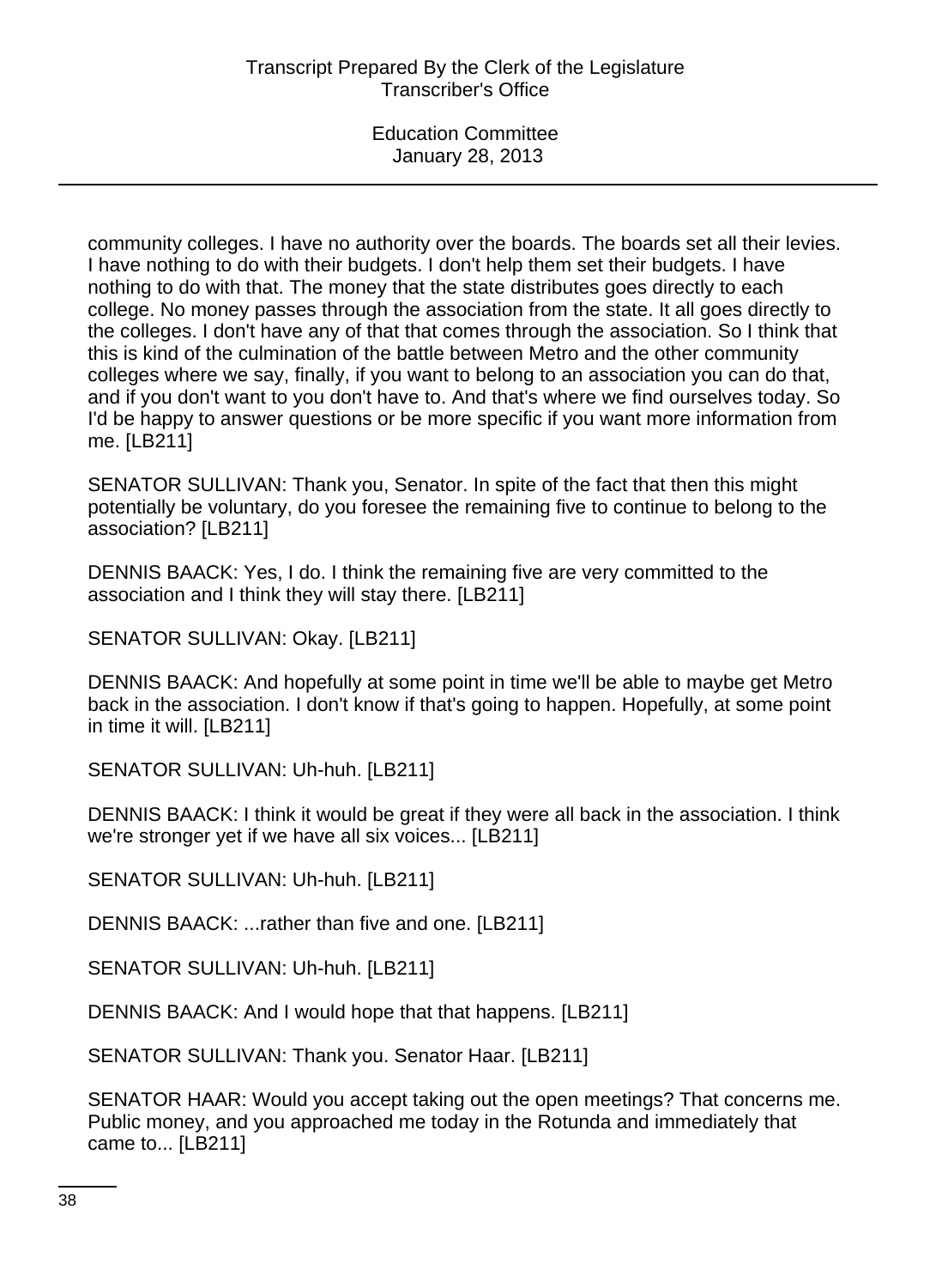community colleges. I have no authority over the boards. The boards set all their levies. I have nothing to do with their budgets. I don't help them set their budgets. I have nothing to do with that. The money that the state distributes goes directly to each college. No money passes through the association from the state. It all goes directly to the colleges. I don't have any of that that comes through the association. So I think that this is kind of the culmination of the battle between Metro and the other community colleges where we say, finally, if you want to belong to an association you can do that, and if you don't want to you don't have to. And that's where we find ourselves today. So I'd be happy to answer questions or be more specific if you want more information from me. [LB211]

SENATOR SULLIVAN: Thank you, Senator. In spite of the fact that then this might potentially be voluntary, do you foresee the remaining five to continue to belong to the association? [LB211]

DENNIS BAACK: Yes, I do. I think the remaining five are very committed to the association and I think they will stay there. [LB211]

SENATOR SULLIVAN: Okay. [LB211]

DENNIS BAACK: And hopefully at some point in time we'll be able to maybe get Metro back in the association. I don't know if that's going to happen. Hopefully, at some point in time it will. [LB211]

SENATOR SULLIVAN: Uh-huh. [LB211]

DENNIS BAACK: I think it would be great if they were all back in the association. I think we're stronger yet if we have all six voices... [LB211]

SENATOR SULLIVAN: Uh-huh. [LB211]

DENNIS BAACK: ...rather than five and one. [LB211]

SENATOR SULLIVAN: Uh-huh. [LB211]

DENNIS BAACK: And I would hope that that happens. [LB211]

SENATOR SULLIVAN: Thank you. Senator Haar. [LB211]

SENATOR HAAR: Would you accept taking out the open meetings? That concerns me. Public money, and you approached me today in the Rotunda and immediately that came to... [LB211]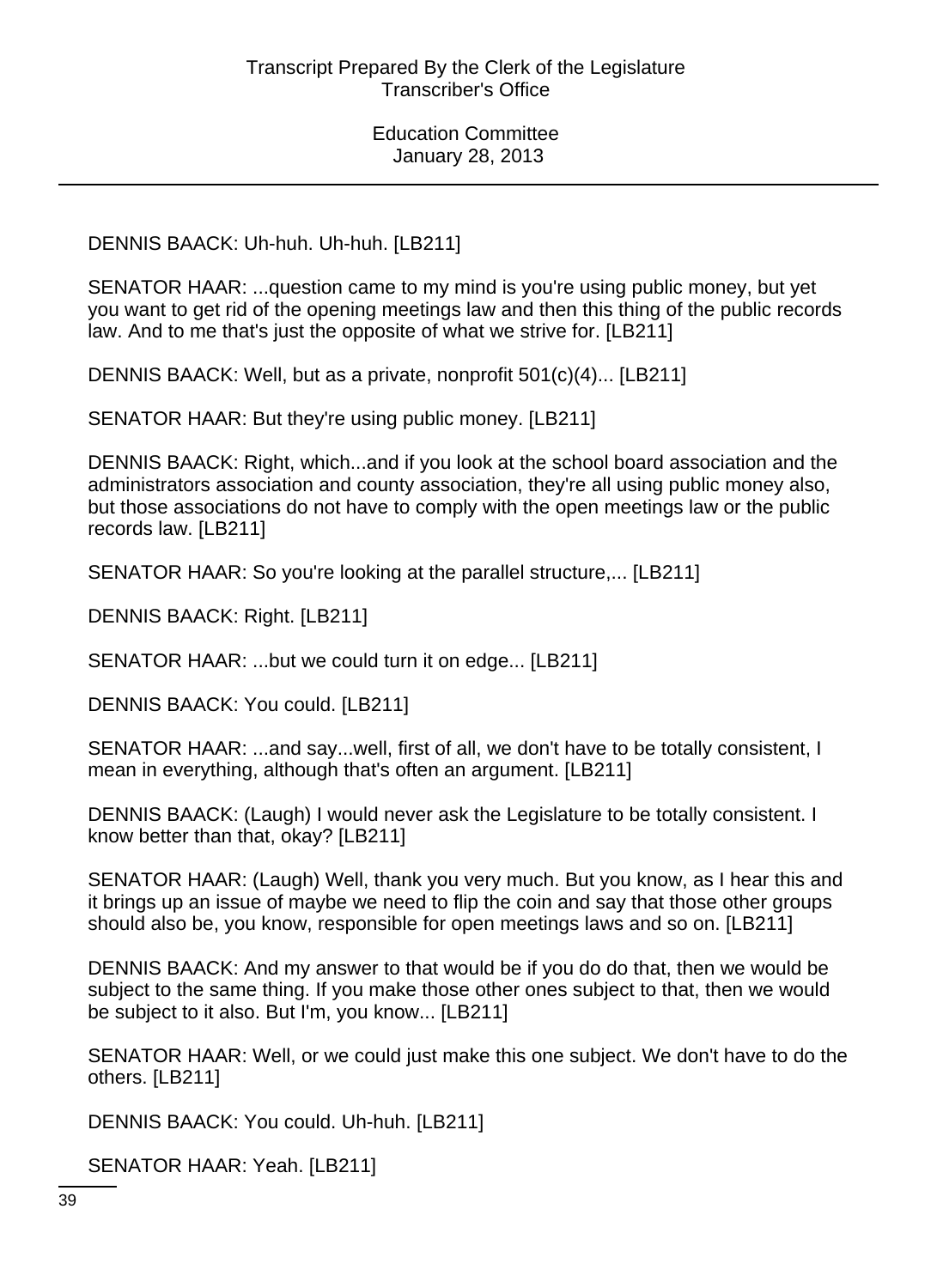DENNIS BAACK: Uh-huh. Uh-huh. [LB211]

SENATOR HAAR: ...question came to my mind is you're using public money, but yet you want to get rid of the opening meetings law and then this thing of the public records law. And to me that's just the opposite of what we strive for. [LB211]

DENNIS BAACK: Well, but as a private, nonprofit 501(c)(4)... [LB211]

SENATOR HAAR: But they're using public money. [LB211]

DENNIS BAACK: Right, which...and if you look at the school board association and the administrators association and county association, they're all using public money also, but those associations do not have to comply with the open meetings law or the public records law. [LB211]

SENATOR HAAR: So you're looking at the parallel structure,... [LB211]

DENNIS BAACK: Right. [LB211]

SENATOR HAAR: ...but we could turn it on edge... [LB211]

DENNIS BAACK: You could. [LB211]

SENATOR HAAR: ...and say...well, first of all, we don't have to be totally consistent, I mean in everything, although that's often an argument. [LB211]

DENNIS BAACK: (Laugh) I would never ask the Legislature to be totally consistent. I know better than that, okay? [LB211]

SENATOR HAAR: (Laugh) Well, thank you very much. But you know, as I hear this and it brings up an issue of maybe we need to flip the coin and say that those other groups should also be, you know, responsible for open meetings laws and so on. [LB211]

DENNIS BAACK: And my answer to that would be if you do do that, then we would be subject to the same thing. If you make those other ones subject to that, then we would be subject to it also. But I'm, you know... [LB211]

SENATOR HAAR: Well, or we could just make this one subject. We don't have to do the others. [LB211]

DENNIS BAACK: You could. Uh-huh. [LB211]

SENATOR HAAR: Yeah. [LB211]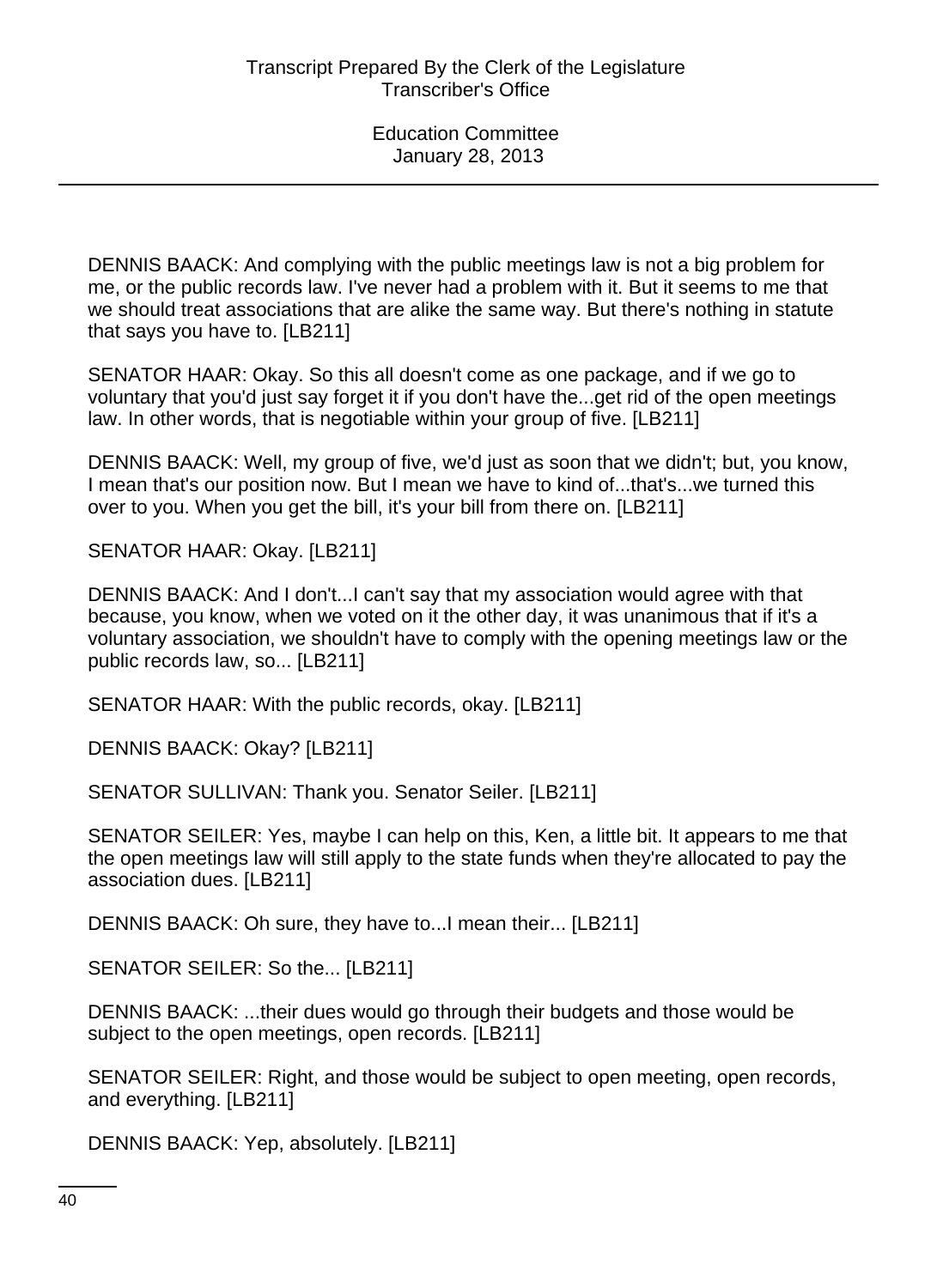DENNIS BAACK: And complying with the public meetings law is not a big problem for me, or the public records law. I've never had a problem with it. But it seems to me that we should treat associations that are alike the same way. But there's nothing in statute that says you have to. [LB211]

SENATOR HAAR: Okay. So this all doesn't come as one package, and if we go to voluntary that you'd just say forget it if you don't have the...get rid of the open meetings law. In other words, that is negotiable within your group of five. [LB211]

DENNIS BAACK: Well, my group of five, we'd just as soon that we didn't; but, you know, I mean that's our position now. But I mean we have to kind of...that's...we turned this over to you. When you get the bill, it's your bill from there on. [LB211]

SENATOR HAAR: Okay. [LB211]

DENNIS BAACK: And I don't...I can't say that my association would agree with that because, you know, when we voted on it the other day, it was unanimous that if it's a voluntary association, we shouldn't have to comply with the opening meetings law or the public records law, so... [LB211]

SENATOR HAAR: With the public records, okay. [LB211]

DENNIS BAACK: Okay? [LB211]

SENATOR SULLIVAN: Thank you. Senator Seiler. [LB211]

SENATOR SEILER: Yes, maybe I can help on this, Ken, a little bit. It appears to me that the open meetings law will still apply to the state funds when they're allocated to pay the association dues. [LB211]

DENNIS BAACK: Oh sure, they have to...I mean their... [LB211]

SENATOR SEILER: So the... [LB211]

DENNIS BAACK: ...their dues would go through their budgets and those would be subject to the open meetings, open records. [LB211]

SENATOR SEILER: Right, and those would be subject to open meeting, open records, and everything. [LB211]

DENNIS BAACK: Yep, absolutely. [LB211]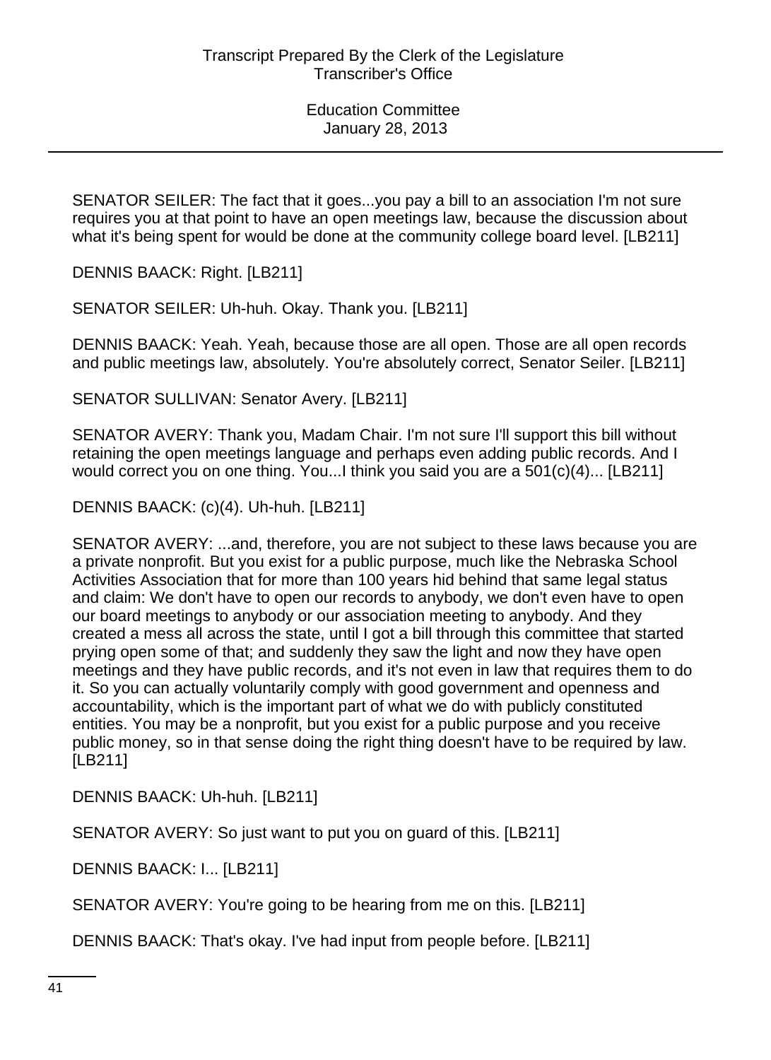SENATOR SEILER: The fact that it goes...you pay a bill to an association I'm not sure requires you at that point to have an open meetings law, because the discussion about what it's being spent for would be done at the community college board level. [LB211]

DENNIS BAACK: Right. [LB211]

SENATOR SEILER: Uh-huh. Okay. Thank you. [LB211]

DENNIS BAACK: Yeah. Yeah, because those are all open. Those are all open records and public meetings law, absolutely. You're absolutely correct, Senator Seiler. [LB211]

SENATOR SULLIVAN: Senator Avery. [LB211]

SENATOR AVERY: Thank you, Madam Chair. I'm not sure I'll support this bill without retaining the open meetings language and perhaps even adding public records. And I would correct you on one thing. You...I think you said you are a 501(c)(4)... [LB211]

DENNIS BAACK: (c)(4). Uh-huh. [LB211]

SENATOR AVERY: ...and, therefore, you are not subject to these laws because you are a private nonprofit. But you exist for a public purpose, much like the Nebraska School Activities Association that for more than 100 years hid behind that same legal status and claim: We don't have to open our records to anybody, we don't even have to open our board meetings to anybody or our association meeting to anybody. And they created a mess all across the state, until I got a bill through this committee that started prying open some of that; and suddenly they saw the light and now they have open meetings and they have public records, and it's not even in law that requires them to do it. So you can actually voluntarily comply with good government and openness and accountability, which is the important part of what we do with publicly constituted entities. You may be a nonprofit, but you exist for a public purpose and you receive public money, so in that sense doing the right thing doesn't have to be required by law. [LB211]

DENNIS BAACK: Uh-huh. [LB211]

SENATOR AVERY: So just want to put you on guard of this. [LB211]

DENNIS BAACK: I... [LB211]

SENATOR AVERY: You're going to be hearing from me on this. [LB211]

DENNIS BAACK: That's okay. I've had input from people before. [LB211]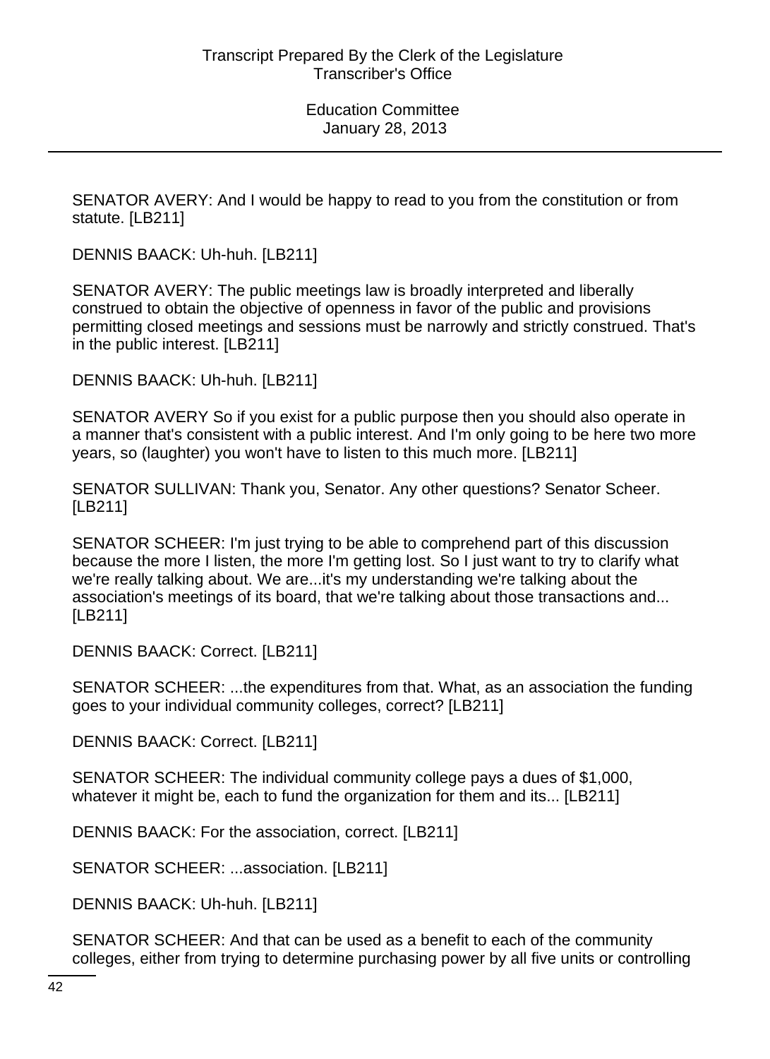SENATOR AVERY: And I would be happy to read to you from the constitution or from statute. [LB211]

DENNIS BAACK: Uh-huh. [LB211]

SENATOR AVERY: The public meetings law is broadly interpreted and liberally construed to obtain the objective of openness in favor of the public and provisions permitting closed meetings and sessions must be narrowly and strictly construed. That's in the public interest. [LB211]

DENNIS BAACK: Uh-huh. [LB211]

SENATOR AVERY So if you exist for a public purpose then you should also operate in a manner that's consistent with a public interest. And I'm only going to be here two more years, so (laughter) you won't have to listen to this much more. [LB211]

SENATOR SULLIVAN: Thank you, Senator. Any other questions? Senator Scheer. [LB211]

SENATOR SCHEER: I'm just trying to be able to comprehend part of this discussion because the more I listen, the more I'm getting lost. So I just want to try to clarify what we're really talking about. We are...it's my understanding we're talking about the association's meetings of its board, that we're talking about those transactions and... [LB211]

DENNIS BAACK: Correct. [LB211]

SENATOR SCHEER: ...the expenditures from that. What, as an association the funding goes to your individual community colleges, correct? [LB211]

DENNIS BAACK: Correct. [LB211]

SENATOR SCHEER: The individual community college pays a dues of $1,000, whatever it might be, each to fund the organization for them and its... [LB211]

DENNIS BAACK: For the association, correct. [LB211]

SENATOR SCHEER: ...association. [LB211]

DENNIS BAACK: Uh-huh. [LB211]

SENATOR SCHEER: And that can be used as a benefit to each of the community colleges, either from trying to determine purchasing power by all five units or controlling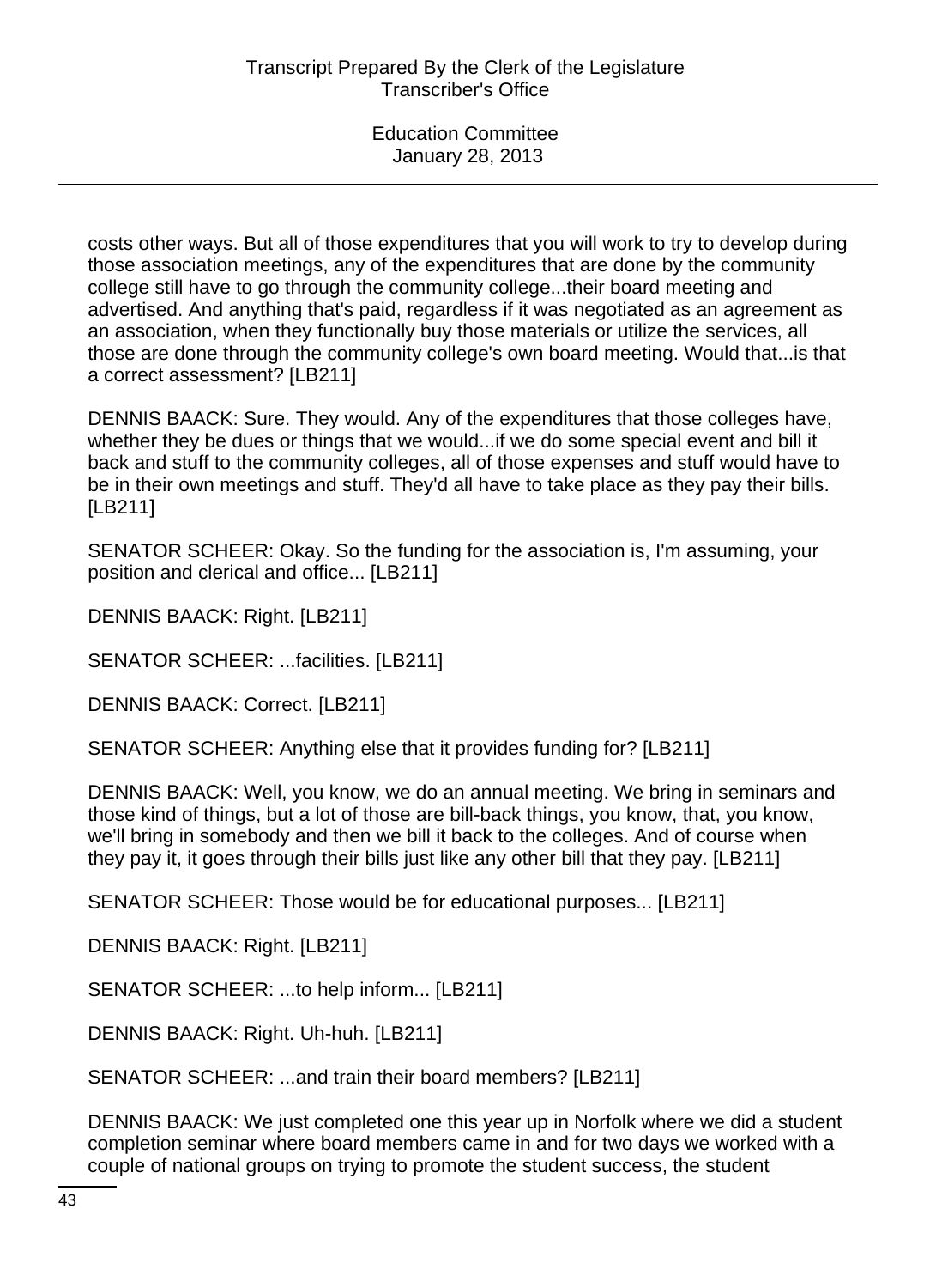costs other ways. But all of those expenditures that you will work to try to develop during those association meetings, any of the expenditures that are done by the community college still have to go through the community college...their board meeting and advertised. And anything that's paid, regardless if it was negotiated as an agreement as an association, when they functionally buy those materials or utilize the services, all those are done through the community college's own board meeting. Would that...is that a correct assessment? [LB211]

DENNIS BAACK: Sure. They would. Any of the expenditures that those colleges have, whether they be dues or things that we would...if we do some special event and bill it back and stuff to the community colleges, all of those expenses and stuff would have to be in their own meetings and stuff. They'd all have to take place as they pay their bills. [LB211]

SENATOR SCHEER: Okay. So the funding for the association is, I'm assuming, your position and clerical and office... [LB211]

DENNIS BAACK: Right. [LB211]

SENATOR SCHEER: ...facilities. [LB211]

DENNIS BAACK: Correct. [LB211]

SENATOR SCHEER: Anything else that it provides funding for? [LB211]

DENNIS BAACK: Well, you know, we do an annual meeting. We bring in seminars and those kind of things, but a lot of those are bill-back things, you know, that, you know, we'll bring in somebody and then we bill it back to the colleges. And of course when they pay it, it goes through their bills just like any other bill that they pay. [LB211]

SENATOR SCHEER: Those would be for educational purposes... [LB211]

DENNIS BAACK: Right. [LB211]

SENATOR SCHEER: ...to help inform... [LB211]

DENNIS BAACK: Right. Uh-huh. [LB211]

SENATOR SCHEER: ...and train their board members? [LB211]

DENNIS BAACK: We just completed one this year up in Norfolk where we did a student completion seminar where board members came in and for two days we worked with a couple of national groups on trying to promote the student success, the student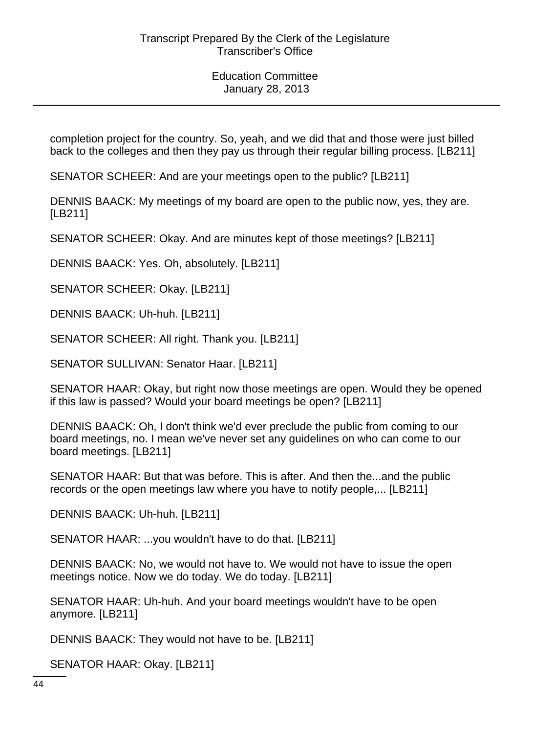completion project for the country. So, yeah, and we did that and those were just billed back to the colleges and then they pay us through their regular billing process. [LB211]

SENATOR SCHEER: And are your meetings open to the public? [LB211]

DENNIS BAACK: My meetings of my board are open to the public now, yes, they are. [LB211]

SENATOR SCHEER: Okay. And are minutes kept of those meetings? [LB211]

DENNIS BAACK: Yes. Oh, absolutely. [LB211]

SENATOR SCHEER: Okay. [LB211]

DENNIS BAACK: Uh-huh. [LB211]

SENATOR SCHEER: All right. Thank you. [LB211]

SENATOR SULLIVAN: Senator Haar. [LB211]

SENATOR HAAR: Okay, but right now those meetings are open. Would they be opened if this law is passed? Would your board meetings be open? [LB211]

DENNIS BAACK: Oh, I don't think we'd ever preclude the public from coming to our board meetings, no. I mean we've never set any guidelines on who can come to our board meetings. [LB211]

SENATOR HAAR: But that was before. This is after. And then the...and the public records or the open meetings law where you have to notify people,... [LB211]

DENNIS BAACK: Uh-huh. [LB211]

SENATOR HAAR: ...you wouldn't have to do that. [LB211]

DENNIS BAACK: No, we would not have to. We would not have to issue the open meetings notice. Now we do today. We do today. [LB211]

SENATOR HAAR: Uh-huh. And your board meetings wouldn't have to be open anymore. [LB211]

DENNIS BAACK: They would not have to be. [LB211]

SENATOR HAAR: Okay. [LB211]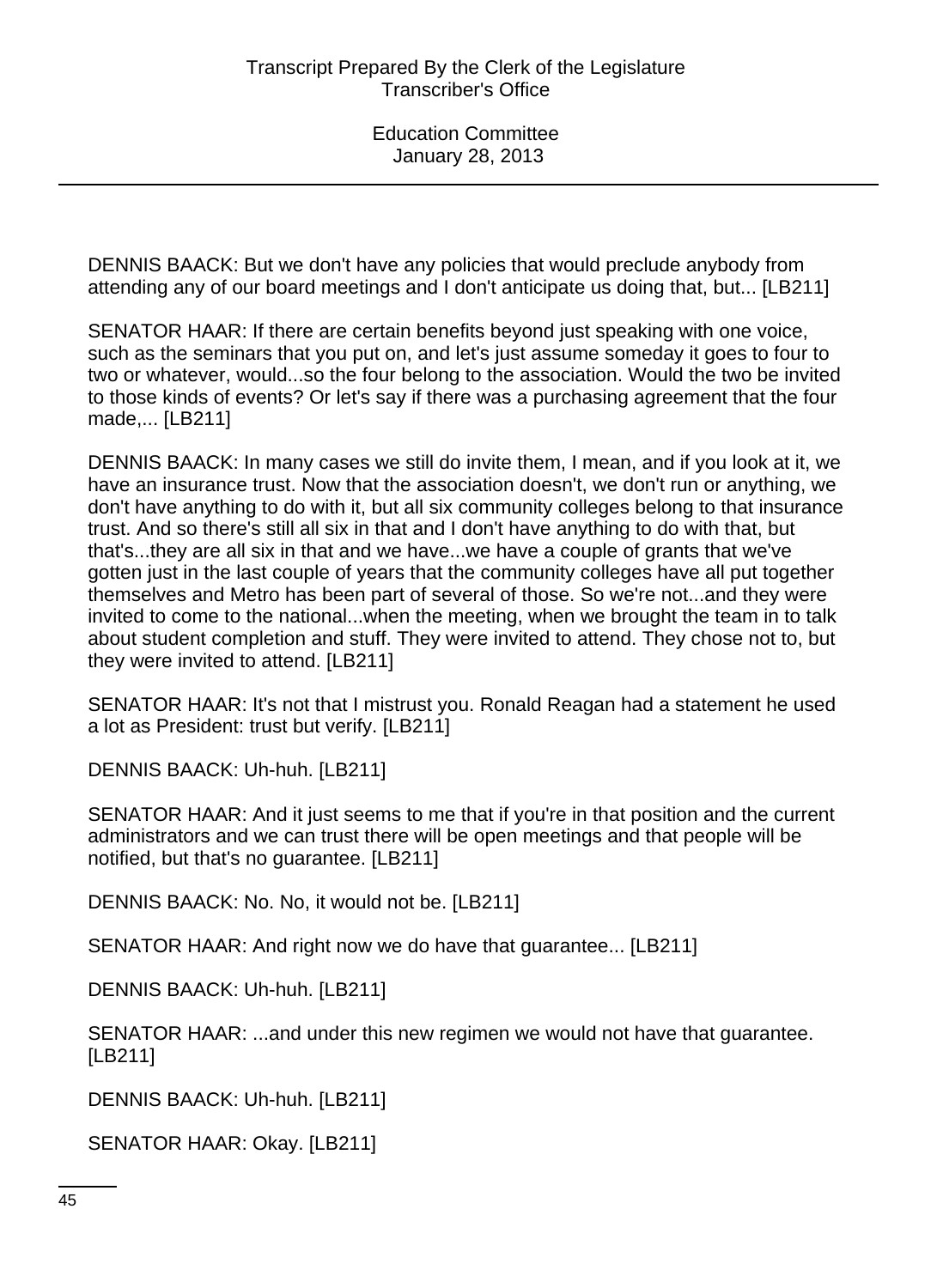DENNIS BAACK: But we don't have any policies that would preclude anybody from attending any of our board meetings and I don't anticipate us doing that, but... [LB211]

SENATOR HAAR: If there are certain benefits beyond just speaking with one voice, such as the seminars that you put on, and let's just assume someday it goes to four to two or whatever, would...so the four belong to the association. Would the two be invited to those kinds of events? Or let's say if there was a purchasing agreement that the four made,... [LB211]

DENNIS BAACK: In many cases we still do invite them, I mean, and if you look at it, we have an insurance trust. Now that the association doesn't, we don't run or anything, we don't have anything to do with it, but all six community colleges belong to that insurance trust. And so there's still all six in that and I don't have anything to do with that, but that's...they are all six in that and we have...we have a couple of grants that we've gotten just in the last couple of years that the community colleges have all put together themselves and Metro has been part of several of those. So we're not...and they were invited to come to the national...when the meeting, when we brought the team in to talk about student completion and stuff. They were invited to attend. They chose not to, but they were invited to attend. [LB211]

SENATOR HAAR: It's not that I mistrust you. Ronald Reagan had a statement he used a lot as President: trust but verify. [LB211]

DENNIS BAACK: Uh-huh. [LB211]

SENATOR HAAR: And it just seems to me that if you're in that position and the current administrators and we can trust there will be open meetings and that people will be notified, but that's no guarantee. [LB211]

DENNIS BAACK: No. No, it would not be. [LB211]

SENATOR HAAR: And right now we do have that guarantee... [LB211]

DENNIS BAACK: Uh-huh. [LB211]

SENATOR HAAR: ...and under this new regimen we would not have that guarantee. [LB211]

DENNIS BAACK: Uh-huh. [LB211]

SENATOR HAAR: Okay. [LB211]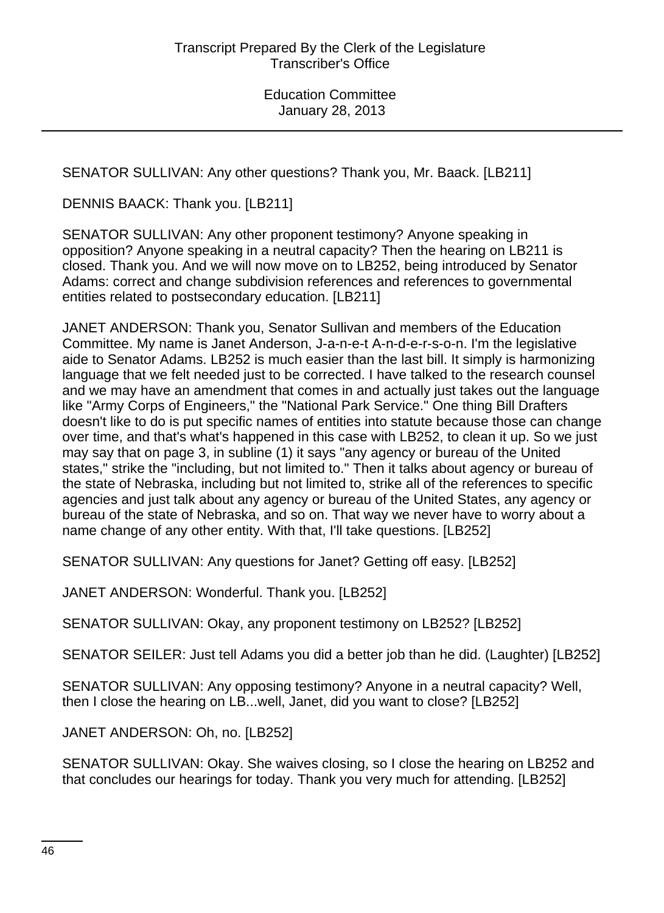SENATOR SULLIVAN: Any other questions? Thank you, Mr. Baack. [LB211]

DENNIS BAACK: Thank you. [LB211]

SENATOR SULLIVAN: Any other proponent testimony? Anyone speaking in opposition? Anyone speaking in a neutral capacity? Then the hearing on LB211 is closed. Thank you. And we will now move on to LB252, being introduced by Senator Adams: correct and change subdivision references and references to governmental entities related to postsecondary education. [LB211]

JANET ANDERSON: Thank you, Senator Sullivan and members of the Education Committee. My name is Janet Anderson, J-a-n-e-t A-n-d-e-r-s-o-n. I'm the legislative aide to Senator Adams. LB252 is much easier than the last bill. It simply is harmonizing language that we felt needed just to be corrected. I have talked to the research counsel and we may have an amendment that comes in and actually just takes out the language like "Army Corps of Engineers," the "National Park Service." One thing Bill Drafters doesn't like to do is put specific names of entities into statute because those can change over time, and that's what's happened in this case with LB252, to clean it up. So we just may say that on page 3, in subline (1) it says "any agency or bureau of the United states," strike the "including, but not limited to." Then it talks about agency or bureau of the state of Nebraska, including but not limited to, strike all of the references to specific agencies and just talk about any agency or bureau of the United States, any agency or bureau of the state of Nebraska, and so on. That way we never have to worry about a name change of any other entity. With that, I'll take questions. [LB252]

SENATOR SULLIVAN: Any questions for Janet? Getting off easy. [LB252]

JANET ANDERSON: Wonderful. Thank you. [LB252]

SENATOR SULLIVAN: Okay, any proponent testimony on LB252? [LB252]

SENATOR SEILER: Just tell Adams you did a better job than he did. (Laughter) [LB252]

SENATOR SULLIVAN: Any opposing testimony? Anyone in a neutral capacity? Well, then I close the hearing on LB...well, Janet, did you want to close? [LB252]

JANET ANDERSON: Oh, no. [LB252]

SENATOR SULLIVAN: Okay. She waives closing, so I close the hearing on LB252 and that concludes our hearings for today. Thank you very much for attending. [LB252]